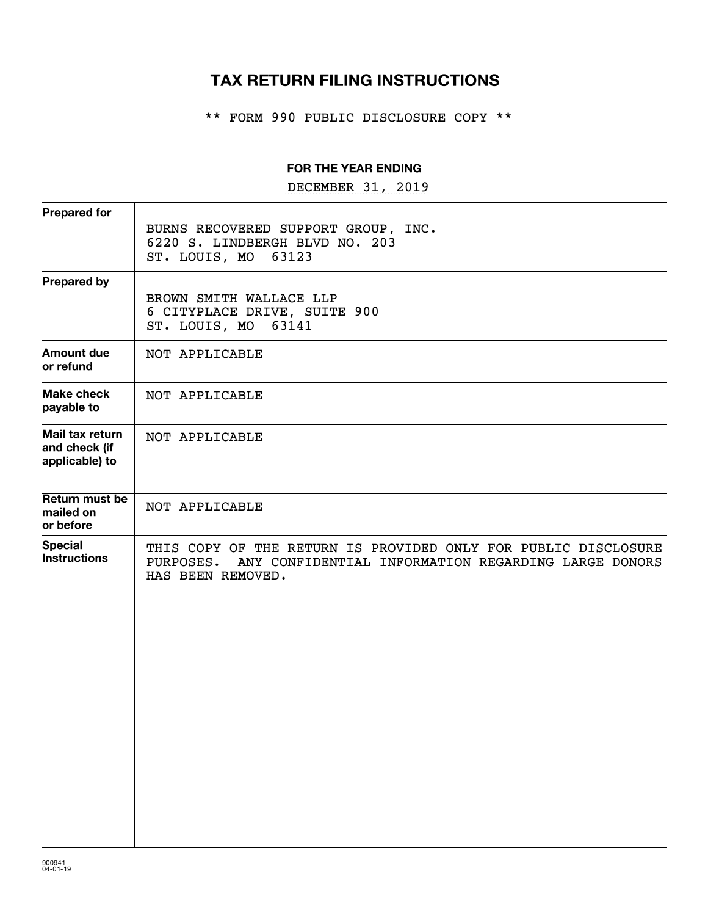# TAX RETURN FILING INSTRUCTIONS

\*\* FORM 990 PUBLIC DISCLOSURE COPY \*\*

**FOR THE YEAR ENDING**

DECEMBER 31, 2019

| | |
|---|---|
| **Prepared for** | BURNS RECOVERED SUPPORT GROUP, INC.<br>6220 S. LINDBERGH BLVD NO. 203<br>ST. LOUIS, MO 63123 |
| **Prepared by** | BROWN SMITH WALLACE LLP<br>6 CITYPLACE DRIVE, SUITE 900<br>ST. LOUIS, MO 63141 |
| **Amount due or refund** | NOT APPLICABLE |
| **Make check payable to** | NOT APPLICABLE |
| **Mail tax return and check (if applicable) to** | NOT APPLICABLE |
| **Return must be mailed on or before** | NOT APPLICABLE |
| **Special Instructions** | THIS COPY OF THE RETURN IS PROVIDED ONLY FOR PUBLIC DISCLOSURE PURPOSES. ANY CONFIDENTIAL INFORMATION REGARDING LARGE DONORS HAS BEEN REMOVED. |

900941
04-01-19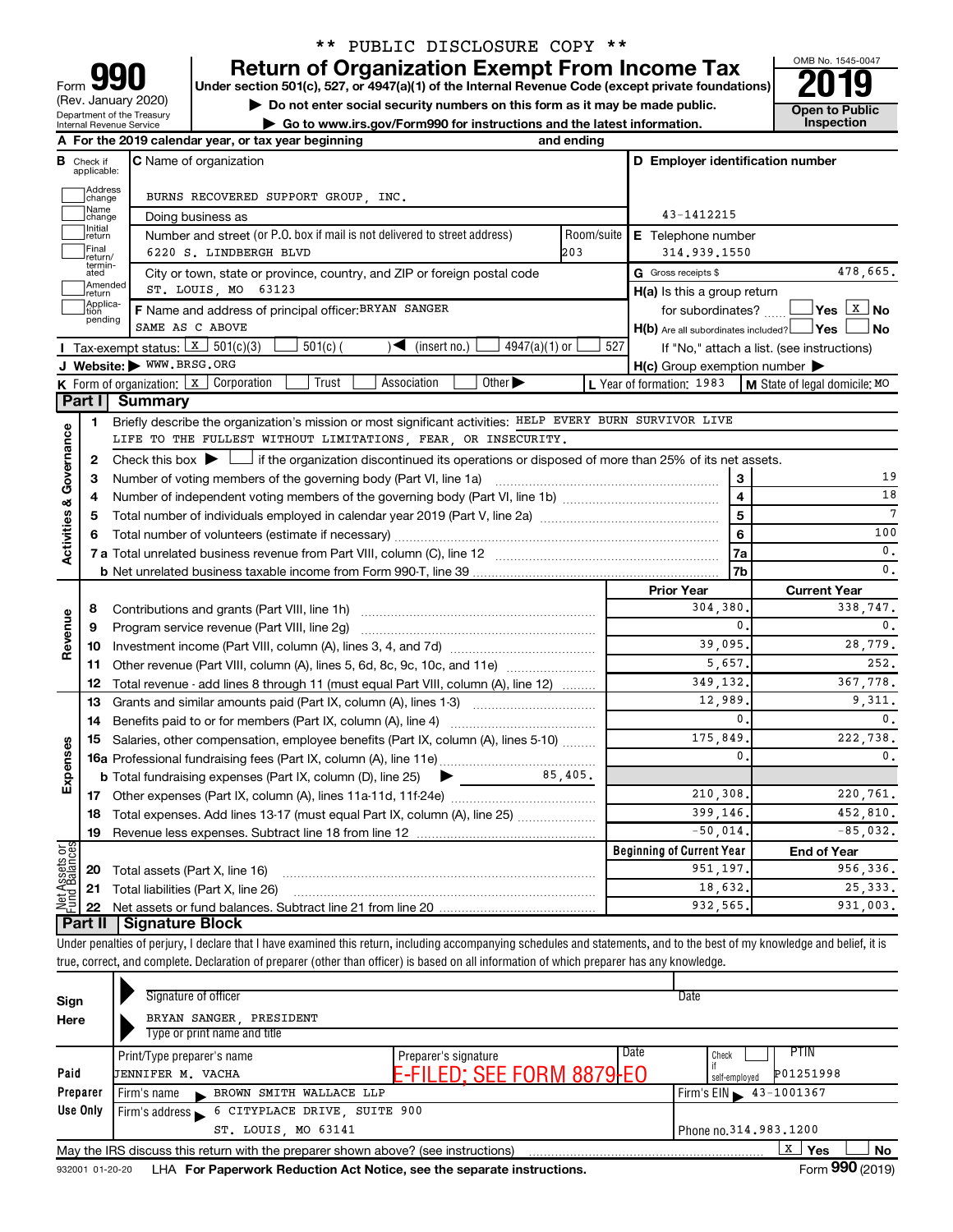\*\* PUBLIC DISCLOSURE COPY \*\*

# Form 990 — Return of Organization Exempt From Income Tax — 2019

Under section 501(c), 527, or 4947(a)(1) of the Internal Revenue Code (except private foundations)

▶ Do not enter social security numbers on this form as it may be made public.

▶ Go to www.irs.gov/Form990 for instructions and the latest information.

Form 990 (Rev. January 2020) Department of the Treasury Internal Revenue Service

OMB No. 1545-0047 — Open to Public Inspection

**A** For the 2019 calendar year, or tax year beginning and ending

**B** Check if applicable: Address change; Name change; Initial return; Final return/terminated; Amended return; Application pending

**C** Name of organization: BURNS RECOVERED SUPPORT GROUP, INC.

Doing business as

Number and street (or P.O. box if mail is not delivered to street address): 6220 S. LINDBERGH BLVD — Room/suite: 203

City or town, state or province, country, and ZIP or foreign postal code: ST. LOUIS, MO 63123

**D** Employer identification number: 43-1412215

**E** Telephone number: 314.939.1550

**G** Gross receipts $ 478,665.

**F** Name and address of principal officer: BRYAN SANGER, SAME AS C ABOVE

**H(a)** Is this a group return for subordinates? Yes [ ] No [X]

**H(b)** Are all subordinates included? Yes [ ] No [ ] If "No," attach a list. (see instructions)

**I** Tax-exempt status: [X] 501(c)(3) [ ] 501(c) ( ) ◀ (insert no.) [ ] 4947(a)(1) or [ ] 527

**J** Website: ▶ WWW.BRSG.ORG

**H(c)** Group exemption number ▶

**K** Form of organization: [X] Corporation [ ] Trust [ ] Association [ ] Other ▶

**L** Year of formation: 1983 **M** State of legal domicile: MO

## Part I Summary

### Activities & Governance

1 Briefly describe the organization's mission or most significant activities: HELP EVERY BURN SURVIVOR LIVE LIFE TO THE FULLEST WITHOUT LIMITATIONS, FEAR, OR INSECURITY.

2 Check this box ▶ [ ] if the organization discontinued its operations or disposed of more than 25% of its net assets.

| Line | Description | | Value |
|---|---|---|---|
| 3 | Number of voting members of the governing body (Part VI, line 1a) | 3 | 19 |
| 4 | Number of independent voting members of the governing body (Part VI, line 1b) | 4 | 18 |
| 5 | Total number of individuals employed in calendar year 2019 (Part V, line 2a) | 5 | 7 |
| 6 | Total number of volunteers (estimate if necessary) | 6 | 100 |
| 7a | Total unrelated business revenue from Part VIII, column (C), line 12 | 7a | 0. |
| b | Net unrelated business taxable income from Form 990-T, line 39 | 7b | 0. |

### Revenue / Expenses

| Line | Description | Prior Year | Current Year |
|---|---|---|---|
| 8 | Contributions and grants (Part VIII, line 1h) | 304,380. | 338,747. |
| 9 | Program service revenue (Part VIII, line 2g) | 0. | 0. |
| 10 | Investment income (Part VIII, column (A), lines 3, 4, and 7d) | 39,095. | 28,779. |
| 11 | Other revenue (Part VIII, column (A), lines 5, 6d, 8c, 9c, 10c, and 11e) | 5,657. | 252. |
| 12 | Total revenue - add lines 8 through 11 (must equal Part VIII, column (A), line 12) | 349,132. | 367,778. |
| 13 | Grants and similar amounts paid (Part IX, column (A), lines 1-3) | 12,989. | 9,311. |
| 14 | Benefits paid to or for members (Part IX, column (A), line 4) | 0. | 0. |
| 15 | Salaries, other compensation, employee benefits (Part IX, column (A), lines 5-10) | 175,849. | 222,738. |
| 16a | Professional fundraising fees (Part IX, column (A), line 11e) | 0. | 0. |
| b | Total fundraising expenses (Part IX, column (D), line 25) ▶ 85,405. | | |
| 17 | Other expenses (Part IX, column (A), lines 11a-11d, 11f-24e) | 210,308. | 220,761. |
| 18 | Total expenses. Add lines 13-17 (must equal Part IX, column (A), line 25) | 399,146. | 452,810. |
| 19 | Revenue less expenses. Subtract line 18 from line 12 | -50,014. | -85,032. |

### Net Assets or Fund Balances

| Line | Description | Beginning of Current Year | End of Year |
|---|---|---|---|
| 20 | Total assets (Part X, line 16) | 951,197. | 956,336. |
| 21 | Total liabilities (Part X, line 26) | 18,632. | 25,333. |
| 22 | Net assets or fund balances. Subtract line 21 from line 20 | 932,565. | 931,003. |

## Part II Signature Block

Under penalties of perjury, I declare that I have examined this return, including accompanying schedules and statements, and to the best of my knowledge and belief, it is true, correct, and complete. Declaration of preparer (other than officer) is based on all information of which preparer has any knowledge.

**Sign Here**

Signature of officer — Date

BRYAN SANGER, PRESIDENT

Type or print name and title

**Paid Preparer Use Only**

| Print/Type preparer's name | Preparer's signature | Date | Check if self-employed | PTIN |
|---|---|---|---|---|
| JENNIFER M. VACHA | E-FILED; SEE FORM 8879-EO | | | P01251998 |

Firm's name ▶ BROWN SMITH WALLACE LLP — Firm's EIN ▶ 43-1001367

Firm's address ▶ 6 CITYPLACE DRIVE, SUITE 900, ST. LOUIS, MO 63141 — Phone no. 314.983.1200

May the IRS discuss this return with the preparer shown above? (see instructions) [X] Yes [ ] No

932001 01-20-20 LHA For Paperwork Reduction Act Notice, see the separate instructions. Form 990 (2019)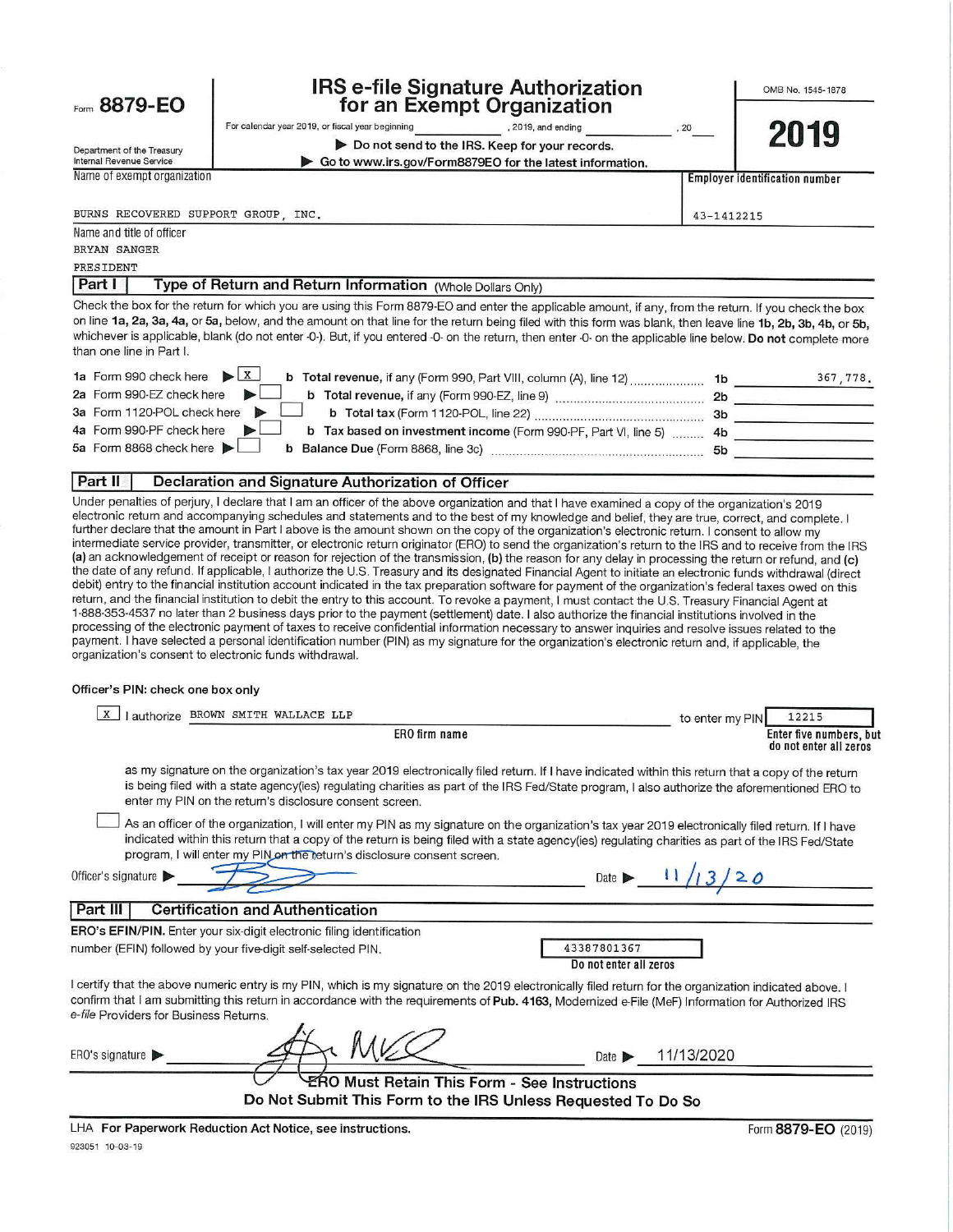Form **8879-EO**

Department of the Treasury
Internal Revenue Service

# IRS e-file Signature Authorization for an Exempt Organization

For calendar year 2019, or fiscal year beginning ____________, 2019, and ending ____________, 20___

▶ Do not send to the IRS. Keep for your records.
▶ Go to www.irs.gov/Form8879EO for the latest information.

OMB No. 1545-1878

**2019**

Name of exempt organization: BURNS RECOVERED SUPPORT GROUP, INC.

Employer identification number: 43-1412215

Name and title of officer:
BRYAN SANGER
PRESIDENT

## Part I — Type of Return and Return Information (Whole Dollars Only)

Check the box for the return for which you are using this Form 8879-EO and enter the applicable amount, if any, from the return. If you check the box on line **1a**, **2a**, **3a**, **4a**, or **5a**, below, and the amount on that line for the return being filed with this form was blank, then leave line **1b**, **2b**, **3b**, **4b**, or **5b**, whichever is applicable, blank (do not enter -0-). But, if you entered -0- on the return, then enter -0- on the applicable line below. **Do not** complete more than one line in Part I.

| | | | | |
|---|---|---|---|---|
| **1a** Form 990 check here ▶ | X | **b** **Total revenue,** if any (Form 990, Part VIII, column (A), line 12) | **1b** | 367,778. |
| **2a** Form 990-EZ check here ▶ | | **b** **Total revenue,** if any (Form 990-EZ, line 9) | **2b** | |
| **3a** Form 1120-POL check here ▶ | | **b** **Total tax** (Form 1120-POL, line 22) | **3b** | |
| **4a** Form 990-PF check here ▶ | | **b** **Tax based on investment income** (Form 990-PF, Part VI, line 5) | **4b** | |
| **5a** Form 8868 check here ▶ | | **b** **Balance Due** (Form 8868, line 3c) | **5b** | |

## Part II — Declaration and Signature Authorization of Officer

Under penalties of perjury, I declare that I am an officer of the above organization and that I have examined a copy of the organization's 2019 electronic return and accompanying schedules and statements and to the best of my knowledge and belief, they are true, correct, and complete. I further declare that the amount in Part I above is the amount shown on the copy of the organization's electronic return. I consent to allow my intermediate service provider, transmitter, or electronic return originator (ERO) to send the organization's return to the IRS and to receive from the IRS **(a)** an acknowledgement of receipt or reason for rejection of the transmission, **(b)** the reason for any delay in processing the return or refund, and **(c)** the date of any refund. If applicable, I authorize the U.S. Treasury and its designated Financial Agent to initiate an electronic funds withdrawal (direct debit) entry to the financial institution account indicated in the tax preparation software for payment of the organization's federal taxes owed on this return, and the financial institution to debit the entry to this account. To revoke a payment, I must contact the U.S. Treasury Financial Agent at 1-888-353-4537 no later than 2 business days prior to the payment (settlement) date. I also authorize the financial institutions involved in the processing of the electronic payment of taxes to receive confidential information necessary to answer inquiries and resolve issues related to the payment. I have selected a personal identification number (PIN) as my signature for the organization's electronic return and, if applicable, the organization's consent to electronic funds withdrawal.

**Officer's PIN: check one box only**

[X] I authorize BROWN SMITH WALLACE LLP (ERO firm name) to enter my PIN 12215 (Enter five numbers, but do not enter all zeros)

as my signature on the organization's tax year 2019 electronically filed return. If I have indicated within this return that a copy of the return is being filed with a state agency(ies) regulating charities as part of the IRS Fed/State program, I also authorize the aforementioned ERO to enter my PIN on the return's disclosure consent screen.

[ ] As an officer of the organization, I will enter my PIN as my signature on the organization's tax year 2019 electronically filed return. If I have indicated within this return that a copy of the return is being filed with a state agency(ies) regulating charities as part of the IRS Fed/State program, I will enter my PIN on the return's disclosure consent screen.

Officer's signature ▶ [signature] Date ▶ 11/13/20

## Part III — Certification and Authentication

**ERO's EFIN/PIN.** Enter your six-digit electronic filing identification number (EFIN) followed by your five-digit self-selected PIN. 43387801367 (Do not enter all zeros)

I certify that the above numeric entry is my PIN, which is my signature on the 2019 electronically filed return for the organization indicated above. I confirm that I am submitting this return in accordance with the requirements of **Pub. 4163,** Modernized e-File (MeF) Information for Authorized IRS *e-file* Providers for Business Returns.

ERO's signature ▶ [signature] Date ▶ 11/13/2020

**ERO Must Retain This Form - See Instructions**
**Do Not Submit This Form to the IRS Unless Requested To Do So**

LHA **For Paperwork Reduction Act Notice, see instructions.** Form **8879-EO** (2019)

923051 10-03-19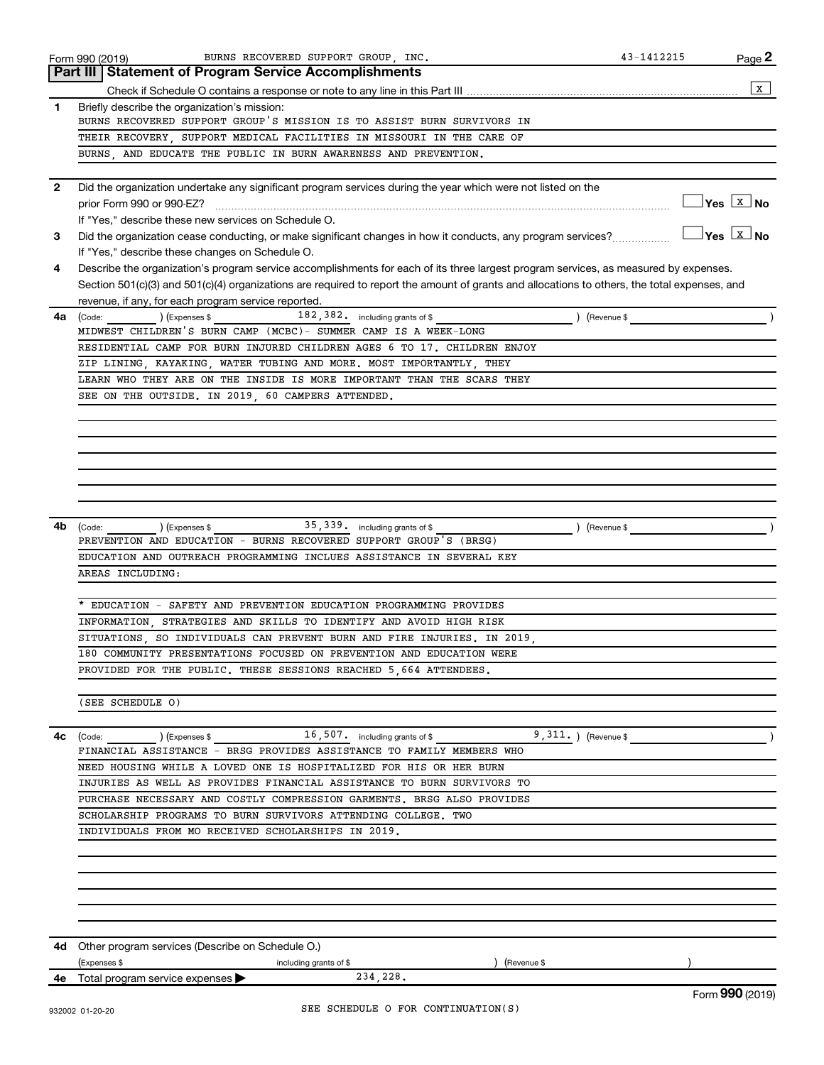Form 990 (2019) BURNS RECOVERED SUPPORT GROUP, INC. 43-1412215 Page **2**

## Part III | Statement of Program Service Accomplishments

Check if Schedule O contains a response or note to any line in this Part III ..... [X]

**1** Briefly describe the organization's mission:

BURNS RECOVERED SUPPORT GROUP'S MISSION IS TO ASSIST BURN SURVIVORS IN THEIR RECOVERY, SUPPORT MEDICAL FACILITIES IN MISSOURI IN THE CARE OF BURNS, AND EDUCATE THE PUBLIC IN BURN AWARENESS AND PREVENTION.

**2** Did the organization undertake any significant program services during the year which were not listed on the prior Form 990 or 990-EZ? ..... [ ] Yes [X] No

If "Yes," describe these new services on Schedule O.

**3** Did the organization cease conducting, or make significant changes in how it conducts, any program services? ..... [ ] Yes [X] No

If "Yes," describe these changes on Schedule O.

**4** Describe the organization's program service accomplishments for each of its three largest program services, as measured by expenses. Section 501(c)(3) and 501(c)(4) organizations are required to report the amount of grants and allocations to others, the total expenses, and revenue, if any, for each program service reported.

**4a** (Code: ) (Expenses $ 182,382. including grants of $ ) (Revenue $ )

MIDWEST CHILDREN'S BURN CAMP (MCBC)- SUMMER CAMP IS A WEEK-LONG RESIDENTIAL CAMP FOR BURN INJURED CHILDREN AGES 6 TO 17. CHILDREN ENJOY ZIP LINING, KAYAKING, WATER TUBING AND MORE. MOST IMPORTANTLY, THEY LEARN WHO THEY ARE ON THE INSIDE IS MORE IMPORTANT THAN THE SCARS THEY SEE ON THE OUTSIDE. IN 2019, 60 CAMPERS ATTENDED.

**4b** (Code: ) (Expenses $ 35,339. including grants of $ ) (Revenue $ )

PREVENTION AND EDUCATION - BURNS RECOVERED SUPPORT GROUP'S (BRSG) EDUCATION AND OUTREACH PROGRAMMING INCLUES ASSISTANCE IN SEVERAL KEY AREAS INCLUDING:

* EDUCATION - SAFETY AND PREVENTION EDUCATION PROGRAMMING PROVIDES INFORMATION, STRATEGIES AND SKILLS TO IDENTIFY AND AVOID HIGH RISK SITUATIONS, SO INDIVIDUALS CAN PREVENT BURN AND FIRE INJURIES. IN 2019, 180 COMMUNITY PRESENTATIONS FOCUSED ON PREVENTION AND EDUCATION WERE PROVIDED FOR THE PUBLIC. THESE SESSIONS REACHED 5,664 ATTENDEES.

(SEE SCHEDULE O)

**4c** (Code: ) (Expenses $ 16,507. including grants of $ 9,311.) (Revenue $ )

FINANCIAL ASSISTANCE - BRSG PROVIDES ASSISTANCE TO FAMILY MEMBERS WHO NEED HOUSING WHILE A LOVED ONE IS HOSPITALIZED FOR HIS OR HER BURN INJURIES AS WELL AS PROVIDES FINANCIAL ASSISTANCE TO BURN SURVIVORS TO PURCHASE NECESSARY AND COSTLY COMPRESSION GARMENTS. BRSG ALSO PROVIDES SCHOLARSHIP PROGRAMS TO BURN SURVIVORS ATTENDING COLLEGE. TWO INDIVIDUALS FROM MO RECEIVED SCHOLARSHIPS IN 2019.

**4d** Other program services (Describe on Schedule O.)

(Expenses $ including grants of $ ) (Revenue $ )

**4e** Total program service expenses ▶ 234,228.

Form **990** (2019)

932002 01-20-20 SEE SCHEDULE O FOR CONTINUATION(S)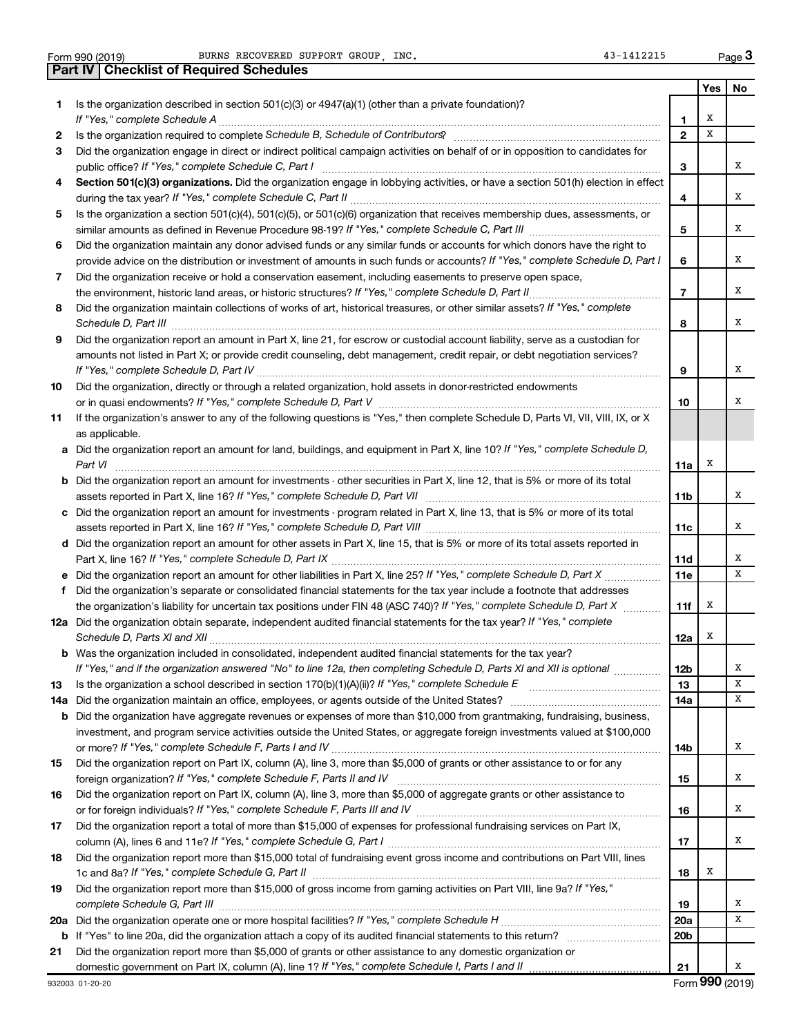Form 990 (2019) BURNS RECOVERED SUPPORT GROUP, INC. 43-1412215 Page **3**

## Part IV | Checklist of Required Schedules

| | | | Yes | No |
|---|---|---|---|---|
| 1 | Is the organization described in section 501(c)(3) or 4947(a)(1) (other than a private foundation)? *If "Yes," complete Schedule A* | 1 | X | |
| 2 | Is the organization required to complete *Schedule B, Schedule of Contributors*? | 2 | X | |
| 3 | Did the organization engage in direct or indirect political campaign activities on behalf of or in opposition to candidates for public office? *If "Yes," complete Schedule C, Part I* | 3 | | X |
| 4 | **Section 501(c)(3) organizations.** Did the organization engage in lobbying activities, or have a section 501(h) election in effect during the tax year? *If "Yes," complete Schedule C, Part II* | 4 | | X |
| 5 | Is the organization a section 501(c)(4), 501(c)(5), or 501(c)(6) organization that receives membership dues, assessments, or similar amounts as defined in Revenue Procedure 98-19? *If "Yes," complete Schedule C, Part III* | 5 | | X |
| 6 | Did the organization maintain any donor advised funds or any similar funds or accounts for which donors have the right to provide advice on the distribution or investment of amounts in such funds or accounts? *If "Yes," complete Schedule D, Part I* | 6 | | X |
| 7 | Did the organization receive or hold a conservation easement, including easements to preserve open space, the environment, historic land areas, or historic structures? *If "Yes," complete Schedule D, Part II* | 7 | | X |
| 8 | Did the organization maintain collections of works of art, historical treasures, or other similar assets? *If "Yes," complete Schedule D, Part III* | 8 | | X |
| 9 | Did the organization report an amount in Part X, line 21, for escrow or custodial account liability, serve as a custodian for amounts not listed in Part X; or provide credit counseling, debt management, credit repair, or debt negotiation services? *If "Yes," complete Schedule D, Part IV* | 9 | | X |
| 10 | Did the organization, directly or through a related organization, hold assets in donor-restricted endowments or in quasi endowments? *If "Yes," complete Schedule D, Part V* | 10 | | X |
| 11 | If the organization's answer to any of the following questions is "Yes," then complete Schedule D, Parts VI, VII, VIII, IX, or X as applicable. | | | |
| a | Did the organization report an amount for land, buildings, and equipment in Part X, line 10? *If "Yes," complete Schedule D, Part VI* | 11a | X | |
| b | Did the organization report an amount for investments - other securities in Part X, line 12, that is 5% or more of its total assets reported in Part X, line 16? *If "Yes," complete Schedule D, Part VII* | 11b | | X |
| c | Did the organization report an amount for investments - program related in Part X, line 13, that is 5% or more of its total assets reported in Part X, line 16? *If "Yes," complete Schedule D, Part VIII* | 11c | | X |
| d | Did the organization report an amount for other assets in Part X, line 15, that is 5% or more of its total assets reported in Part X, line 16? *If "Yes," complete Schedule D, Part IX* | 11d | | X |
| e | Did the organization report an amount for other liabilities in Part X, line 25? *If "Yes," complete Schedule D, Part X* | 11e | | X |
| f | Did the organization's separate or consolidated financial statements for the tax year include a footnote that addresses the organization's liability for uncertain tax positions under FIN 48 (ASC 740)? *If "Yes," complete Schedule D, Part X* | 11f | X | |
| 12a | Did the organization obtain separate, independent audited financial statements for the tax year? *If "Yes," complete Schedule D, Parts XI and XII* | 12a | X | |
| b | Was the organization included in consolidated, independent audited financial statements for the tax year? *If "Yes," and if the organization answered "No" to line 12a, then completing Schedule D, Parts XI and XII is optional* | 12b | | X |
| 13 | Is the organization a school described in section 170(b)(1)(A)(ii)? *If "Yes," complete Schedule E* | 13 | | X |
| 14a | Did the organization maintain an office, employees, or agents outside of the United States? | 14a | | X |
| b | Did the organization have aggregate revenues or expenses of more than $10,000 from grantmaking, fundraising, business, investment, and program service activities outside the United States, or aggregate foreign investments valued at $100,000 or more? *If "Yes," complete Schedule F, Parts I and IV* | 14b | | X |
| 15 | Did the organization report on Part IX, column (A), line 3, more than $5,000 of grants or other assistance to or for any foreign organization? *If "Yes," complete Schedule F, Parts II and IV* | 15 | | X |
| 16 | Did the organization report on Part IX, column (A), line 3, more than $5,000 of aggregate grants or other assistance to or for foreign individuals? *If "Yes," complete Schedule F, Parts III and IV* | 16 | | X |
| 17 | Did the organization report a total of more than $15,000 of expenses for professional fundraising services on Part IX, column (A), lines 6 and 11e? *If "Yes," complete Schedule G, Part I* | 17 | | X |
| 18 | Did the organization report more than $15,000 total of fundraising event gross income and contributions on Part VIII, lines 1c and 8a? *If "Yes," complete Schedule G, Part II* | 18 | X | |
| 19 | Did the organization report more than $15,000 of gross income from gaming activities on Part VIII, line 9a? *If "Yes," complete Schedule G, Part III* | 19 | | X |
| 20a | Did the organization operate one or more hospital facilities? *If "Yes," complete Schedule H* | 20a | | X |
| b | If "Yes" to line 20a, did the organization attach a copy of its audited financial statements to this return? | 20b | | |
| 21 | Did the organization report more than $5,000 of grants or other assistance to any domestic organization or domestic government on Part IX, column (A), line 1? *If "Yes," complete Schedule I, Parts I and II* | 21 | | X |

932003 01-20-20 Form **990** (2019)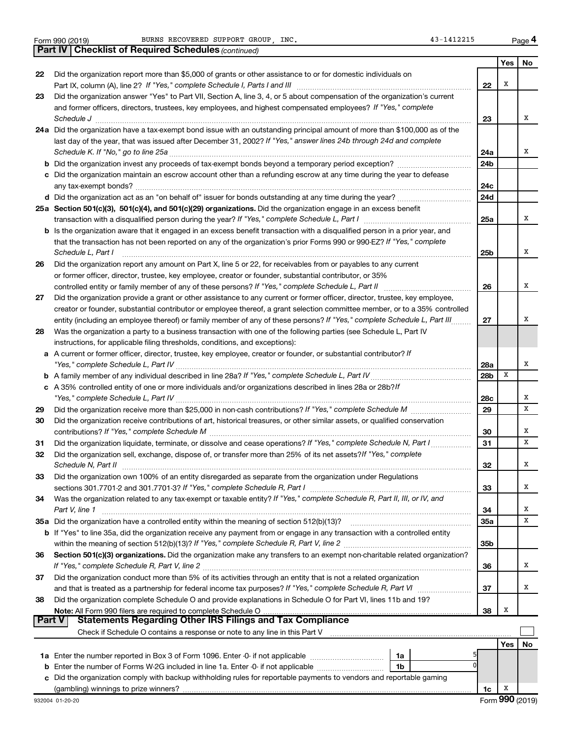Form 990 (2019) BURNS RECOVERED SUPPORT GROUP, INC. 43-1412215 Page 4

**Part IV | Checklist of Required Schedules** *(continued)*

| | | | Yes | No |
|---|---|---|---|---|
| 22 | Did the organization report more than $5,000 of grants or other assistance to or for domestic individuals on Part IX, column (A), line 2? *If "Yes," complete Schedule I, Parts I and III* | 22 | X | |
| 23 | Did the organization answer "Yes" to Part VII, Section A, line 3, 4, or 5 about compensation of the organization's current and former officers, directors, trustees, key employees, and highest compensated employees? *If "Yes," complete Schedule J* | 23 | | X |
| 24a | Did the organization have a tax-exempt bond issue with an outstanding principal amount of more than $100,000 as of the last day of the year, that was issued after December 31, 2002? *If "Yes," answer lines 24b through 24d and complete Schedule K. If "No," go to line 25a* | 24a | | X |
| b | Did the organization invest any proceeds of tax-exempt bonds beyond a temporary period exception? | 24b | | |
| c | Did the organization maintain an escrow account other than a refunding escrow at any time during the year to defease any tax-exempt bonds? | 24c | | |
| d | Did the organization act as an "on behalf of" issuer for bonds outstanding at any time during the year? | 24d | | |
| 25a | **Section 501(c)(3), 501(c)(4), and 501(c)(29) organizations.** Did the organization engage in an excess benefit transaction with a disqualified person during the year? *If "Yes," complete Schedule L, Part I* | 25a | | X |
| b | Is the organization aware that it engaged in an excess benefit transaction with a disqualified person in a prior year, and that the transaction has not been reported on any of the organization's prior Forms 990 or 990-EZ? *If "Yes," complete Schedule L, Part I* | 25b | | X |
| 26 | Did the organization report any amount on Part X, line 5 or 22, for receivables from or payables to any current or former officer, director, trustee, key employee, creator or founder, substantial contributor, or 35% controlled entity or family member of any of these persons? *If "Yes," complete Schedule L, Part II* | 26 | | X |
| 27 | Did the organization provide a grant or other assistance to any current or former officer, director, trustee, key employee, creator or founder, substantial contributor or employee thereof, a grant selection committee member, or to a 35% controlled entity (including an employee thereof) or family member of any of these persons? *If "Yes," complete Schedule L, Part III* | 27 | | X |
| 28 | Was the organization a party to a business transaction with one of the following parties (see Schedule L, Part IV instructions, for applicable filing thresholds, conditions, and exceptions): | | | |
| a | A current or former officer, director, trustee, key employee, creator or founder, or substantial contributor? *If "Yes," complete Schedule L, Part IV* | 28a | | X |
| b | A family member of any individual described in line 28a? *If "Yes," complete Schedule L, Part IV* | 28b | X | |
| c | A 35% controlled entity of one or more individuals and/or organizations described in lines 28a or 28b? *If "Yes," complete Schedule L, Part IV* | 28c | | X |
| 29 | Did the organization receive more than $25,000 in non-cash contributions? *If "Yes," complete Schedule M* | 29 | | X |
| 30 | Did the organization receive contributions of art, historical treasures, or other similar assets, or qualified conservation contributions? *If "Yes," complete Schedule M* | 30 | | X |
| 31 | Did the organization liquidate, terminate, or dissolve and cease operations? *If "Yes," complete Schedule N, Part I* | 31 | | X |
| 32 | Did the organization sell, exchange, dispose of, or transfer more than 25% of its net assets? *If "Yes," complete Schedule N, Part II* | 32 | | X |
| 33 | Did the organization own 100% of an entity disregarded as separate from the organization under Regulations sections 301.7701-2 and 301.7701-3? *If "Yes," complete Schedule R, Part I* | 33 | | X |
| 34 | Was the organization related to any tax-exempt or taxable entity? *If "Yes," complete Schedule R, Part II, III, or IV, and Part V, line 1* | 34 | | X |
| 35a | Did the organization have a controlled entity within the meaning of section 512(b)(13)? | 35a | | X |
| b | If "Yes" to line 35a, did the organization receive any payment from or engage in any transaction with a controlled entity within the meaning of section 512(b)(13)? *If "Yes," complete Schedule R, Part V, line 2* | 35b | | |
| 36 | **Section 501(c)(3) organizations.** Did the organization make any transfers to an exempt non-charitable related organization? *If "Yes," complete Schedule R, Part V, line 2* | 36 | | X |
| 37 | Did the organization conduct more than 5% of its activities through an entity that is not a related organization and that is treated as a partnership for federal income tax purposes? *If "Yes," complete Schedule R, Part VI* | 37 | | X |
| 38 | Did the organization complete Schedule O and provide explanations in Schedule O for Part VI, lines 11b and 19? **Note:** All Form 990 filers are required to complete Schedule O | 38 | X | |

**Part V | Statements Regarding Other IRS Filings and Tax Compliance**

Check if Schedule O contains a response or note to any line in this Part V ☐

| | | | | | Yes | No |
|---|---|---|---|---|---|---|
| 1a | Enter the number reported in Box 3 of Form 1096. Enter -0- if not applicable | 1a | 5 | | | |
| b | Enter the number of Forms W-2G included in line 1a. Enter -0- if not applicable | 1b | 0 | | | |
| c | Did the organization comply with backup withholding rules for reportable payments to vendors and reportable gaming (gambling) winnings to prize winners? | | | 1c | X | |

932004 01-20-20 Form **990** (2019)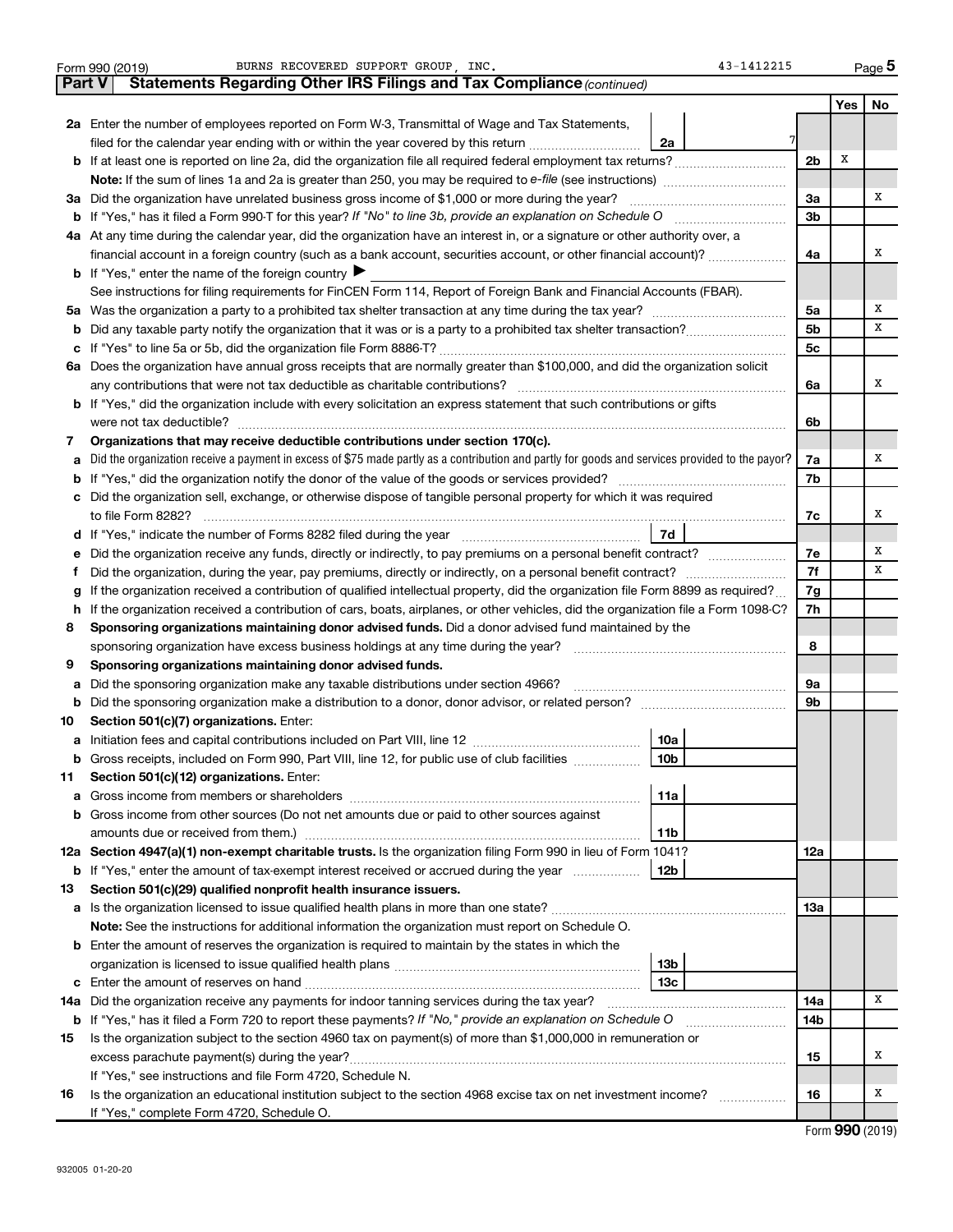Form 990 (2019) BURNS RECOVERED SUPPORT GROUP, INC. 43-1412215 Page 5

**Part V Statements Regarding Other IRS Filings and Tax Compliance** *(continued)*

| | | | | Yes | No |
|---|---|---|---|---|---|
| **2a** | Enter the number of employees reported on Form W-3, Transmittal of Wage and Tax Statements, filed for the calendar year ending with or within the year covered by this return | **2a** 7 | | | |
| **b** | If at least one is reported on line 2a, did the organization file all required federal employment tax returns? | | **2b** | X | |
| | **Note:** If the sum of lines 1a and 2a is greater than 250, you may be required to *e-file* (see instructions) | | | | |
| **3a** | Did the organization have unrelated business gross income of $1,000 or more during the year? | | **3a** | | X |
| **b** | If "Yes," has it filed a Form 990-T for this year? *If "No" to line 3b, provide an explanation on Schedule O* | | **3b** | | |
| **4a** | At any time during the calendar year, did the organization have an interest in, or a signature or other authority over, a financial account in a foreign country (such as a bank account, securities account, or other financial account)? | | **4a** | | X |
| **b** | If "Yes," enter the name of the foreign country ▶ | | | | |
| | See instructions for filing requirements for FinCEN Form 114, Report of Foreign Bank and Financial Accounts (FBAR). | | | | |
| **5a** | Was the organization a party to a prohibited tax shelter transaction at any time during the tax year? | | **5a** | | X |
| **b** | Did any taxable party notify the organization that it was or is a party to a prohibited tax shelter transaction? | | **5b** | | X |
| **c** | If "Yes" to line 5a or 5b, did the organization file Form 8886-T? | | **5c** | | |
| **6a** | Does the organization have annual gross receipts that are normally greater than $100,000, and did the organization solicit any contributions that were not tax deductible as charitable contributions? | | **6a** | | X |
| **b** | If "Yes," did the organization include with every solicitation an express statement that such contributions or gifts were not tax deductible? | | **6b** | | |
| **7** | **Organizations that may receive deductible contributions under section 170(c).** | | | | |
| **a** | Did the organization receive a payment in excess of $75 made partly as a contribution and partly for goods and services provided to the payor? | | **7a** | | X |
| **b** | If "Yes," did the organization notify the donor of the value of the goods or services provided? | | **7b** | | |
| **c** | Did the organization sell, exchange, or otherwise dispose of tangible personal property for which it was required to file Form 8282? | | **7c** | | X |
| **d** | If "Yes," indicate the number of Forms 8282 filed during the year | **7d** | | | |
| **e** | Did the organization receive any funds, directly or indirectly, to pay premiums on a personal benefit contract? | | **7e** | | X |
| **f** | Did the organization, during the year, pay premiums, directly or indirectly, on a personal benefit contract? | | **7f** | | X |
| **g** | If the organization received a contribution of qualified intellectual property, did the organization file Form 8899 as required? | | **7g** | | |
| **h** | If the organization received a contribution of cars, boats, airplanes, or other vehicles, did the organization file a Form 1098-C? | | **7h** | | |
| **8** | **Sponsoring organizations maintaining donor advised funds.** Did a donor advised fund maintained by the sponsoring organization have excess business holdings at any time during the year? | | **8** | | |
| **9** | **Sponsoring organizations maintaining donor advised funds.** | | | | |
| **a** | Did the sponsoring organization make any taxable distributions under section 4966? | | **9a** | | |
| **b** | Did the sponsoring organization make a distribution to a donor, donor advisor, or related person? | | **9b** | | |
| **10** | **Section 501(c)(7) organizations.** Enter: | | | | |
| **a** | Initiation fees and capital contributions included on Part VIII, line 12 | **10a** | | | |
| **b** | Gross receipts, included on Form 990, Part VIII, line 12, for public use of club facilities | **10b** | | | |
| **11** | **Section 501(c)(12) organizations.** Enter: | | | | |
| **a** | Gross income from members or shareholders | **11a** | | | |
| **b** | Gross income from other sources (Do not net amounts due or paid to other sources against amounts due or received from them.) | **11b** | | | |
| **12a** | **Section 4947(a)(1) non-exempt charitable trusts.** Is the organization filing Form 990 in lieu of Form 1041? | | **12a** | | |
| **b** | If "Yes," enter the amount of tax-exempt interest received or accrued during the year | **12b** | | | |
| **13** | **Section 501(c)(29) qualified nonprofit health insurance issuers.** | | | | |
| **a** | Is the organization licensed to issue qualified health plans in more than one state? | | **13a** | | |
| | **Note:** See the instructions for additional information the organization must report on Schedule O. | | | | |
| **b** | Enter the amount of reserves the organization is required to maintain by the states in which the organization is licensed to issue qualified health plans | **13b** | | | |
| **c** | Enter the amount of reserves on hand | **13c** | | | |
| **14a** | Did the organization receive any payments for indoor tanning services during the tax year? | | **14a** | | X |
| **b** | If "Yes," has it filed a Form 720 to report these payments? *If "No," provide an explanation on Schedule O* | | **14b** | | |
| **15** | Is the organization subject to the section 4960 tax on payment(s) of more than $1,000,000 in remuneration or excess parachute payment(s) during the year? | | **15** | | X |
| | If "Yes," see instructions and file Form 4720, Schedule N. | | | | |
| **16** | Is the organization an educational institution subject to the section 4968 excise tax on net investment income? | | **16** | | X |
| | If "Yes," complete Form 4720, Schedule O. | | | | |

Form **990** (2019)

932005 01-20-20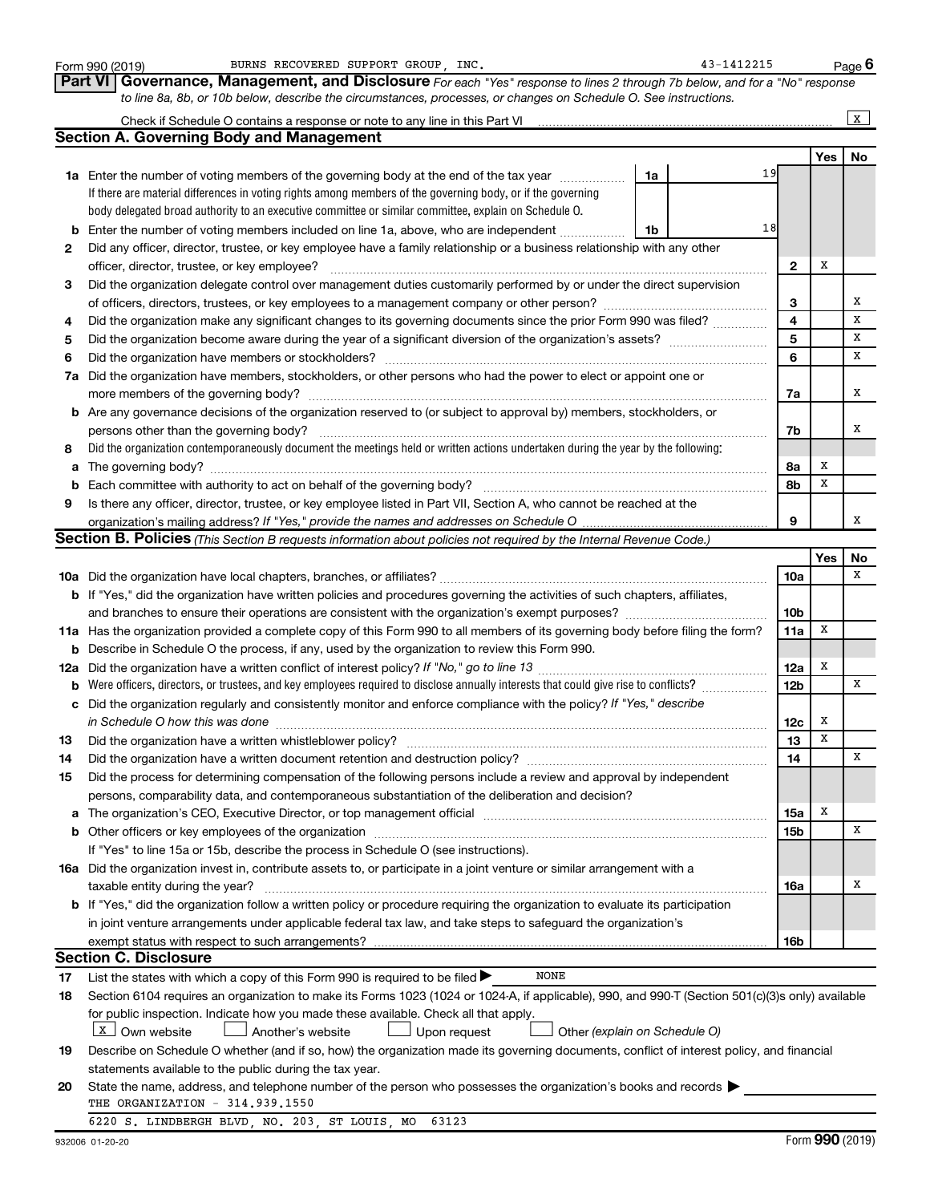Form 990 (2019) BURNS RECOVERED SUPPORT GROUP, INC. 43-1412215 Page 6

## Part VI Governance, Management, and Disclosure

*For each "Yes" response to lines 2 through 7b below, and for a "No" response to line 8a, 8b, or 10b below, describe the circumstances, processes, or changes on Schedule O. See instructions.*

Check if Schedule O contains a response or note to any line in this Part VI ☒

### Section A. Governing Body and Management

| | | | Yes | No |
|---|---|---|---|---|
| **1a** | Enter the number of voting members of the governing body at the end of the tax year — **1a** 19. If there are material differences in voting rights among members of the governing body, or if the governing body delegated broad authority to an executive committee or similar committee, explain on Schedule O. | | | |
| **b** | Enter the number of voting members included on line 1a, above, who are independent — **1b** 18 | | | |
| **2** | Did any officer, director, trustee, or key employee have a family relationship or a business relationship with any other officer, director, trustee, or key employee? | 2 | X | |
| **3** | Did the organization delegate control over management duties customarily performed by or under the direct supervision of officers, directors, trustees, or key employees to a management company or other person? | 3 | | X |
| **4** | Did the organization make any significant changes to its governing documents since the prior Form 990 was filed? | 4 | | X |
| **5** | Did the organization become aware during the year of a significant diversion of the organization's assets? | 5 | | X |
| **6** | Did the organization have members or stockholders? | 6 | | X |
| **7a** | Did the organization have members, stockholders, or other persons who had the power to elect or appoint one or more members of the governing body? | 7a | | X |
| **b** | Are any governance decisions of the organization reserved to (or subject to approval by) members, stockholders, or persons other than the governing body? | 7b | | X |
| **8** | Did the organization contemporaneously document the meetings held or written actions undertaken during the year by the following: | | | |
| **a** | The governing body? | 8a | X | |
| **b** | Each committee with authority to act on behalf of the governing body? | 8b | X | |
| **9** | Is there any officer, director, trustee, or key employee listed in Part VII, Section A, who cannot be reached at the organization's mailing address? *If "Yes," provide the names and addresses on Schedule O* | 9 | | X |

### Section B. Policies *(This Section B requests information about policies not required by the Internal Revenue Code.)*

| | | | Yes | No |
|---|---|---|---|---|
| **10a** | Did the organization have local chapters, branches, or affiliates? | 10a | | X |
| **b** | If "Yes," did the organization have written policies and procedures governing the activities of such chapters, affiliates, and branches to ensure their operations are consistent with the organization's exempt purposes? | 10b | | |
| **11a** | Has the organization provided a complete copy of this Form 990 to all members of its governing body before filing the form? | 11a | X | |
| **b** | Describe in Schedule O the process, if any, used by the organization to review this Form 990. | | | |
| **12a** | Did the organization have a written conflict of interest policy? *If "No," go to line 13* | 12a | X | |
| **b** | Were officers, directors, or trustees, and key employees required to disclose annually interests that could give rise to conflicts? | 12b | | X |
| **c** | Did the organization regularly and consistently monitor and enforce compliance with the policy? *If "Yes," describe in Schedule O how this was done* | 12c | X | |
| **13** | Did the organization have a written whistleblower policy? | 13 | X | |
| **14** | Did the organization have a written document retention and destruction policy? | 14 | | X |
| **15** | Did the process for determining compensation of the following persons include a review and approval by independent persons, comparability data, and contemporaneous substantiation of the deliberation and decision? | | | |
| **a** | The organization's CEO, Executive Director, or top management official | 15a | X | |
| **b** | Other officers or key employees of the organization | 15b | | X |
| | If "Yes" to line 15a or 15b, describe the process in Schedule O (see instructions). | | | |
| **16a** | Did the organization invest in, contribute assets to, or participate in a joint venture or similar arrangement with a taxable entity during the year? | 16a | | X |
| **b** | If "Yes," did the organization follow a written policy or procedure requiring the organization to evaluate its participation in joint venture arrangements under applicable federal tax law, and take steps to safeguard the organization's exempt status with respect to such arrangements? | 16b | | |

### Section C. Disclosure

**17** List the states with which a copy of this Form 990 is required to be filed ▶ NONE

**18** Section 6104 requires an organization to make its Forms 1023 (1024 or 1024-A, if applicable), 990, and 990-T (Section 501(c)(3)s only) available for public inspection. Indicate how you made these available. Check all that apply.

☒ Own website ☐ Another's website ☐ Upon request ☐ Other *(explain on Schedule O)*

**19** Describe on Schedule O whether (and if so, how) the organization made its governing documents, conflict of interest policy, and financial statements available to the public during the tax year.

**20** State the name, address, and telephone number of the person who possesses the organization's books and records ▶

THE ORGANIZATION - 314.939.1550

6220 S. LINDBERGH BLVD, NO. 203, ST LOUIS, MO 63123

932006 01-20-20 Form **990** (2019)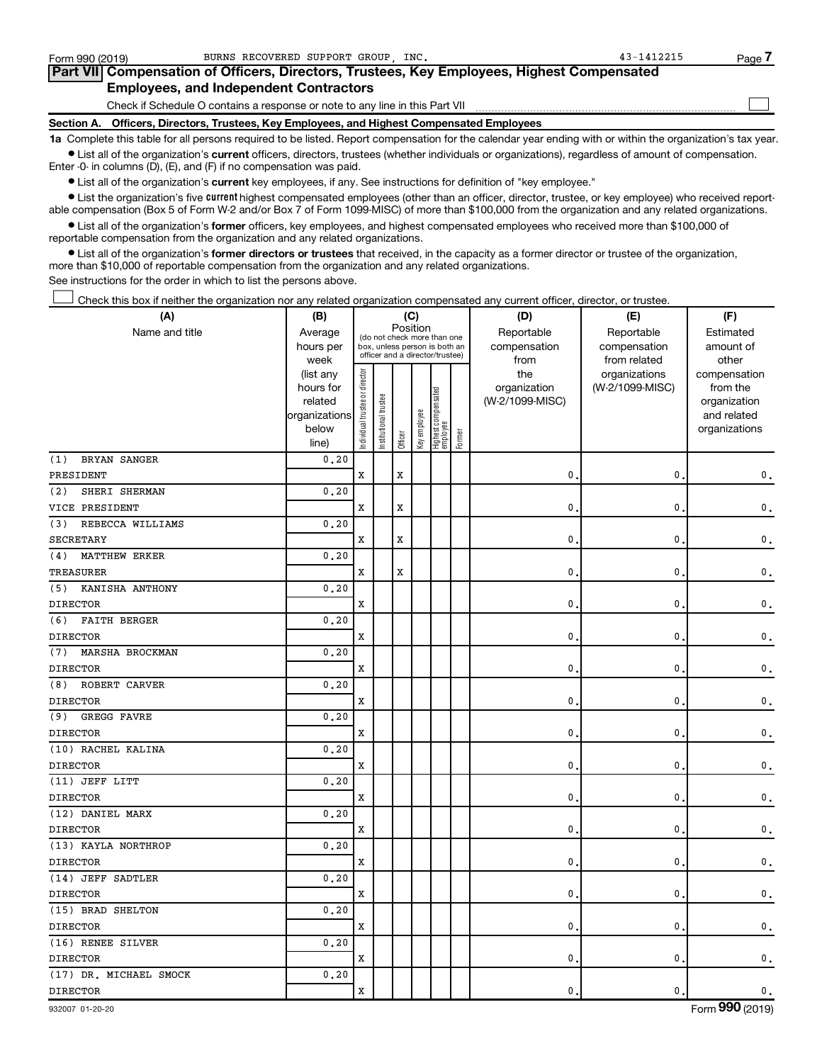Form 990 (2019) BURNS RECOVERED SUPPORT GROUP, INC. 43-1412215

## Part VII Compensation of Officers, Directors, Trustees, Key Employees, Highest Compensated Employees, and Independent Contractors

Check if Schedule O contains a response or note to any line in this Part VII ☐

### Section A. Officers, Directors, Trustees, Key Employees, and Highest Compensated Employees

**1a** Complete this table for all persons required to be listed. Report compensation for the calendar year ending with or within the organization's tax year.

- List all of the organization's **current** officers, directors, trustees (whether individuals or organizations), regardless of amount of compensation. Enter -0- in columns (D), (E), and (F) if no compensation was paid.
- List all of the organization's **current** key employees, if any. See instructions for definition of "key employee."
- List the organization's five **current** highest compensated employees (other than an officer, director, trustee, or key employee) who received reportable compensation (Box 5 of Form W-2 and/or Box 7 of Form 1099-MISC) of more than $100,000 from the organization and any related organizations.
- List all of the organization's **former** officers, key employees, and highest compensated employees who received more than $100,000 of reportable compensation from the organization and any related organizations.
- List all of the organization's **former directors or trustees** that received, in the capacity as a former director or trustee of the organization, more than $10,000 of reportable compensation from the organization and any related organizations.

See instructions for the order in which to list the persons above.

☐ Check this box if neither the organization nor any related organization compensated any current officer, director, or trustee.

| (A) Name and title | (B) Average hours per week (list any hours for related organizations below line) | (C) Position (do not check more than one box, unless person is both an officer and a director/trustee) | | | | | | (D) Reportable compensation from the organization (W-2/1099-MISC) | (E) Reportable compensation from related organizations (W-2/1099-MISC) | (F) Estimated amount of other compensation from the organization and related organizations |
|---|---|---|---|---|---|---|---|---|---|---|
| | | Individual trustee or director | Institutional trustee | Officer | Key employee | Highest compensated employee | Former | | | |
| (1) BRYAN SANGER<br>PRESIDENT | 0.20 | X | | X | | | | 0. | 0. | 0. |
| (2) SHERI SHERMAN<br>VICE PRESIDENT | 0.20 | X | | X | | | | 0. | 0. | 0. |
| (3) REBECCA WILLIAMS<br>SECRETARY | 0.20 | X | | X | | | | 0. | 0. | 0. |
| (4) MATTHEW ERKER<br>TREASURER | 0.20 | X | | X | | | | 0. | 0. | 0. |
| (5) KANISHA ANTHONY<br>DIRECTOR | 0.20 | X | | | | | | 0. | 0. | 0. |
| (6) FAITH BERGER<br>DIRECTOR | 0.20 | X | | | | | | 0. | 0. | 0. |
| (7) MARSHA BROCKMAN<br>DIRECTOR | 0.20 | X | | | | | | 0. | 0. | 0. |
| (8) ROBERT CARVER<br>DIRECTOR | 0.20 | X | | | | | | 0. | 0. | 0. |
| (9) GREGG FAVRE<br>DIRECTOR | 0.20 | X | | | | | | 0. | 0. | 0. |
| (10) RACHEL KALINA<br>DIRECTOR | 0.20 | X | | | | | | 0. | 0. | 0. |
| (11) JEFF LITT<br>DIRECTOR | 0.20 | X | | | | | | 0. | 0. | 0. |
| (12) DANIEL MARX<br>DIRECTOR | 0.20 | X | | | | | | 0. | 0. | 0. |
| (13) KAYLA NORTHROP<br>DIRECTOR | 0.20 | X | | | | | | 0. | 0. | 0. |
| (14) JEFF SADTLER<br>DIRECTOR | 0.20 | X | | | | | | 0. | 0. | 0. |
| (15) BRAD SHELTON<br>DIRECTOR | 0.20 | X | | | | | | 0. | 0. | 0. |
| (16) RENEE SILVER<br>DIRECTOR | 0.20 | X | | | | | | 0. | 0. | 0. |
| (17) DR. MICHAEL SMOCK<br>DIRECTOR | 0.20 | X | | | | | | 0. | 0. | 0. |

932007 01-20-20 Form 990 (2019)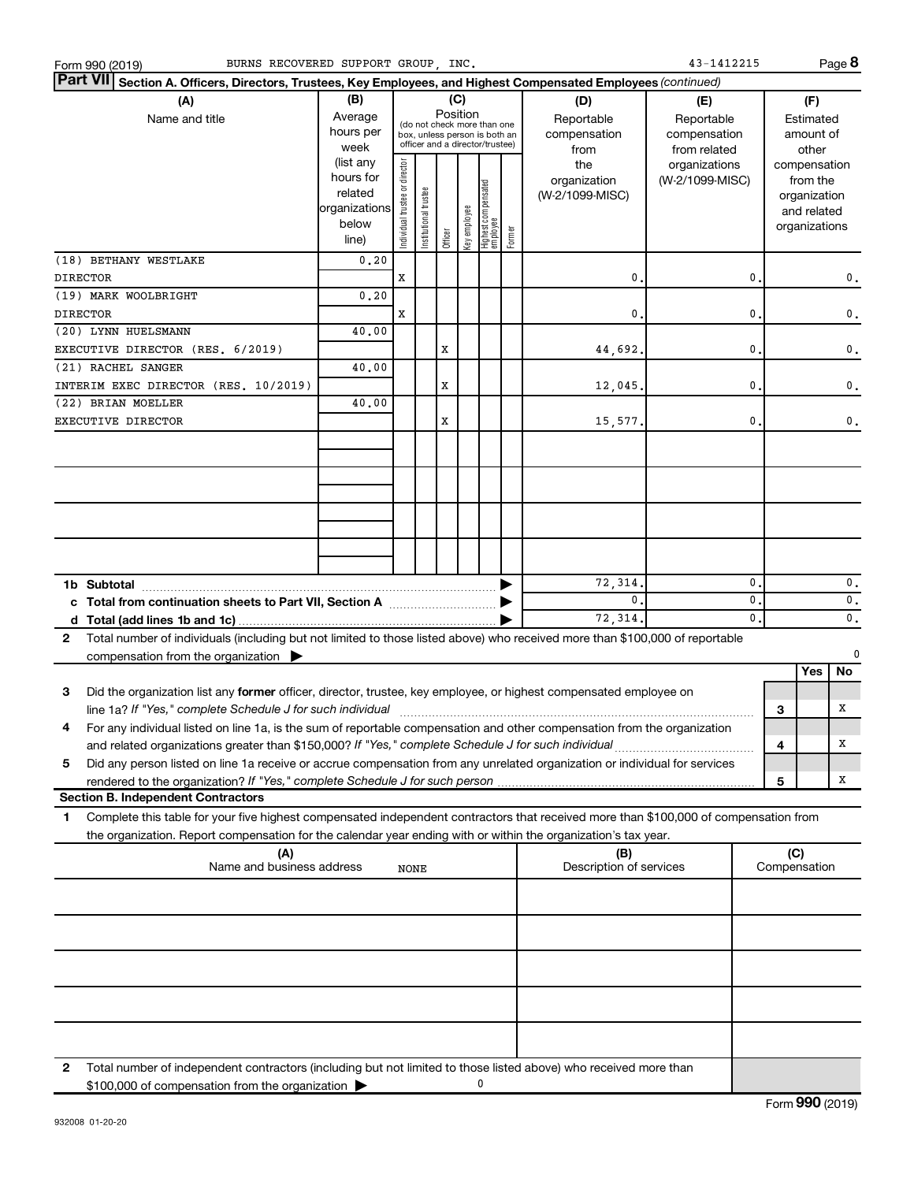Form 990 (2019) BURNS RECOVERED SUPPORT GROUP, INC. 43-1412215 Page 8

**Part VII Section A. Officers, Directors, Trustees, Key Employees, and Highest Compensated Employees** *(continued)*

| (A) Name and title | (B) Average hours per week (list any hours for related organizations below line) | (C) Position: Individual trustee or director | Institutional trustee | Officer | Key employee | Highest compensated employee | Former | (D) Reportable compensation from the organization (W-2/1099-MISC) | (E) Reportable compensation from related organizations (W-2/1099-MISC) | (F) Estimated amount of other compensation from the organization and related organizations |
|---|---|---|---|---|---|---|---|---|---|---|
| (18) BETHANY WESTLAKE<br>DIRECTOR | 0.20 | X | | | | | | 0. | 0. | 0. |
| (19) MARK WOOLBRIGHT<br>DIRECTOR | 0.20 | X | | | | | | 0. | 0. | 0. |
| (20) LYNN HUELSMANN<br>EXECUTIVE DIRECTOR (RES. 6/2019) | 40.00 | | | X | | | | 44,692. | 0. | 0. |
| (21) RACHEL SANGER<br>INTERIM EXEC DIRECTOR (RES. 10/2019) | 40.00 | | | X | | | | 12,045. | 0. | 0. |
| (22) BRIAN MOELLER<br>EXECUTIVE DIRECTOR | 40.00 | | | X | | | | 15,577. | 0. | 0. |
| **1b Subtotal** | | | | | | | | 72,314. | 0. | 0. |
| **c Total from continuation sheets to Part VII, Section A** | | | | | | | | 0. | 0. | 0. |
| **d Total (add lines 1b and 1c)** | | | | | | | | 72,314. | 0. | 0. |

2 Total number of individuals (including but not limited to those listed above) who received more than $100,000 of reportable compensation from the organization ▶ 0

| | | Yes | No |
|---|---|---|---|
| 3 Did the organization list any **former** officer, director, trustee, key employee, or highest compensated employee on line 1a? *If "Yes," complete Schedule J for such individual* | 3 | | X |
| 4 For any individual listed on line 1a, is the sum of reportable compensation and other compensation from the organization and related organizations greater than $150,000? *If "Yes," complete Schedule J for such individual* | 4 | | X |
| 5 Did any person listed on line 1a receive or accrue compensation from any unrelated organization or individual for services rendered to the organization? *If "Yes," complete Schedule J for such person* | 5 | | X |

**Section B. Independent Contractors**

1 Complete this table for your five highest compensated independent contractors that received more than $100,000 of compensation from the organization. Report compensation for the calendar year ending with or within the organization's tax year.

| (A) Name and business address | (B) Description of services | (C) Compensation |
|---|---|---|
| NONE | | |
| | | |
| | | |
| | | |
| | | |

2 Total number of independent contractors (including but not limited to those listed above) who received more than $100,000 of compensation from the organization ▶ 0

Form **990** (2019)

932008 01-20-20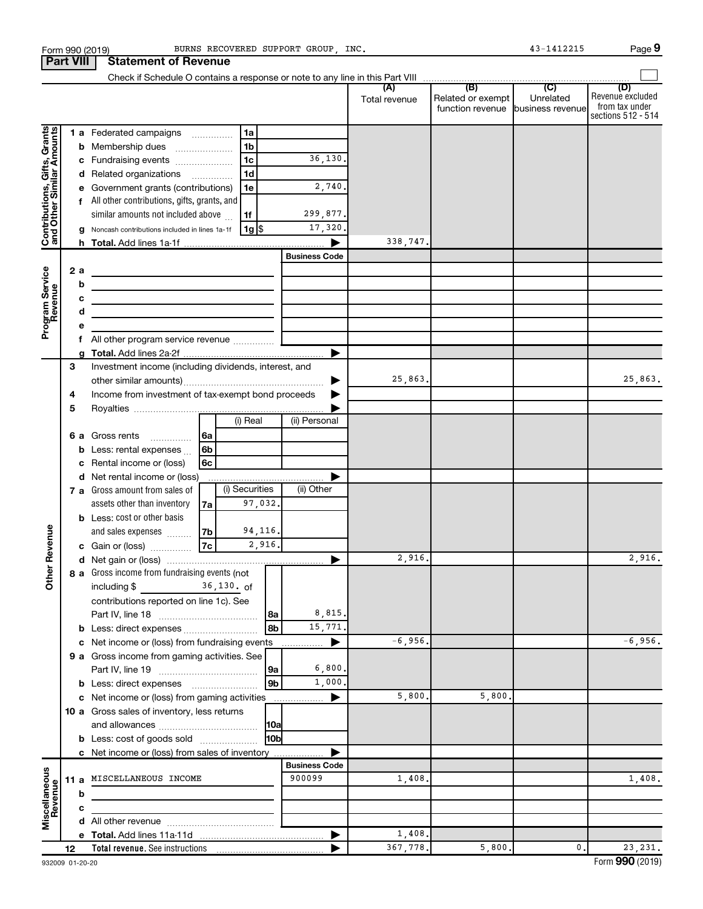Form 990 (2019) BURNS RECOVERED SUPPORT GROUP, INC. 43-1412215

## Part VIII Statement of Revenue

Check if Schedule O contains a response or note to any line in this Part VIII

| | | | | (A) Total revenue | (B) Related or exempt function revenue | (C) Unrelated business revenue | (D) Revenue excluded from tax under sections 512 - 514 |
|---|---|---|---|---|---|---|---|
| **Contributions, Gifts, Grants and Other Similar Amounts** | 1 a | Federated campaigns | 1a | | | | |
| | b | Membership dues | 1b | | | | |
| | c | Fundraising events | 1c 36,130. | | | | |
| | d | Related organizations | 1d | | | | |
| | e | Government grants (contributions) | 1e 2,740. | | | | |
| | f | All other contributions, gifts, grants, and similar amounts not included above | 1f 299,877. | | | | |
| | g | Noncash contributions included in lines 1a-1f | 1g $ 17,320. | | | | |
| | h | Total. Add lines 1a-1f | | 338,747. | | | |
| **Program Service Revenue** | | | Business Code | | | | |
| | 2 a | | | | | | |
| | b | | | | | | |
| | c | | | | | | |
| | d | | | | | | |
| | e | | | | | | |
| | f | All other program service revenue | | | | | |
| | g | Total. Add lines 2a-2f | | | | | |
| **Other Revenue** | 3 | Investment income (including dividends, interest, and other similar amounts) | | 25,863. | | | 25,863. |
| | 4 | Income from investment of tax-exempt bond proceeds | | | | | |
| | 5 | Royalties | | | | | |
| | | | (i) Real / (ii) Personal | | | | |
| | 6 a | Gross rents | 6a | | | | |
| | b | Less: rental expenses | 6b | | | | |
| | c | Rental income or (loss) | 6c | | | | |
| | d | Net rental income or (loss) | | | | | |
| | | | (i) Securities / (ii) Other | | | | |
| | 7 a | Gross amount from sales of assets other than inventory | 7a 97,032. | | | | |
| | b | Less: cost or other basis and sales expenses | 7b 94,116. | | | | |
| | c | Gain or (loss) | 7c 2,916. | | | | |
| | d | Net gain or (loss) | | 2,916. | | | 2,916. |
| | 8 a | Gross income from fundraising events (not including $ 36,130. of contributions reported on line 1c). See Part IV, line 18 | 8a 8,815. | | | | |
| | b | Less: direct expenses | 8b 15,771. | | | | |
| | c | Net income or (loss) from fundraising events | | -6,956. | | | -6,956. |
| | 9 a | Gross income from gaming activities. See Part IV, line 19 | 9a 6,800. | | | | |
| | b | Less: direct expenses | 9b 1,000. | | | | |
| | c | Net income or (loss) from gaming activities | | 5,800. | 5,800. | | |
| | 10 a | Gross sales of inventory, less returns and allowances | 10a | | | | |
| | b | Less: cost of goods sold | 10b | | | | |
| | c | Net income or (loss) from sales of inventory | | | | | |
| **Miscellaneous Revenue** | | | Business Code | | | | |
| | 11 a | MISCELLANEOUS INCOME | 900099 | 1,408. | | | 1,408. |
| | b | | | | | | |
| | c | | | | | | |
| | d | All other revenue | | | | | |
| | e | Total. Add lines 11a-11d | | 1,408. | | | |
| | 12 | **Total revenue.** See instructions | | 367,778. | 5,800. | 0. | 23,231. |

932009 01-20-20 Form 990 (2019)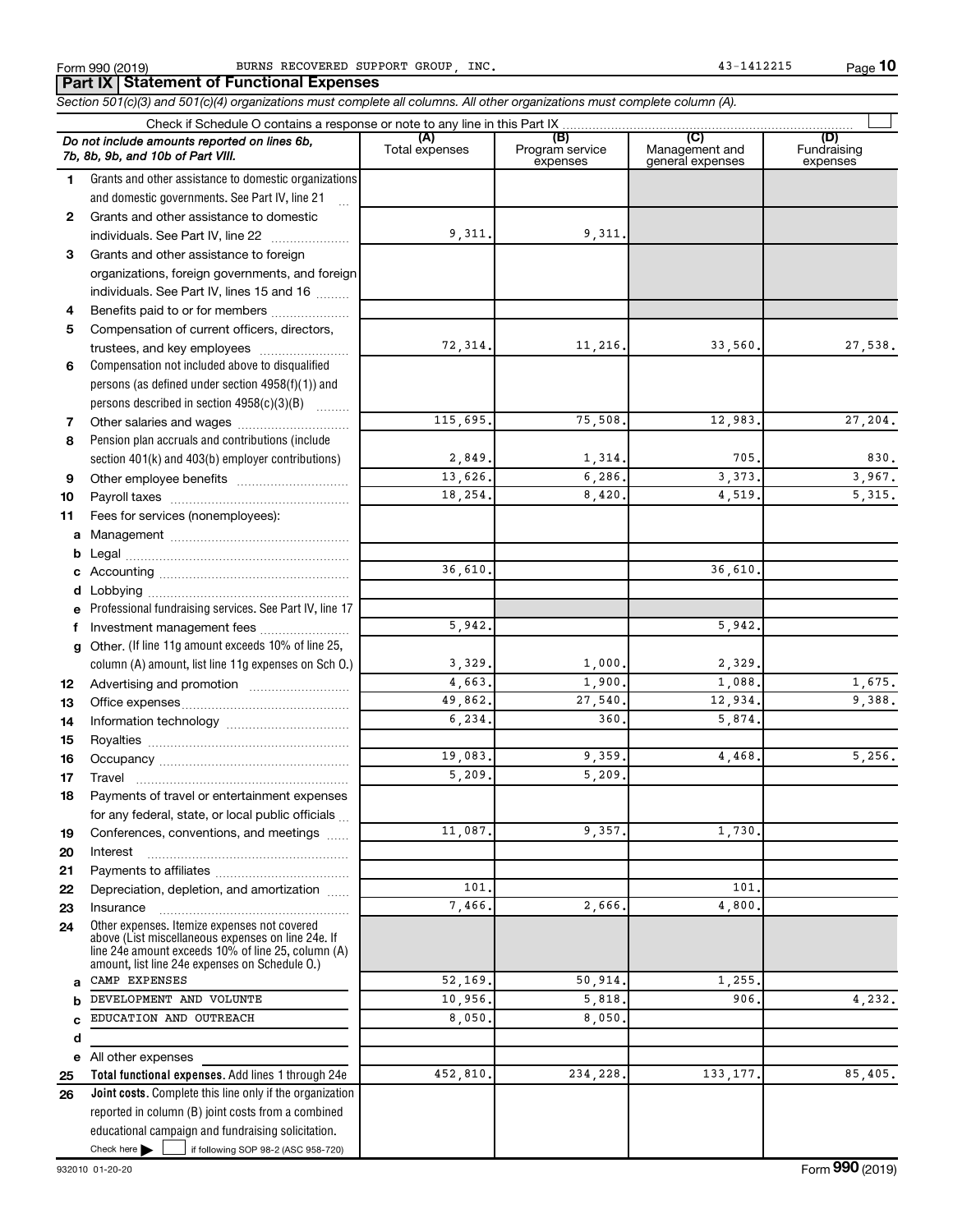Form 990 (2019) BURNS RECOVERED SUPPORT GROUP, INC. 43-1412215

## Part IX Statement of Functional Expenses

*Section 501(c)(3) and 501(c)(4) organizations must complete all columns. All other organizations must complete column (A).*

Check if Schedule O contains a response or note to any line in this Part IX ☐

| | *Do not include amounts reported on lines 6b, 7b, 8b, 9b, and 10b of Part VIII.* | (A) Total expenses | (B) Program service expenses | (C) Management and general expenses | (D) Fundraising expenses |
|---|---|---|---|---|---|
| 1 | Grants and other assistance to domestic organizations and domestic governments. See Part IV, line 21 | | | | |
| 2 | Grants and other assistance to domestic individuals. See Part IV, line 22 | 9,311. | 9,311. | | |
| 3 | Grants and other assistance to foreign organizations, foreign governments, and foreign individuals. See Part IV, lines 15 and 16 | | | | |
| 4 | Benefits paid to or for members | | | | |
| 5 | Compensation of current officers, directors, trustees, and key employees | 72,314. | 11,216. | 33,560. | 27,538. |
| 6 | Compensation not included above to disqualified persons (as defined under section 4958(f)(1)) and persons described in section 4958(c)(3)(B) | | | | |
| 7 | Other salaries and wages | 115,695. | 75,508. | 12,983. | 27,204. |
| 8 | Pension plan accruals and contributions (include section 401(k) and 403(b) employer contributions) | 2,849. | 1,314. | 705. | 830. |
| 9 | Other employee benefits | 13,626. | 6,286. | 3,373. | 3,967. |
| 10 | Payroll taxes | 18,254. | 8,420. | 4,519. | 5,315. |
| 11 | Fees for services (nonemployees): | | | | |
| a | Management | | | | |
| b | Legal | | | | |
| c | Accounting | 36,610. | | 36,610. | |
| d | Lobbying | | | | |
| e | Professional fundraising services. See Part IV, line 17 | | | | |
| f | Investment management fees | 5,942. | | 5,942. | |
| g | Other. (If line 11g amount exceeds 10% of line 25, column (A) amount, list line 11g expenses on Sch O.) | 3,329. | 1,000. | 2,329. | |
| 12 | Advertising and promotion | 4,663. | 1,900. | 1,088. | 1,675. |
| 13 | Office expenses | 49,862. | 27,540. | 12,934. | 9,388. |
| 14 | Information technology | 6,234. | 360. | 5,874. | |
| 15 | Royalties | | | | |
| 16 | Occupancy | 19,083. | 9,359. | 4,468. | 5,256. |
| 17 | Travel | 5,209. | 5,209. | | |
| 18 | Payments of travel or entertainment expenses for any federal, state, or local public officials | | | | |
| 19 | Conferences, conventions, and meetings | 11,087. | 9,357. | 1,730. | |
| 20 | Interest | | | | |
| 21 | Payments to affiliates | | | | |
| 22 | Depreciation, depletion, and amortization | 101. | | 101. | |
| 23 | Insurance | 7,466. | 2,666. | 4,800. | |
| 24 | Other expenses. Itemize expenses not covered above (List miscellaneous expenses on line 24e. If line 24e amount exceeds 10% of line 25, column (A) amount, list line 24e expenses on Schedule O.) | | | | |
| a | CAMP EXPENSES | 52,169. | 50,914. | 1,255. | |
| b | DEVELOPMENT AND VOLUNTE | 10,956. | 5,818. | 906. | 4,232. |
| c | EDUCATION AND OUTREACH | 8,050. | 8,050. | | |
| d | | | | | |
| e | All other expenses | | | | |
| 25 | **Total functional expenses.** Add lines 1 through 24e | 452,810. | 234,228. | 133,177. | 85,405. |
| 26 | **Joint costs.** Complete this line only if the organization reported in column (B) joint costs from a combined educational campaign and fundraising solicitation. Check here ☐ if following SOP 98-2 (ASC 958-720) | | | | |

932010 01-20-20 Form **990** (2019)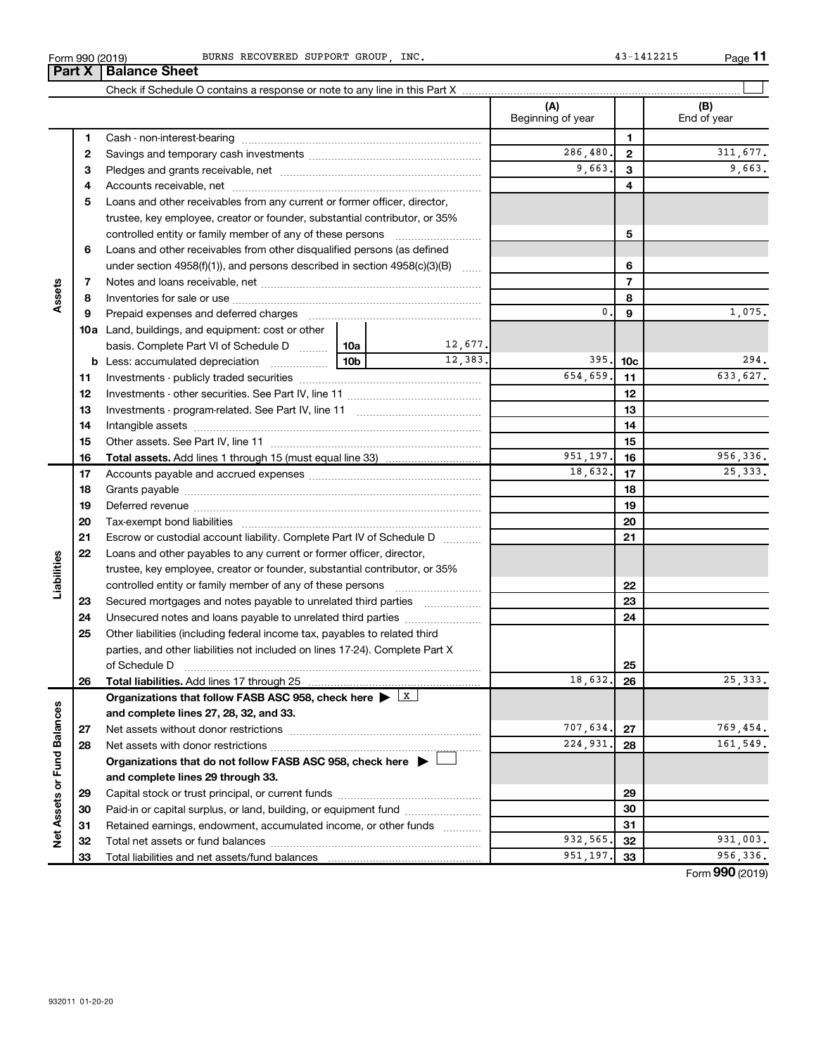Form 990 (2019) BURNS RECOVERED SUPPORT GROUP, INC. 43-1412215

## Part X | Balance Sheet

Check if Schedule O contains a response or note to any line in this Part X ☐

| | | | | | (A) Beginning of year | | (B) End of year |
|---|---|---|---|---|---|---|---|
| Assets | 1 | Cash - non-interest-bearing | | | | 1 | |
| | 2 | Savings and temporary cash investments | | | 286,480. | 2 | 311,677. |
| | 3 | Pledges and grants receivable, net | | | 9,663. | 3 | 9,663. |
| | 4 | Accounts receivable, net | | | | 4 | |
| | 5 | Loans and other receivables from any current or former officer, director, trustee, key employee, creator or founder, substantial contributor, or 35% controlled entity or family member of any of these persons | | | | 5 | |
| | 6 | Loans and other receivables from other disqualified persons (as defined under section 4958(f)(1)), and persons described in section 4958(c)(3)(B) | | | | 6 | |
| | 7 | Notes and loans receivable, net | | | | 7 | |
| | 8 | Inventories for sale or use | | | | 8 | |
| | 9 | Prepaid expenses and deferred charges | | | 0. | 9 | 1,075. |
| | 10a | Land, buildings, and equipment: cost or other basis. Complete Part VI of Schedule D | 10a | 12,677. | | | |
| | b | Less: accumulated depreciation | 10b | 12,383. | 395. | 10c | 294. |
| | 11 | Investments - publicly traded securities | | | 654,659. | 11 | 633,627. |
| | 12 | Investments - other securities. See Part IV, line 11 | | | | 12 | |
| | 13 | Investments - program-related. See Part IV, line 11 | | | | 13 | |
| | 14 | Intangible assets | | | | 14 | |
| | 15 | Other assets. See Part IV, line 11 | | | | 15 | |
| | 16 | **Total assets.** Add lines 1 through 15 (must equal line 33) | | | 951,197. | 16 | 956,336. |
| Liabilities | 17 | Accounts payable and accrued expenses | | | 18,632. | 17 | 25,333. |
| | 18 | Grants payable | | | | 18 | |
| | 19 | Deferred revenue | | | | 19 | |
| | 20 | Tax-exempt bond liabilities | | | | 20 | |
| | 21 | Escrow or custodial account liability. Complete Part IV of Schedule D | | | | 21 | |
| | 22 | Loans and other payables to any current or former officer, director, trustee, key employee, creator or founder, substantial contributor, or 35% controlled entity or family member of any of these persons | | | | 22 | |
| | 23 | Secured mortgages and notes payable to unrelated third parties | | | | 23 | |
| | 24 | Unsecured notes and loans payable to unrelated third parties | | | | 24 | |
| | 25 | Other liabilities (including federal income tax, payables to related third parties, and other liabilities not included on lines 17-24). Complete Part X of Schedule D | | | | 25 | |
| | 26 | **Total liabilities.** Add lines 17 through 25 | | | 18,632. | 26 | 25,333. |
| Net Assets or Fund Balances | | **Organizations that follow FASB ASC 958, check here ▶ X and complete lines 27, 28, 32, and 33.** | | | | | |
| | 27 | Net assets without donor restrictions | | | 707,634. | 27 | 769,454. |
| | 28 | Net assets with donor restrictions | | | 224,931. | 28 | 161,549. |
| | | **Organizations that do not follow FASB ASC 958, check here ▶ ☐ and complete lines 29 through 33.** | | | | | |
| | 29 | Capital stock or trust principal, or current funds | | | | 29 | |
| | 30 | Paid-in or capital surplus, or land, building, or equipment fund | | | | 30 | |
| | 31 | Retained earnings, endowment, accumulated income, or other funds | | | | 31 | |
| | 32 | Total net assets or fund balances | | | 932,565. | 32 | 931,003. |
| | 33 | Total liabilities and net assets/fund balances | | | 951,197. | 33 | 956,336. |

Form **990** (2019)

932011 01-20-20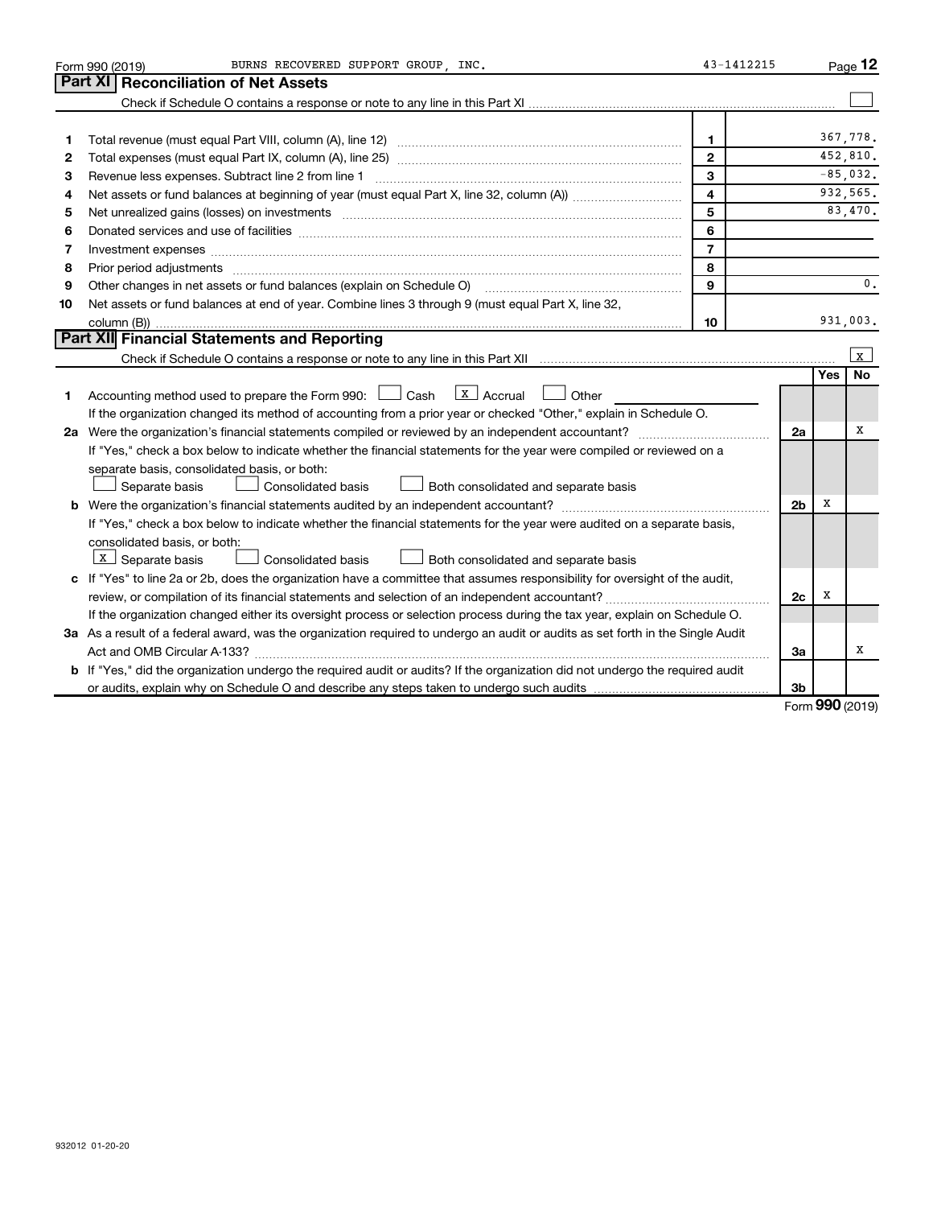Form 990 (2019) BURNS RECOVERED SUPPORT GROUP, INC. 43-1412215

## Part XI Reconciliation of Net Assets

Check if Schedule O contains a response or note to any line in this Part XI ☐

| | | | |
|---|---|---|---|
| 1 | Total revenue (must equal Part VIII, column (A), line 12) | 1 | 367,778. |
| 2 | Total expenses (must equal Part IX, column (A), line 25) | 2 | 452,810. |
| 3 | Revenue less expenses. Subtract line 2 from line 1 | 3 | -85,032. |
| 4 | Net assets or fund balances at beginning of year (must equal Part X, line 32, column (A)) | 4 | 932,565. |
| 5 | Net unrealized gains (losses) on investments | 5 | 83,470. |
| 6 | Donated services and use of facilities | 6 | |
| 7 | Investment expenses | 7 | |
| 8 | Prior period adjustments | 8 | |
| 9 | Other changes in net assets or fund balances (explain on Schedule O) | 9 | 0. |
| 10 | Net assets or fund balances at end of year. Combine lines 3 through 9 (must equal Part X, line 32, column (B)) | 10 | 931,003. |

## Part XII Financial Statements and Reporting

Check if Schedule O contains a response or note to any line in this Part XII ☒

| | | | Yes | No |
|---|---|---|---|---|
| 1 | Accounting method used to prepare the Form 990: ☐ Cash ☒ Accrual ☐ Other<br>If the organization changed its method of accounting from a prior year or checked "Other," explain in Schedule O. | | | |
| 2a | Were the organization's financial statements compiled or reviewed by an independent accountant?<br>If "Yes," check a box below to indicate whether the financial statements for the year were compiled or reviewed on a separate basis, consolidated basis, or both:<br>☐ Separate basis ☐ Consolidated basis ☐ Both consolidated and separate basis | 2a | | X |
| b | Were the organization's financial statements audited by an independent accountant?<br>If "Yes," check a box below to indicate whether the financial statements for the year were audited on a separate basis, consolidated basis, or both:<br>☒ Separate basis ☐ Consolidated basis ☐ Both consolidated and separate basis | 2b | X | |
| c | If "Yes" to line 2a or 2b, does the organization have a committee that assumes responsibility for oversight of the audit, review, or compilation of its financial statements and selection of an independent accountant?<br>If the organization changed either its oversight process or selection process during the tax year, explain on Schedule O. | 2c | X | |
| 3a | As a result of a federal award, was the organization required to undergo an audit or audits as set forth in the Single Audit Act and OMB Circular A-133? | 3a | | X |
| b | If "Yes," did the organization undergo the required audit or audits? If the organization did not undergo the required audit or audits, explain why on Schedule O and describe any steps taken to undergo such audits | 3b | | |

Form **990** (2019)

932012 01-20-20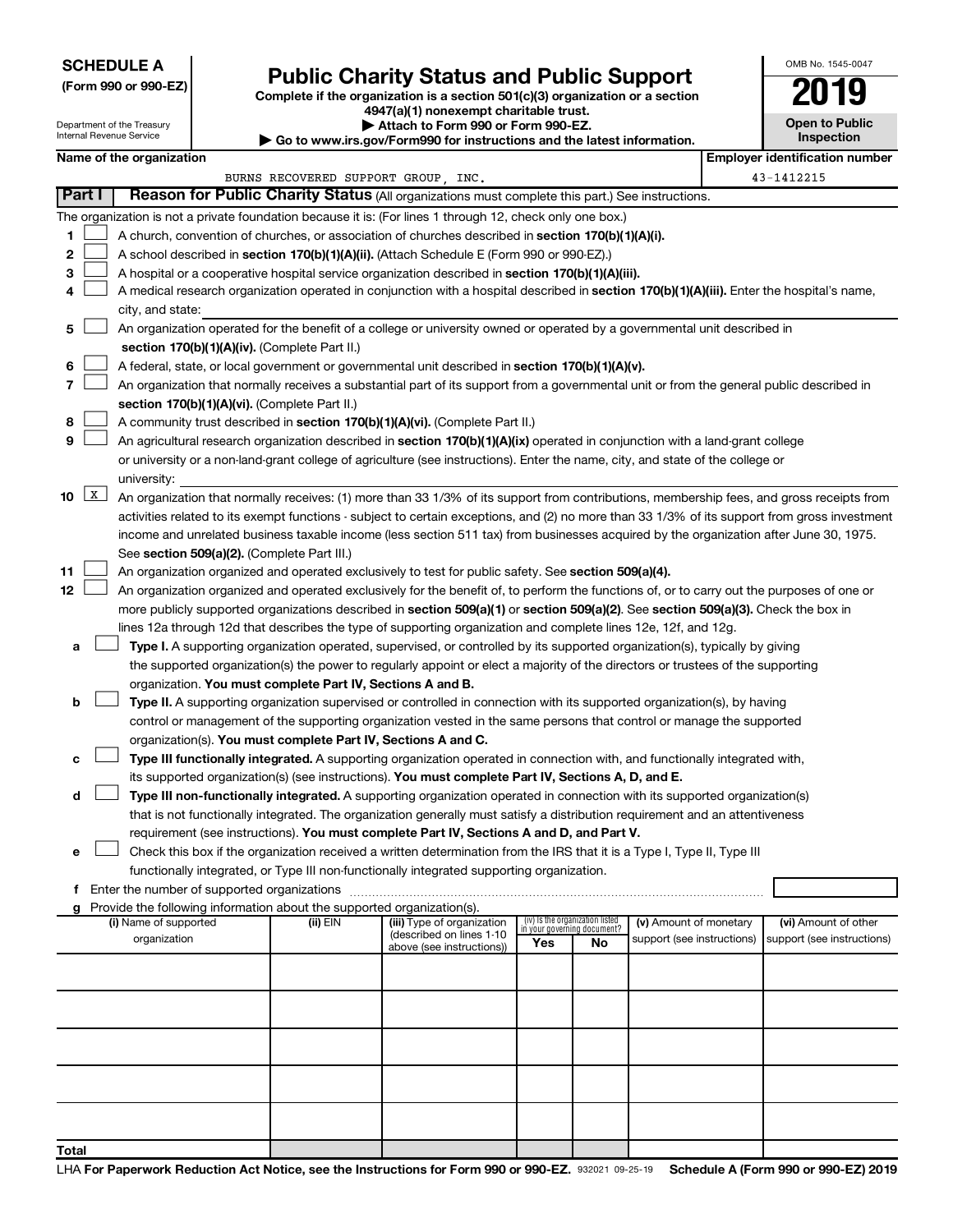**SCHEDULE A**
**(Form 990 or 990-EZ)**

Department of the Treasury
Internal Revenue Service

# Public Charity Status and Public Support

**Complete if the organization is a section 501(c)(3) organization or a section 4947(a)(1) nonexempt charitable trust.**
**▶ Attach to Form 990 or Form 990-EZ.**
**▶ Go to www.irs.gov/Form990 for instructions and the latest information.**

OMB No. 1545-0047
**2019**
**Open to Public Inspection**

**Name of the organization:** BURNS RECOVERED SUPPORT GROUP, INC.
**Employer identification number:** 43-1412215

## Part I — Reason for Public Charity Status (All organizations must complete this part.) See instructions.

The organization is not a private foundation because it is: (For lines 1 through 12, check only one box.)

1. ☐ A church, convention of churches, or association of churches described in **section 170(b)(1)(A)(i).**
2. ☐ A school described in **section 170(b)(1)(A)(ii).** (Attach Schedule E (Form 990 or 990-EZ).)
3. ☐ A hospital or a cooperative hospital service organization described in **section 170(b)(1)(A)(iii).**
4. ☐ A medical research organization operated in conjunction with a hospital described in **section 170(b)(1)(A)(iii).** Enter the hospital's name, city, and state:
5. ☐ An organization operated for the benefit of a college or university owned or operated by a governmental unit described in **section 170(b)(1)(A)(iv).** (Complete Part II.)
6. ☐ A federal, state, or local government or governmental unit described in **section 170(b)(1)(A)(v).**
7. ☐ An organization that normally receives a substantial part of its support from a governmental unit or from the general public described in **section 170(b)(1)(A)(vi).** (Complete Part II.)
8. ☐ A community trust described in **section 170(b)(1)(A)(vi).** (Complete Part II.)
9. ☐ An agricultural research organization described in **section 170(b)(1)(A)(ix)** operated in conjunction with a land-grant college or university or a non-land-grant college of agriculture (see instructions). Enter the name, city, and state of the college or university:
10. ☒ An organization that normally receives: (1) more than 33 1/3% of its support from contributions, membership fees, and gross receipts from activities related to its exempt functions - subject to certain exceptions, and (2) no more than 33 1/3% of its support from gross investment income and unrelated business taxable income (less section 511 tax) from businesses acquired by the organization after June 30, 1975. See **section 509(a)(2).** (Complete Part III.)
11. ☐ An organization organized and operated exclusively to test for public safety. See **section 509(a)(4).**
12. ☐ An organization organized and operated exclusively for the benefit of, to perform the functions of, or to carry out the purposes of one or more publicly supported organizations described in **section 509(a)(1)** or **section 509(a)(2).** See **section 509(a)(3).** Check the box in lines 12a through 12d that describes the type of supporting organization and complete lines 12e, 12f, and 12g.
   - **a** ☐ **Type I.** A supporting organization operated, supervised, or controlled by its supported organization(s), typically by giving the supported organization(s) the power to regularly appoint or elect a majority of the directors or trustees of the supporting organization. **You must complete Part IV, Sections A and B.**
   - **b** ☐ **Type II.** A supporting organization supervised or controlled in connection with its supported organization(s), by having control or management of the supporting organization vested in the same persons that control or manage the supported organization(s). **You must complete Part IV, Sections A and C.**
   - **c** ☐ **Type III functionally integrated.** A supporting organization operated in connection with, and functionally integrated with, its supported organization(s) (see instructions). **You must complete Part IV, Sections A, D, and E.**
   - **d** ☐ **Type III non-functionally integrated.** A supporting organization operated in connection with its supported organization(s) that is not functionally integrated. The organization generally must satisfy a distribution requirement and an attentiveness requirement (see instructions). **You must complete Part IV, Sections A and D, and Part V.**
   - **e** ☐ Check this box if the organization received a written determination from the IRS that it is a Type I, Type II, Type III functionally integrated, or Type III non-functionally integrated supporting organization.
   - **f** Enter the number of supported organizations
   - **g** Provide the following information about the supported organization(s).

| (i) Name of supported organization | (ii) EIN | (iii) Type of organization (described on lines 1-10 above (see instructions)) | (iv) Is the organization listed in your governing document? Yes | No | (v) Amount of monetary support (see instructions) | (vi) Amount of other support (see instructions) |
|---|---|---|---|---|---|---|
| | | | | | | |
| | | | | | | |
| | | | | | | |
| | | | | | | |
| | | | | | | |
| **Total** | | | | | | |

LHA **For Paperwork Reduction Act Notice, see the Instructions for Form 990 or 990-EZ.** 932021 09-25-19 **Schedule A (Form 990 or 990-EZ) 2019**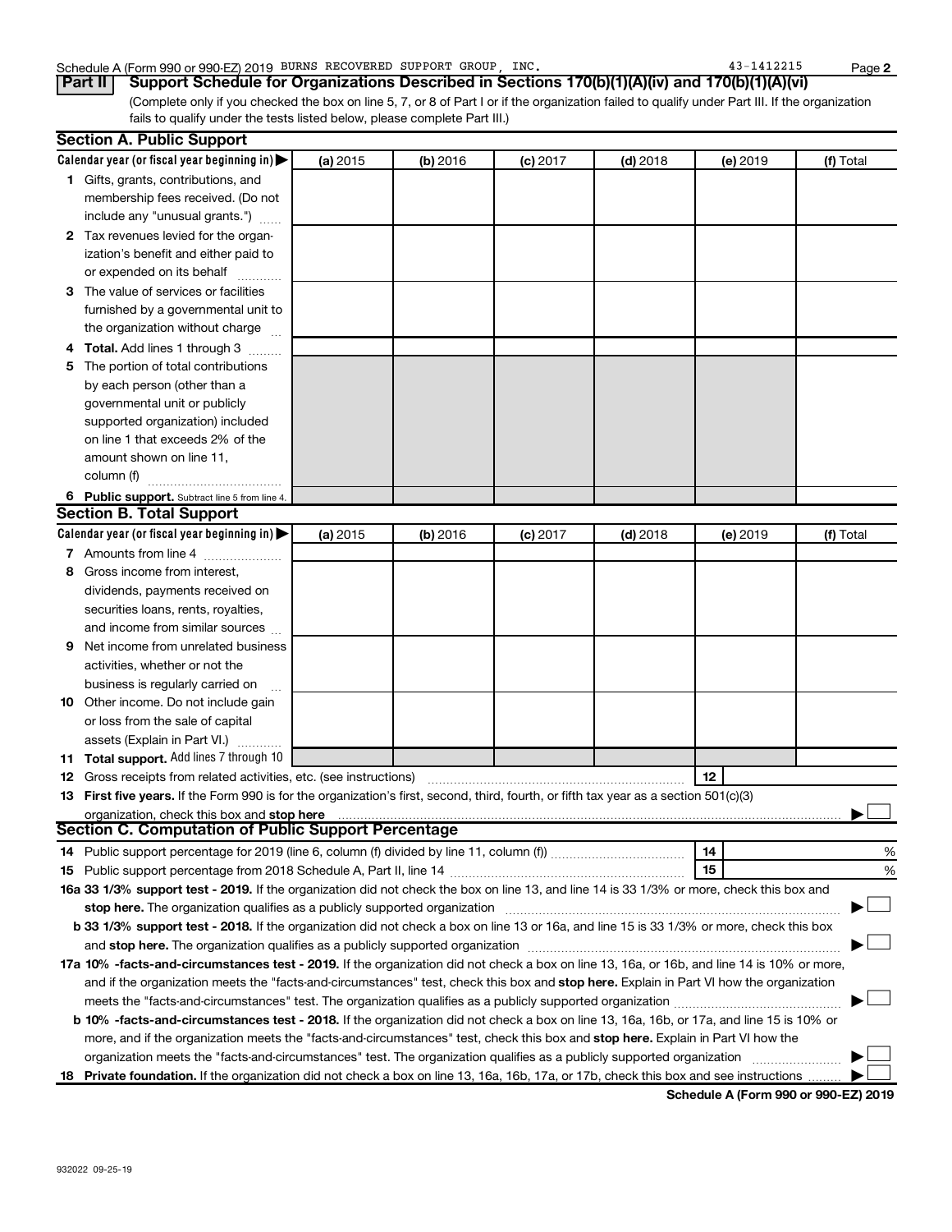Schedule A (Form 990 or 990-EZ) 2019 BURNS RECOVERED SUPPORT GROUP, INC. 43-1412215 Page 2

**Part II** **Support Schedule for Organizations Described in Sections 170(b)(1)(A)(iv) and 170(b)(1)(A)(vi)**

(Complete only if you checked the box on line 5, 7, or 8 of Part I or if the organization failed to qualify under Part III. If the organization fails to qualify under the tests listed below, please complete Part III.)

## Section A. Public Support

| Calendar year (or fiscal year beginning in) ▶ | (a) 2015 | (b) 2016 | (c) 2017 | (d) 2018 | (e) 2019 | (f) Total |
|---|---|---|---|---|---|---|
| **1** Gifts, grants, contributions, and membership fees received. (Do not include any "unusual grants.") | | | | | | |
| **2** Tax revenues levied for the organization's benefit and either paid to or expended on its behalf | | | | | | |
| **3** The value of services or facilities furnished by a governmental unit to the organization without charge | | | | | | |
| **4 Total.** Add lines 1 through 3 | | | | | | |
| **5** The portion of total contributions by each person (other than a governmental unit or publicly supported organization) included on line 1 that exceeds 2% of the amount shown on line 11, column (f) | | | | | | |
| **6 Public support.** Subtract line 5 from line 4. | | | | | | |

## Section B. Total Support

| Calendar year (or fiscal year beginning in) ▶ | (a) 2015 | (b) 2016 | (c) 2017 | (d) 2018 | (e) 2019 | (f) Total |
|---|---|---|---|---|---|---|
| **7** Amounts from line 4 | | | | | | |
| **8** Gross income from interest, dividends, payments received on securities loans, rents, royalties, and income from similar sources | | | | | | |
| **9** Net income from unrelated business activities, whether or not the business is regularly carried on | | | | | | |
| **10** Other income. Do not include gain or loss from the sale of capital assets (Explain in Part VI.) | | | | | | |
| **11 Total support.** Add lines 7 through 10 | | | | | | |

**12** Gross receipts from related activities, etc. (see instructions) | **12** |

**13 First five years.** If the Form 990 is for the organization's first, second, third, fourth, or fifth tax year as a section 501(c)(3) organization, check this box and **stop here** ▶ ☐

## Section C. Computation of Public Support Percentage

**14** Public support percentage for 2019 (line 6, column (f) divided by line 11, column (f)) | **14** | %

**15** Public support percentage from 2018 Schedule A, Part II, line 14 | **15** | %

**16a 33 1/3% support test - 2019.** If the organization did not check the box on line 13, and line 14 is 33 1/3% or more, check this box and **stop here.** The organization qualifies as a publicly supported organization ▶ ☐

**b 33 1/3% support test - 2018.** If the organization did not check a box on line 13 or 16a, and line 15 is 33 1/3% or more, check this box and **stop here.** The organization qualifies as a publicly supported organization ▶ ☐

**17a 10% -facts-and-circumstances test - 2019.** If the organization did not check a box on line 13, 16a, or 16b, and line 14 is 10% or more, and if the organization meets the "facts-and-circumstances" test, check this box and **stop here.** Explain in Part VI how the organization meets the "facts-and-circumstances" test. The organization qualifies as a publicly supported organization ▶ ☐

**b 10% -facts-and-circumstances test - 2018.** If the organization did not check a box on line 13, 16a, 16b, or 17a, and line 15 is 10% or more, and if the organization meets the "facts-and-circumstances" test, check this box and **stop here.** Explain in Part VI how the organization meets the "facts-and-circumstances" test. The organization qualifies as a publicly supported organization ▶ ☐

**18 Private foundation.** If the organization did not check a box on line 13, 16a, 16b, 17a, or 17b, check this box and see instructions ▶ ☐

**Schedule A (Form 990 or 990-EZ) 2019**

932022 09-25-19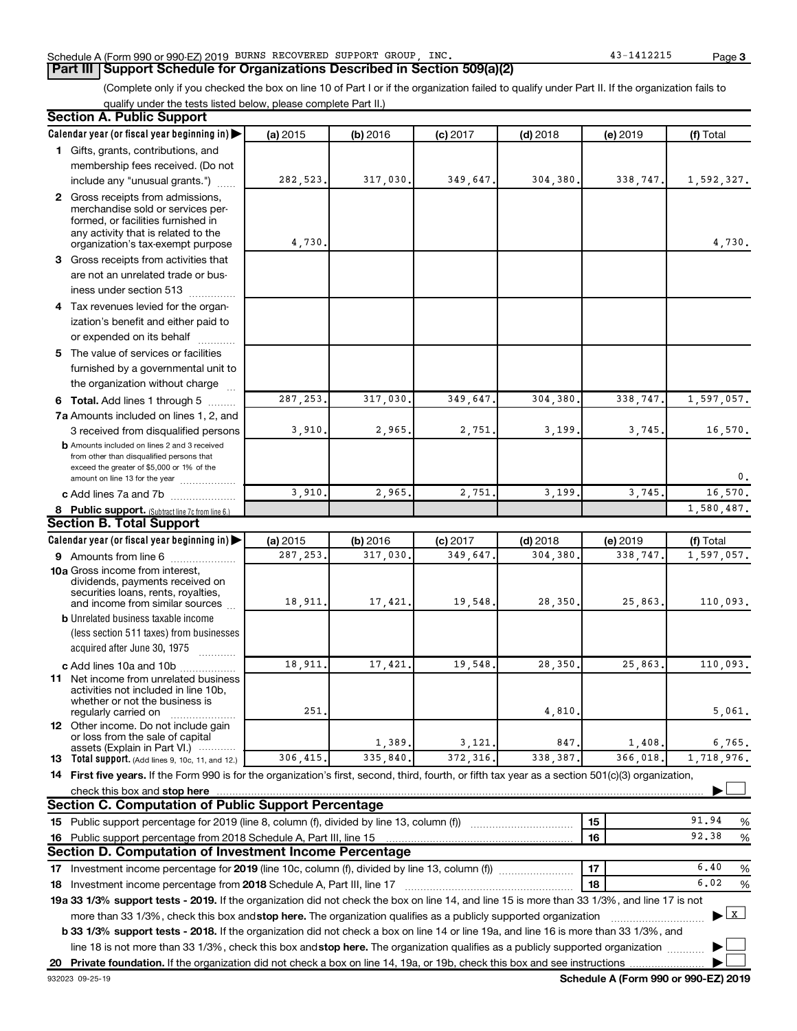Schedule A (Form 990 or 990-EZ) 2019 BURNS RECOVERED SUPPORT GROUP, INC. 43-1412215

## Part III Support Schedule for Organizations Described in Section 509(a)(2)

(Complete only if you checked the box on line 10 of Part I or if the organization failed to qualify under Part II. If the organization fails to qualify under the tests listed below, please complete Part II.)

### Section A. Public Support

| Calendar year (or fiscal year beginning in) | (a) 2015 | (b) 2016 | (c) 2017 | (d) 2018 | (e) 2019 | (f) Total |
|---|---|---|---|---|---|---|
| 1 Gifts, grants, contributions, and membership fees received. (Do not include any "unusual grants.") | 282,523. | 317,030. | 349,647. | 304,380. | 338,747. | 1,592,327. |
| 2 Gross receipts from admissions, merchandise sold or services performed, or facilities furnished in any activity that is related to the organization's tax-exempt purpose | 4,730. | | | | | 4,730. |
| 3 Gross receipts from activities that are not an unrelated trade or business under section 513 | | | | | | |
| 4 Tax revenues levied for the organization's benefit and either paid to or expended on its behalf | | | | | | |
| 5 The value of services or facilities furnished by a governmental unit to the organization without charge | | | | | | |
| 6 Total. Add lines 1 through 5 | 287,253. | 317,030. | 349,647. | 304,380. | 338,747. | 1,597,057. |
| 7a Amounts included on lines 1, 2, and 3 received from disqualified persons | 3,910. | 2,965. | 2,751. | 3,199. | 3,745. | 16,570. |
| b Amounts included on lines 2 and 3 received from other than disqualified persons that exceed the greater of $5,000 or 1% of the amount on line 13 for the year | | | | | | 0. |
| c Add lines 7a and 7b | 3,910. | 2,965. | 2,751. | 3,199. | 3,745. | 16,570. |
| 8 Public support. (Subtract line 7c from line 6.) | | | | | | 1,580,487. |

### Section B. Total Support

| Calendar year (or fiscal year beginning in) | (a) 2015 | (b) 2016 | (c) 2017 | (d) 2018 | (e) 2019 | (f) Total |
|---|---|---|---|---|---|---|
| 9 Amounts from line 6 | 287,253. | 317,030. | 349,647. | 304,380. | 338,747. | 1,597,057. |
| 10a Gross income from interest, dividends, payments received on securities loans, rents, royalties, and income from similar sources | 18,911. | 17,421. | 19,548. | 28,350. | 25,863. | 110,093. |
| b Unrelated business taxable income (less section 511 taxes) from businesses acquired after June 30, 1975 | | | | | | |
| c Add lines 10a and 10b | 18,911. | 17,421. | 19,548. | 28,350. | 25,863. | 110,093. |
| 11 Net income from unrelated business activities not included in line 10b, whether or not the business is regularly carried on | 251. | | | 4,810. | | 5,061. |
| 12 Other income. Do not include gain or loss from the sale of capital assets (Explain in Part VI.) | | 1,389. | 3,121. | 847. | 1,408. | 6,765. |
| 13 Total support. (Add lines 9, 10c, 11, and 12.) | 306,415. | 335,840. | 372,316. | 338,387. | 366,018. | 1,718,976. |

14 **First five years.** If the Form 990 is for the organization's first, second, third, fourth, or fifth tax year as a section 501(c)(3) organization, check this box and **stop here** ☐

### Section C. Computation of Public Support Percentage

| | | |
|---|---|---|
| 15 Public support percentage for 2019 (line 8, column (f), divided by line 13, column (f)) | 15 | 91.94 % |
| 16 Public support percentage from 2018 Schedule A, Part III, line 15 | 16 | 92.38 % |

### Section D. Computation of Investment Income Percentage

| | | |
|---|---|---|
| 17 Investment income percentage for **2019** (line 10c, column (f), divided by line 13, column (f)) | 17 | 6.40 % |
| 18 Investment income percentage from **2018** Schedule A, Part III, line 17 | 18 | 6.02 % |

**19a 33 1/3% support tests - 2019.** If the organization did not check the box on line 14, and line 15 is more than 33 1/3%, and line 17 is not more than 33 1/3%, check this box and **stop here.** The organization qualifies as a publicly supported organization ☒

**b 33 1/3% support tests - 2018.** If the organization did not check a box on line 14 or line 19a, and line 16 is more than 33 1/3%, and line 18 is not more than 33 1/3%, check this box and **stop here.** The organization qualifies as a publicly supported organization ☐

**20 Private foundation.** If the organization did not check a box on line 14, 19a, or 19b, check this box and see instructions ☐

932023 09-25-19 **Schedule A (Form 990 or 990-EZ) 2019**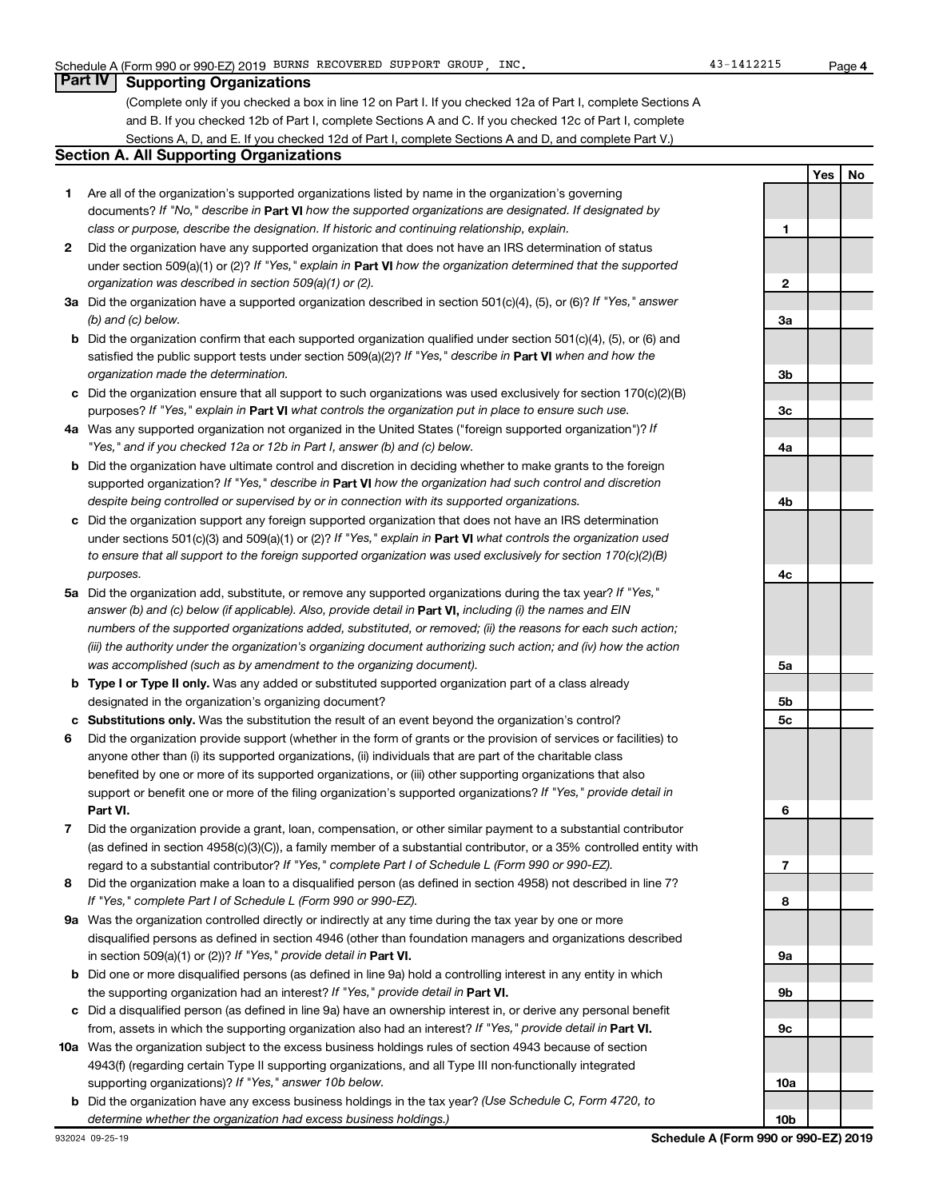Schedule A (Form 990 or 990-EZ) 2019 BURNS RECOVERED SUPPORT GROUP, INC. 43-1412215

## Part IV Supporting Organizations

(Complete only if you checked a box in line 12 on Part I. If you checked 12a of Part I, complete Sections A and B. If you checked 12b of Part I, complete Sections A and C. If you checked 12c of Part I, complete Sections A, D, and E. If you checked 12d of Part I, complete Sections A and D, and complete Part V.)

### Section A. All Supporting Organizations

| | | | Yes | No |
|---|---|---|---|---|
| **1** | Are all of the organization's supported organizations listed by name in the organization's governing documents? *If "No," describe in* **Part VI** *how the supported organizations are designated. If designated by class or purpose, describe the designation. If historic and continuing relationship, explain.* | 1 | | |
| **2** | Did the organization have any supported organization that does not have an IRS determination of status under section 509(a)(1) or (2)? *If "Yes," explain in* **Part VI** *how the organization determined that the supported organization was described in section 509(a)(1) or (2).* | 2 | | |
| **3a** | Did the organization have a supported organization described in section 501(c)(4), (5), or (6)? *If "Yes," answer (b) and (c) below.* | 3a | | |
| **b** | Did the organization confirm that each supported organization qualified under section 501(c)(4), (5), or (6) and satisfied the public support tests under section 509(a)(2)? *If "Yes," describe in* **Part VI** *when and how the organization made the determination.* | 3b | | |
| **c** | Did the organization ensure that all support to such organizations was used exclusively for section 170(c)(2)(B) purposes? *If "Yes," explain in* **Part VI** *what controls the organization put in place to ensure such use.* | 3c | | |
| **4a** | Was any supported organization not organized in the United States ("foreign supported organization")? *If "Yes," and if you checked 12a or 12b in Part I, answer (b) and (c) below.* | 4a | | |
| **b** | Did the organization have ultimate control and discretion in deciding whether to make grants to the foreign supported organization? *If "Yes," describe in* **Part VI** *how the organization had such control and discretion despite being controlled or supervised by or in connection with its supported organizations.* | 4b | | |
| **c** | Did the organization support any foreign supported organization that does not have an IRS determination under sections 501(c)(3) and 509(a)(1) or (2)? *If "Yes," explain in* **Part VI** *what controls the organization used to ensure that all support to the foreign supported organization was used exclusively for section 170(c)(2)(B) purposes.* | 4c | | |
| **5a** | Did the organization add, substitute, or remove any supported organizations during the tax year? *If "Yes," answer (b) and (c) below (if applicable). Also, provide detail in* **Part VI,** *including (i) the names and EIN numbers of the supported organizations added, substituted, or removed; (ii) the reasons for each such action; (iii) the authority under the organization's organizing document authorizing such action; and (iv) how the action was accomplished (such as by amendment to the organizing document).* | 5a | | |
| **b** | **Type I or Type II only.** Was any added or substituted supported organization part of a class already designated in the organization's organizing document? | 5b | | |
| **c** | **Substitutions only.** Was the substitution the result of an event beyond the organization's control? | 5c | | |
| **6** | Did the organization provide support (whether in the form of grants or the provision of services or facilities) to anyone other than (i) its supported organizations, (ii) individuals that are part of the charitable class benefited by one or more of its supported organizations, or (iii) other supporting organizations that also support or benefit one or more of the filing organization's supported organizations? *If "Yes," provide detail in* **Part VI.** | 6 | | |
| **7** | Did the organization provide a grant, loan, compensation, or other similar payment to a substantial contributor (as defined in section 4958(c)(3)(C)), a family member of a substantial contributor, or a 35% controlled entity with regard to a substantial contributor? *If "Yes," complete Part I of Schedule L (Form 990 or 990-EZ).* | 7 | | |
| **8** | Did the organization make a loan to a disqualified person (as defined in section 4958) not described in line 7? *If "Yes," complete Part I of Schedule L (Form 990 or 990-EZ).* | 8 | | |
| **9a** | Was the organization controlled directly or indirectly at any time during the tax year by one or more disqualified persons as defined in section 4946 (other than foundation managers and organizations described in section 509(a)(1) or (2))? *If "Yes," provide detail in* **Part VI.** | 9a | | |
| **b** | Did one or more disqualified persons (as defined in line 9a) hold a controlling interest in any entity in which the supporting organization had an interest? *If "Yes," provide detail in* **Part VI.** | 9b | | |
| **c** | Did a disqualified person (as defined in line 9a) have an ownership interest in, or derive any personal benefit from, assets in which the supporting organization also had an interest? *If "Yes," provide detail in* **Part VI.** | 9c | | |
| **10a** | Was the organization subject to the excess business holdings rules of section 4943 because of section 4943(f) (regarding certain Type II supporting organizations, and all Type III non-functionally integrated supporting organizations)? *If "Yes," answer 10b below.* | 10a | | |
| **b** | Did the organization have any excess business holdings in the tax year? *(Use Schedule C, Form 4720, to determine whether the organization had excess business holdings.)* | 10b | | |

932024 09-25-19 **Schedule A (Form 990 or 990-EZ) 2019**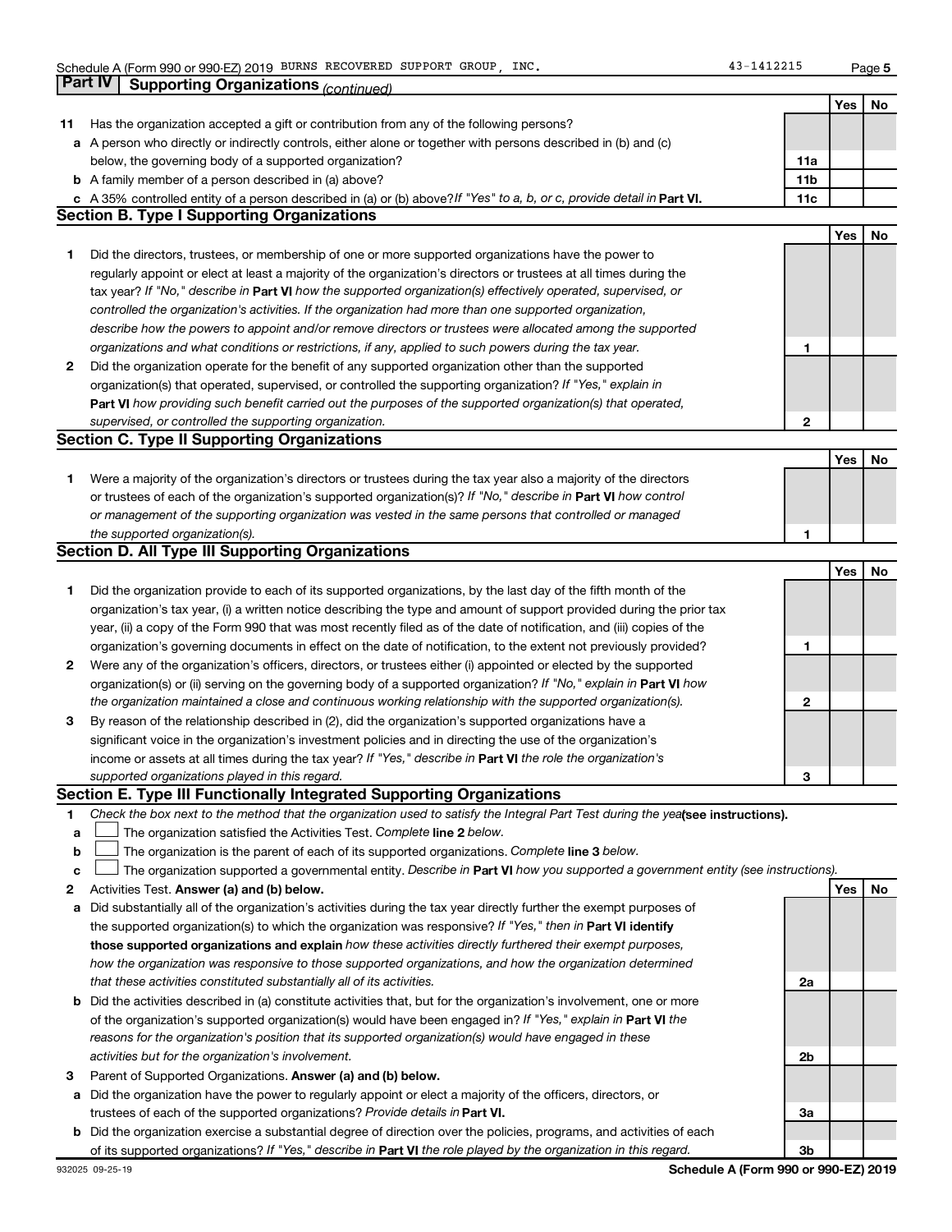Schedule A (Form 990 or 990-EZ) 2019 BURNS RECOVERED SUPPORT GROUP, INC. 43-1412215

## Part IV Supporting Organizations *(continued)*

| | | | Yes | No |
|---|---|---|---|---|
| **11** | Has the organization accepted a gift or contribution from any of the following persons? | | | |
| **a** | A person who directly or indirectly controls, either alone or together with persons described in (b) and (c) below, the governing body of a supported organization? | 11a | | |
| **b** | A family member of a person described in (a) above? | 11b | | |
| **c** | A 35% controlled entity of a person described in (a) or (b) above? *If "Yes" to a, b, or c, provide detail in* **Part VI.** | 11c | | |

### Section B. Type I Supporting Organizations

| | | | Yes | No |
|---|---|---|---|---|
| **1** | Did the directors, trustees, or membership of one or more supported organizations have the power to regularly appoint or elect at least a majority of the organization's directors or trustees at all times during the tax year? *If "No," describe in* **Part VI** *how the supported organization(s) effectively operated, supervised, or controlled the organization's activities. If the organization had more than one supported organization, describe how the powers to appoint and/or remove directors or trustees were allocated among the supported organizations and what conditions or restrictions, if any, applied to such powers during the tax year.* | 1 | | |
| **2** | Did the organization operate for the benefit of any supported organization other than the supported organization(s) that operated, supervised, or controlled the supporting organization? *If "Yes," explain in* **Part VI** *how providing such benefit carried out the purposes of the supported organization(s) that operated, supervised, or controlled the supporting organization.* | 2 | | |

### Section C. Type II Supporting Organizations

| | | | Yes | No |
|---|---|---|---|---|
| **1** | Were a majority of the organization's directors or trustees during the tax year also a majority of the directors or trustees of each of the organization's supported organization(s)? *If "No," describe in* **Part VI** *how control or management of the supporting organization was vested in the same persons that controlled or managed the supported organization(s).* | 1 | | |

### Section D. All Type III Supporting Organizations

| | | | Yes | No |
|---|---|---|---|---|
| **1** | Did the organization provide to each of its supported organizations, by the last day of the fifth month of the organization's tax year, (i) a written notice describing the type and amount of support provided during the prior tax year, (ii) a copy of the Form 990 that was most recently filed as of the date of notification, and (iii) copies of the organization's governing documents in effect on the date of notification, to the extent not previously provided? | 1 | | |
| **2** | Were any of the organization's officers, directors, or trustees either (i) appointed or elected by the supported organization(s) or (ii) serving on the governing body of a supported organization? *If "No," explain in* **Part VI** *how the organization maintained a close and continuous working relationship with the supported organization(s).* | 2 | | |
| **3** | By reason of the relationship described in (2), did the organization's supported organizations have a significant voice in the organization's investment policies and in directing the use of the organization's income or assets at all times during the tax year? *If "Yes," describe in* **Part VI** *the role the organization's supported organizations played in this regard.* | 3 | | |

### Section E. Type III Functionally Integrated Supporting Organizations

**1** *Check the box next to the method that the organization used to satisfy the Integral Part Test during the year* **(see instructions).**

- **a** ☐ The organization satisfied the Activities Test. *Complete* **line 2** *below.*
- **b** ☐ The organization is the parent of each of its supported organizations. *Complete* **line 3** *below.*
- **c** ☐ The organization supported a governmental entity. *Describe in* **Part VI** *how you supported a government entity (see instructions).*

| | | | Yes | No |
|---|---|---|---|---|
| **2** | Activities Test. **Answer (a) and (b) below.** | | | |
| **a** | Did substantially all of the organization's activities during the tax year directly further the exempt purposes of the supported organization(s) to which the organization was responsive? *If "Yes," then in* **Part VI identify those supported organizations and explain** *how these activities directly furthered their exempt purposes, how the organization was responsive to those supported organizations, and how the organization determined that these activities constituted substantially all of its activities.* | 2a | | |
| **b** | Did the activities described in (a) constitute activities that, but for the organization's involvement, one or more of the organization's supported organization(s) would have been engaged in? *If "Yes," explain in* **Part VI** *the reasons for the organization's position that its supported organization(s) would have engaged in these activities but for the organization's involvement.* | 2b | | |
| **3** | Parent of Supported Organizations. **Answer (a) and (b) below.** | | | |
| **a** | Did the organization have the power to regularly appoint or elect a majority of the officers, directors, or trustees of each of the supported organizations? *Provide details in* **Part VI.** | 3a | | |
| **b** | Did the organization exercise a substantial degree of direction over the policies, programs, and activities of each of its supported organizations? *If "Yes," describe in* **Part VI** *the role played by the organization in this regard.* | 3b | | |

932025 09-25-19 **Schedule A (Form 990 or 990-EZ) 2019**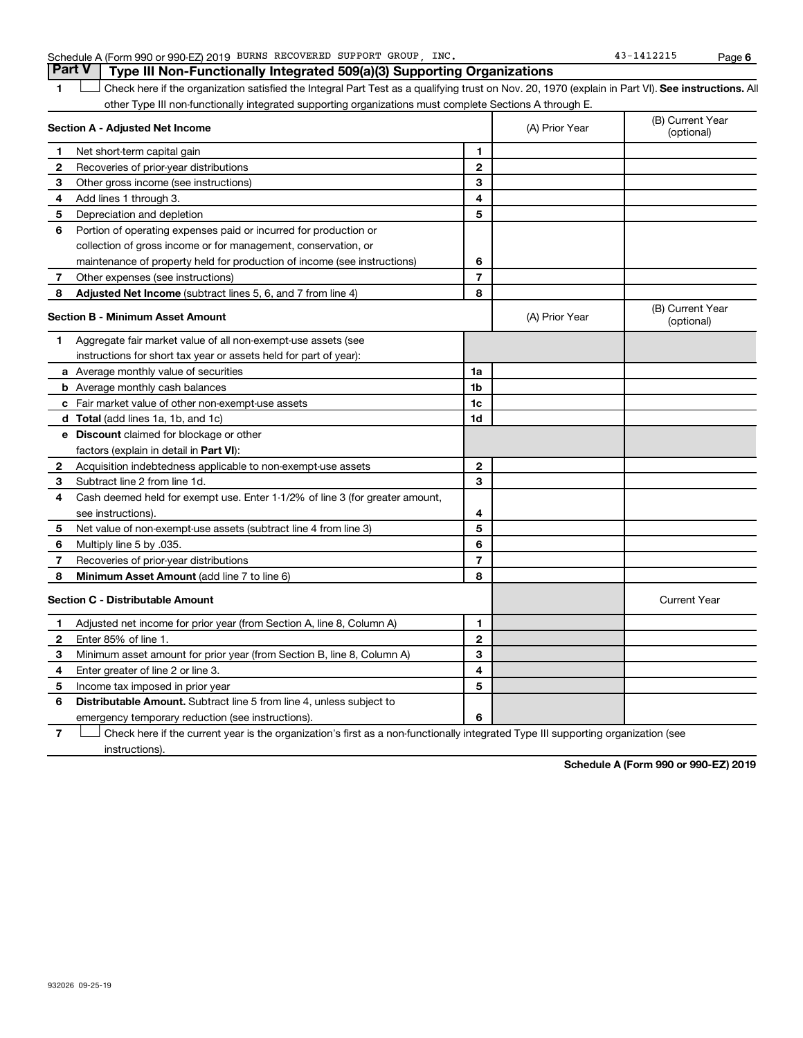Schedule A (Form 990 or 990-EZ) 2019 BURNS RECOVERED SUPPORT GROUP, INC. 43-1412215 Page 6

## Part V Type III Non-Functionally Integrated 509(a)(3) Supporting Organizations

1 ☐ Check here if the organization satisfied the Integral Part Test as a qualifying trust on Nov. 20, 1970 (explain in Part VI). **See instructions.** All other Type III non-functionally integrated supporting organizations must complete Sections A through E.

| **Section A - Adjusted Net Income** | | | (A) Prior Year | (B) Current Year (optional) |
|---|---|---|---|---|
| 1 | Net short-term capital gain | 1 | | |
| 2 | Recoveries of prior-year distributions | 2 | | |
| 3 | Other gross income (see instructions) | 3 | | |
| 4 | Add lines 1 through 3. | 4 | | |
| 5 | Depreciation and depletion | 5 | | |
| 6 | Portion of operating expenses paid or incurred for production or collection of gross income or for management, conservation, or maintenance of property held for production of income (see instructions) | 6 | | |
| 7 | Other expenses (see instructions) | 7 | | |
| 8 | **Adjusted Net Income** (subtract lines 5, 6, and 7 from line 4) | 8 | | |

| **Section B - Minimum Asset Amount** | | | (A) Prior Year | (B) Current Year (optional) |
|---|---|---|---|---|
| 1 | Aggregate fair market value of all non-exempt-use assets (see instructions for short tax year or assets held for part of year): | | | |
| a | Average monthly value of securities | 1a | | |
| b | Average monthly cash balances | 1b | | |
| c | Fair market value of other non-exempt-use assets | 1c | | |
| d | **Total** (add lines 1a, 1b, and 1c) | 1d | | |
| e | **Discount** claimed for blockage or other factors (explain in detail in **Part VI**): | | | |
| 2 | Acquisition indebtedness applicable to non-exempt-use assets | 2 | | |
| 3 | Subtract line 2 from line 1d. | 3 | | |
| 4 | Cash deemed held for exempt use. Enter 1-1/2% of line 3 (for greater amount, see instructions). | 4 | | |
| 5 | Net value of non-exempt-use assets (subtract line 4 from line 3) | 5 | | |
| 6 | Multiply line 5 by .035. | 6 | | |
| 7 | Recoveries of prior-year distributions | 7 | | |
| 8 | **Minimum Asset Amount** (add line 7 to line 6) | 8 | | |

| **Section C - Distributable Amount** | | | | Current Year |
|---|---|---|---|---|
| 1 | Adjusted net income for prior year (from Section A, line 8, Column A) | 1 | | |
| 2 | Enter 85% of line 1. | 2 | | |
| 3 | Minimum asset amount for prior year (from Section B, line 8, Column A) | 3 | | |
| 4 | Enter greater of line 2 or line 3. | 4 | | |
| 5 | Income tax imposed in prior year | 5 | | |
| 6 | **Distributable Amount.** Subtract line 5 from line 4, unless subject to emergency temporary reduction (see instructions). | 6 | | |

7 ☐ Check here if the current year is the organization's first as a non-functionally integrated Type III supporting organization (see instructions).

**Schedule A (Form 990 or 990-EZ) 2019**

932026 09-25-19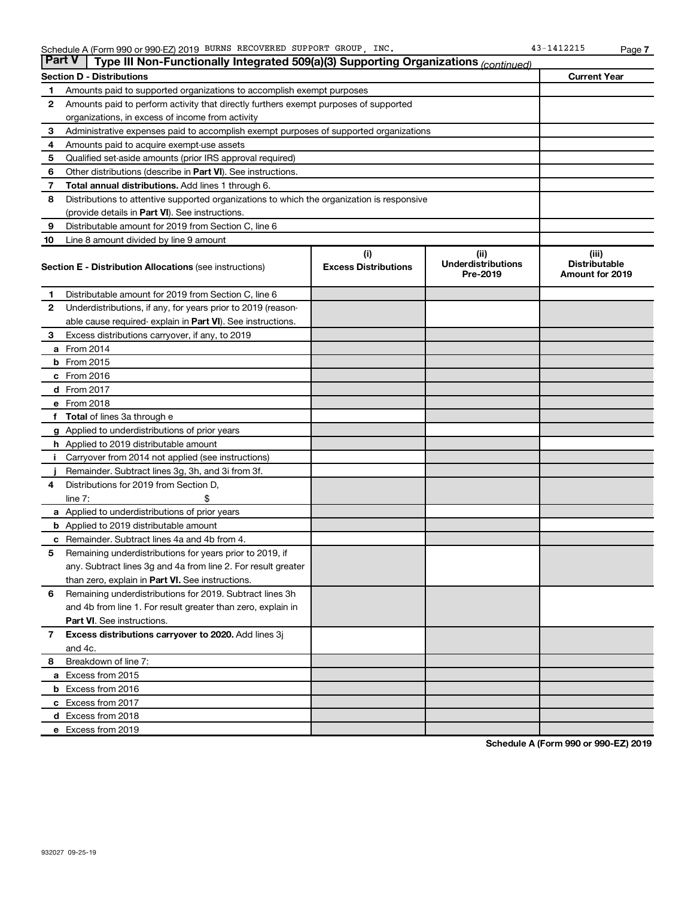Schedule A (Form 990 or 990-EZ) 2019 BURNS RECOVERED SUPPORT GROUP, INC. 43-1412215

## Part V Type III Non-Functionally Integrated 509(a)(3) Supporting Organizations *(continued)*

| Section D - Distributions | | Current Year |
|---|---|---|
| 1 | Amounts paid to supported organizations to accomplish exempt purposes | |
| 2 | Amounts paid to perform activity that directly furthers exempt purposes of supported organizations, in excess of income from activity | |
| 3 | Administrative expenses paid to accomplish exempt purposes of supported organizations | |
| 4 | Amounts paid to acquire exempt-use assets | |
| 5 | Qualified set-aside amounts (prior IRS approval required) | |
| 6 | Other distributions (describe in **Part VI**). See instructions. | |
| 7 | **Total annual distributions.** Add lines 1 through 6. | |
| 8 | Distributions to attentive supported organizations to which the organization is responsive (provide details in **Part VI**). See instructions. | |
| 9 | Distributable amount for 2019 from Section C, line 6 | |
| 10 | Line 8 amount divided by line 9 amount | |

| | **Section E - Distribution Allocations** (see instructions) | (i) Excess Distributions | (ii) Underdistributions Pre-2019 | (iii) Distributable Amount for 2019 |
|---|---|---|---|---|
| 1 | Distributable amount for 2019 from Section C, line 6 | | | |
| 2 | Underdistributions, if any, for years prior to 2019 (reasonable cause required- explain in **Part VI**). See instructions. | | | |
| 3 | Excess distributions carryover, if any, to 2019 | | | |
| a | From 2014 | | | |
| b | From 2015 | | | |
| c | From 2016 | | | |
| d | From 2017 | | | |
| e | From 2018 | | | |
| f | **Total** of lines 3a through e | | | |
| g | Applied to underdistributions of prior years | | | |
| h | Applied to 2019 distributable amount | | | |
| i | Carryover from 2014 not applied (see instructions) | | | |
| j | Remainder. Subtract lines 3g, 3h, and 3i from 3f. | | | |
| 4 | Distributions for 2019 from Section D, line 7: $ | | | |
| a | Applied to underdistributions of prior years | | | |
| b | Applied to 2019 distributable amount | | | |
| c | Remainder. Subtract lines 4a and 4b from 4. | | | |
| 5 | Remaining underdistributions for years prior to 2019, if any. Subtract lines 3g and 4a from line 2. For result greater than zero, explain in **Part VI.** See instructions. | | | |
| 6 | Remaining underdistributions for 2019. Subtract lines 3h and 4b from line 1. For result greater than zero, explain in **Part VI**. See instructions. | | | |
| 7 | **Excess distributions carryover to 2020.** Add lines 3j and 4c. | | | |
| 8 | Breakdown of line 7: | | | |
| a | Excess from 2015 | | | |
| b | Excess from 2016 | | | |
| c | Excess from 2017 | | | |
| d | Excess from 2018 | | | |
| e | Excess from 2019 | | | |

**Schedule A (Form 990 or 990-EZ) 2019**

932027 09-25-19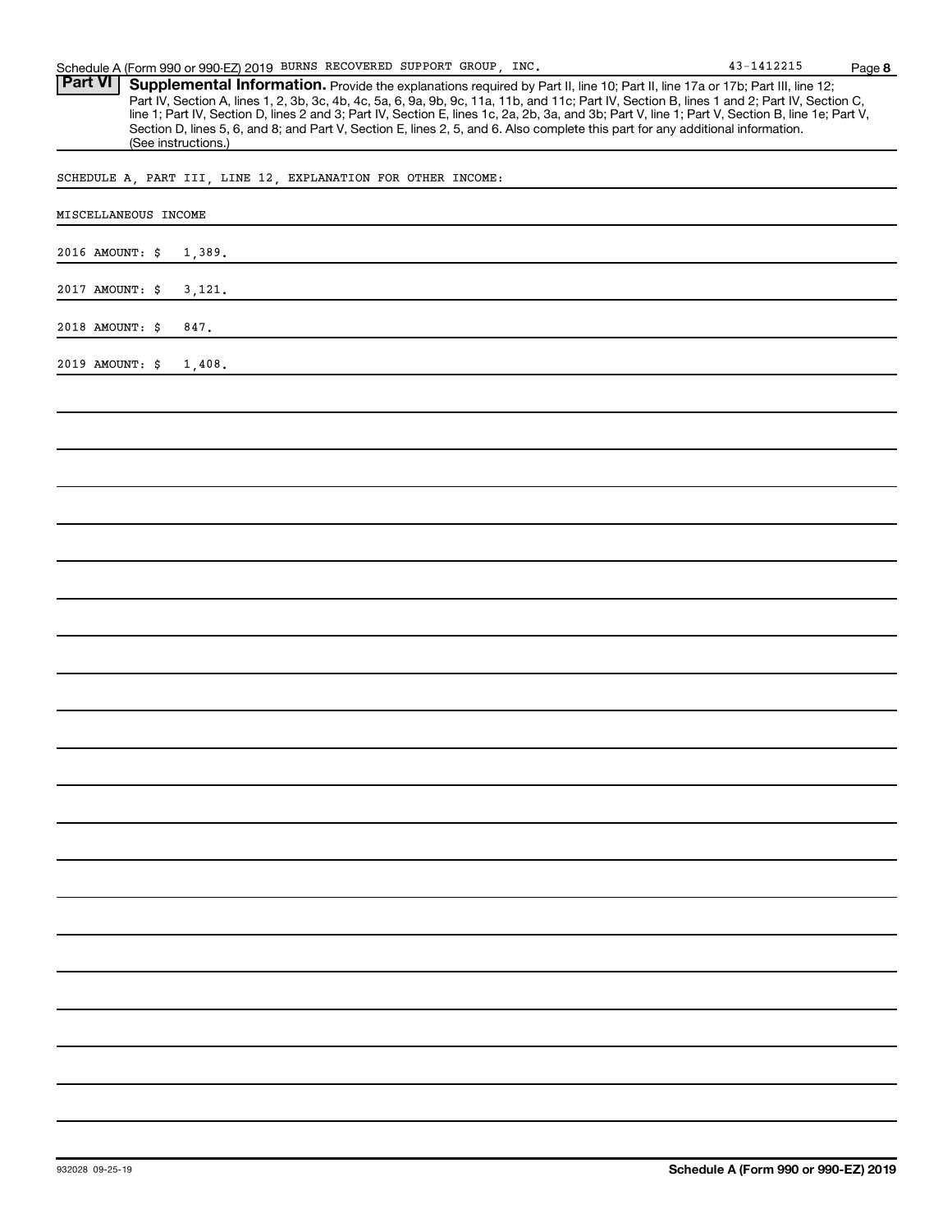Schedule A (Form 990 or 990-EZ) 2019 BURNS RECOVERED SUPPORT GROUP, INC. 43-1412215

**Part VI** **Supplemental Information.** Provide the explanations required by Part II, line 10; Part II, line 17a or 17b; Part III, line 12; Part IV, Section A, lines 1, 2, 3b, 3c, 4b, 4c, 5a, 6, 9a, 9b, 9c, 11a, 11b, and 11c; Part IV, Section B, lines 1 and 2; Part IV, Section C, line 1; Part IV, Section D, lines 2 and 3; Part IV, Section E, lines 1c, 2a, 2b, 3a, and 3b; Part V, line 1; Part V, Section B, line 1e; Part V, Section D, lines 5, 6, and 8; and Part V, Section E, lines 2, 5, and 6. Also complete this part for any additional information. (See instructions.)

SCHEDULE A, PART III, LINE 12, EXPLANATION FOR OTHER INCOME:

MISCELLANEOUS INCOME

2016 AMOUNT: $ 1,389.

2017 AMOUNT: $ 3,121.

2018 AMOUNT: $ 847.

2019 AMOUNT: $ 1,408.

Schedule A (Form 990 or 990-EZ) 2019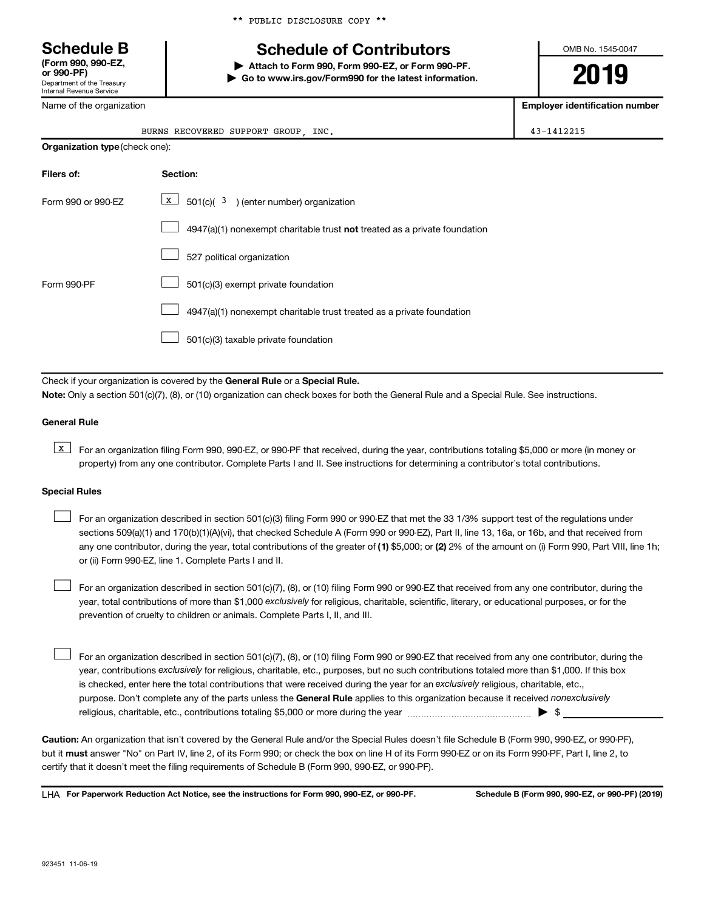** PUBLIC DISCLOSURE COPY **

# Schedule B

**(Form 990, 990-EZ, or 990-PF)**
Department of the Treasury
Internal Revenue Service

## Schedule of Contributors

**▶ Attach to Form 990, Form 990-EZ, or Form 990-PF.**
**▶ Go to www.irs.gov/Form990 for the latest information.**

OMB No. 1545-0047

**2019**

| Name of the organization | Employer identification number |
|---|---|
| BURNS RECOVERED SUPPORT GROUP, INC. | 43-1412215 |

**Organization type** (check one):

| Filers of: | Section: |
|---|---|
| Form 990 or 990-EZ | [X] 501(c)( 3 ) (enter number) organization |
| | [ ] 4947(a)(1) nonexempt charitable trust **not** treated as a private foundation |
| | [ ] 527 political organization |
| Form 990-PF | [ ] 501(c)(3) exempt private foundation |
| | [ ] 4947(a)(1) nonexempt charitable trust treated as a private foundation |
| | [ ] 501(c)(3) taxable private foundation |

Check if your organization is covered by the **General Rule** or a **Special Rule.**

**Note:** Only a section 501(c)(7), (8), or (10) organization can check boxes for both the General Rule and a Special Rule. See instructions.

### General Rule

[X] For an organization filing Form 990, 990-EZ, or 990-PF that received, during the year, contributions totaling $5,000 or more (in money or property) from any one contributor. Complete Parts I and II. See instructions for determining a contributor's total contributions.

### Special Rules

[ ] For an organization described in section 501(c)(3) filing Form 990 or 990-EZ that met the 33 1/3% support test of the regulations under sections 509(a)(1) and 170(b)(1)(A)(vi), that checked Schedule A (Form 990 or 990-EZ), Part II, line 13, 16a, or 16b, and that received from any one contributor, during the year, total contributions of the greater of **(1)** $5,000; or **(2)** 2% of the amount on (i) Form 990, Part VIII, line 1h; or (ii) Form 990-EZ, line 1. Complete Parts I and II.

[ ] For an organization described in section 501(c)(7), (8), or (10) filing Form 990 or 990-EZ that received from any one contributor, during the year, total contributions of more than $1,000 *exclusively* for religious, charitable, scientific, literary, or educational purposes, or for the prevention of cruelty to children or animals. Complete Parts I, II, and III.

[ ] For an organization described in section 501(c)(7), (8), or (10) filing Form 990 or 990-EZ that received from any one contributor, during the year, contributions *exclusively* for religious, charitable, etc., purposes, but no such contributions totaled more than $1,000. If this box is checked, enter here the total contributions that were received during the year for an *exclusively* religious, charitable, etc., purpose. Don't complete any of the parts unless the **General Rule** applies to this organization because it received *nonexclusively* religious, charitable, etc., contributions totaling $5,000 or more during the year ▶ $

**Caution:** An organization that isn't covered by the General Rule and/or the Special Rules doesn't file Schedule B (Form 990, 990-EZ, or 990-PF), but it **must** answer "No" on Part IV, line 2, of its Form 990; or check the box on line H of its Form 990-EZ or on its Form 990-PF, Part I, line 2, to certify that it doesn't meet the filing requirements of Schedule B (Form 990, 990-EZ, or 990-PF).

LHA **For Paperwork Reduction Act Notice, see the instructions for Form 990, 990-EZ, or 990-PF.** **Schedule B (Form 990, 990-EZ, or 990-PF) (2019)**

923451 11-06-19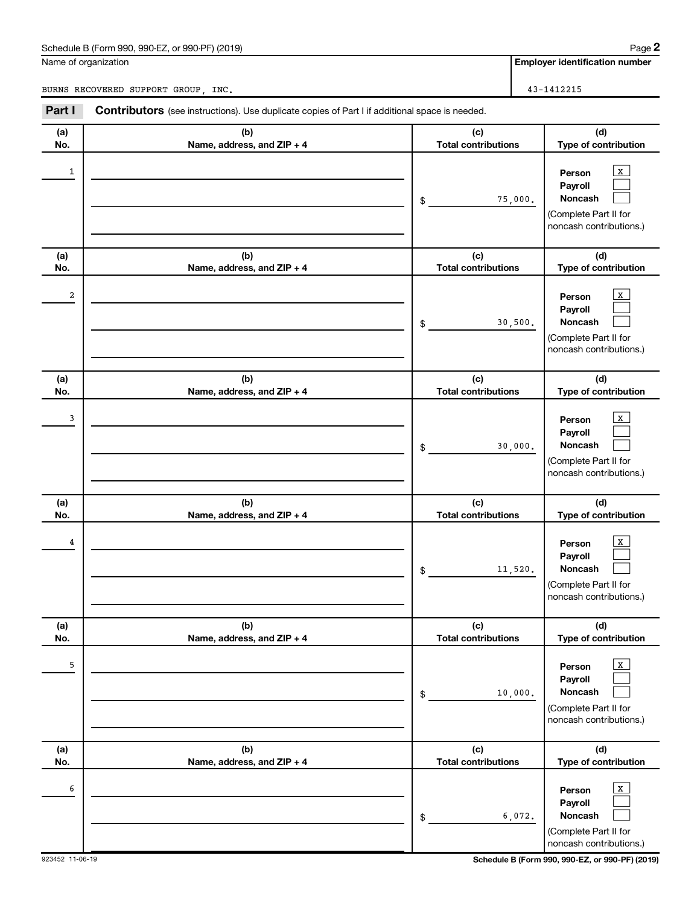Schedule B (Form 990, 990-EZ, or 990-PF) (2019)

Name of organization: BURNS RECOVERED SUPPORT GROUP, INC.

**Employer identification number**: 43-1412215

**Part I** **Contributors** (see instructions). Use duplicate copies of Part I if additional space is needed.

| (a) No. | (b) Name, address, and ZIP + 4 | (c) Total contributions | (d) Type of contribution |
|---|---|---|---|
| 1 | | $ 75,000. | Person [X] Payroll [ ] Noncash [ ] (Complete Part II for noncash contributions.) |
| 2 | | $ 30,500. | Person [X] Payroll [ ] Noncash [ ] (Complete Part II for noncash contributions.) |
| 3 | | $ 30,000. | Person [X] Payroll [ ] Noncash [ ] (Complete Part II for noncash contributions.) |
| 4 | | $ 11,520. | Person [X] Payroll [ ] Noncash [ ] (Complete Part II for noncash contributions.) |
| 5 | | $ 10,000. | Person [X] Payroll [ ] Noncash [ ] (Complete Part II for noncash contributions.) |
| 6 | | $ 6,072. | Person [X] Payroll [ ] Noncash [ ] (Complete Part II for noncash contributions.) |

923452 11-06-19

Schedule B (Form 990, 990-EZ, or 990-PF) (2019)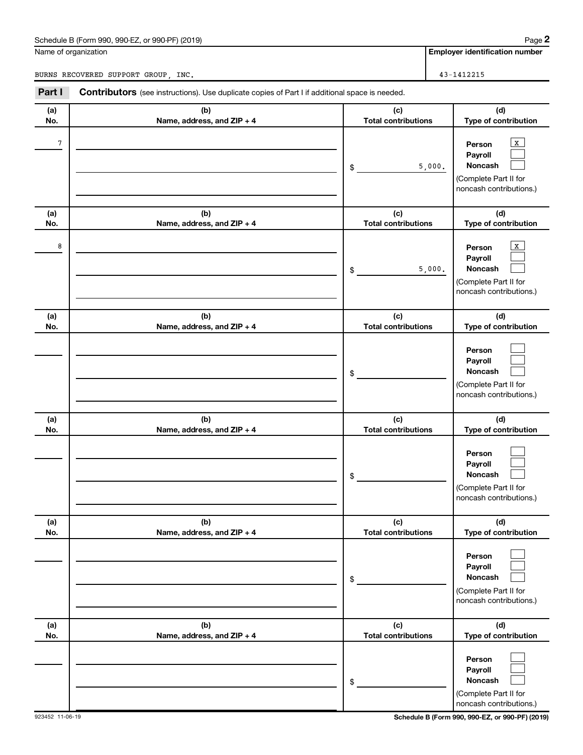Schedule B (Form 990, 990-EZ, or 990-PF) (2019)

| Name of organization | Employer identification number |
|---|---|
| BURNS RECOVERED SUPPORT GROUP, INC. | 43-1412215 |

**Part I** **Contributors** (see instructions). Use duplicate copies of Part I if additional space is needed.

| (a) No. | (b) Name, address, and ZIP + 4 | (c) Total contributions | (d) Type of contribution |
|---|---|---|---|
| 7 | | $ 5,000. | Person [X] Payroll [ ] Noncash [ ] (Complete Part II for noncash contributions.) |
| 8 | | $ 5,000. | Person [X] Payroll [ ] Noncash [ ] (Complete Part II for noncash contributions.) |
| | | $ | Person [ ] Payroll [ ] Noncash [ ] (Complete Part II for noncash contributions.) |
| | | $ | Person [ ] Payroll [ ] Noncash [ ] (Complete Part II for noncash contributions.) |
| | | $ | Person [ ] Payroll [ ] Noncash [ ] (Complete Part II for noncash contributions.) |
| | | $ | Person [ ] Payroll [ ] Noncash [ ] (Complete Part II for noncash contributions.) |

923452 11-06-19

Schedule B (Form 990, 990-EZ, or 990-PF) (2019)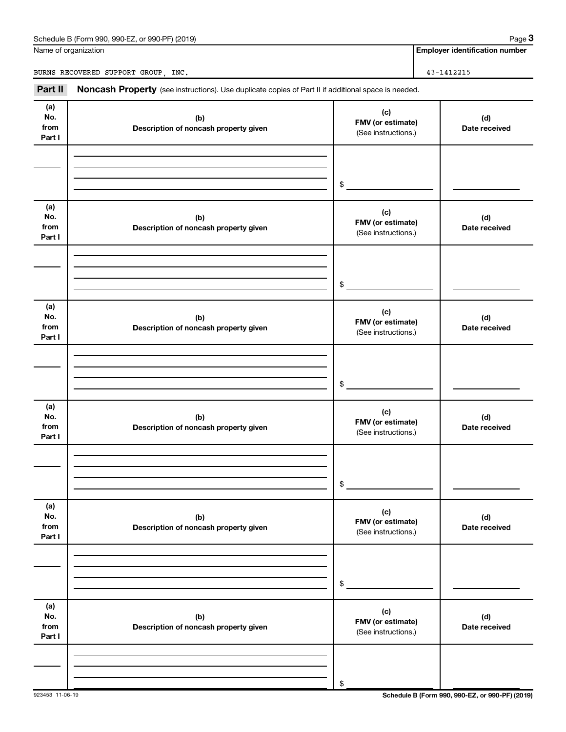Schedule B (Form 990, 990-EZ, or 990-PF) (2019) Page **3**

| Name of organization | Employer identification number |
| --- | --- |
| BURNS RECOVERED SUPPORT GROUP, INC. | 43-1412215 |

**Part II** **Noncash Property** (see instructions). Use duplicate copies of Part II if additional space is needed.

| (a) No. from Part I | (b) Description of noncash property given | (c) FMV (or estimate) (See instructions.) | (d) Date received |
| --- | --- | --- | --- |
| | | $ | |

| (a) No. from Part I | (b) Description of noncash property given | (c) FMV (or estimate) (See instructions.) | (d) Date received |
| --- | --- | --- | --- |
| | | $ | |

| (a) No. from Part I | (b) Description of noncash property given | (c) FMV (or estimate) (See instructions.) | (d) Date received |
| --- | --- | --- | --- |
| | | $ | |

| (a) No. from Part I | (b) Description of noncash property given | (c) FMV (or estimate) (See instructions.) | (d) Date received |
| --- | --- | --- | --- |
| | | $ | |

| (a) No. from Part I | (b) Description of noncash property given | (c) FMV (or estimate) (See instructions.) | (d) Date received |
| --- | --- | --- | --- |
| | | $ | |

| (a) No. from Part I | (b) Description of noncash property given | (c) FMV (or estimate) (See instructions.) | (d) Date received |
| --- | --- | --- | --- |
| | | $ | |

923453 11-06-19 **Schedule B (Form 990, 990-EZ, or 990-PF) (2019)**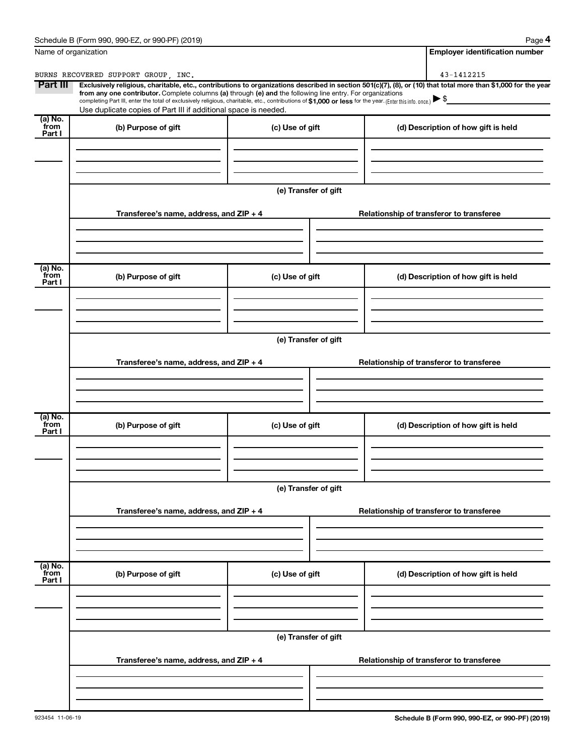Name of organization

BURNS RECOVERED SUPPORT GROUP, INC.

**Employer identification number**

43-1412215

**Part III** **Exclusively religious, charitable, etc., contributions to organizations described in section 501(c)(7), (8), or (10) that total more than $1,000 for the year from any one contributor.** Complete columns **(a)** through **(e)** and the following line entry. For organizations completing Part III, enter the total of exclusively religious, charitable, etc., contributions of **$1,000 or less** for the year. (Enter this info. once.) ▶ $

Use duplicate copies of Part III if additional space is needed.

| (a) No. from Part I | (b) Purpose of gift | (c) Use of gift | (d) Description of how gift is held |
|---|---|---|---|
| | | | |

**(e) Transfer of gift**

| Transferee's name, address, and ZIP + 4 | Relationship of transferor to transferee |
|---|---|
| | |

| (a) No. from Part I | (b) Purpose of gift | (c) Use of gift | (d) Description of how gift is held |
|---|---|---|---|
| | | | |

**(e) Transfer of gift**

| Transferee's name, address, and ZIP + 4 | Relationship of transferor to transferee |
|---|---|
| | |

| (a) No. from Part I | (b) Purpose of gift | (c) Use of gift | (d) Description of how gift is held |
|---|---|---|---|
| | | | |

**(e) Transfer of gift**

| Transferee's name, address, and ZIP + 4 | Relationship of transferor to transferee |
|---|---|
| | |

| (a) No. from Part I | (b) Purpose of gift | (c) Use of gift | (d) Description of how gift is held |
|---|---|---|---|
| | | | |

**(e) Transfer of gift**

| Transferee's name, address, and ZIP + 4 | Relationship of transferor to transferee |
|---|---|
| | |

923454 11-06-19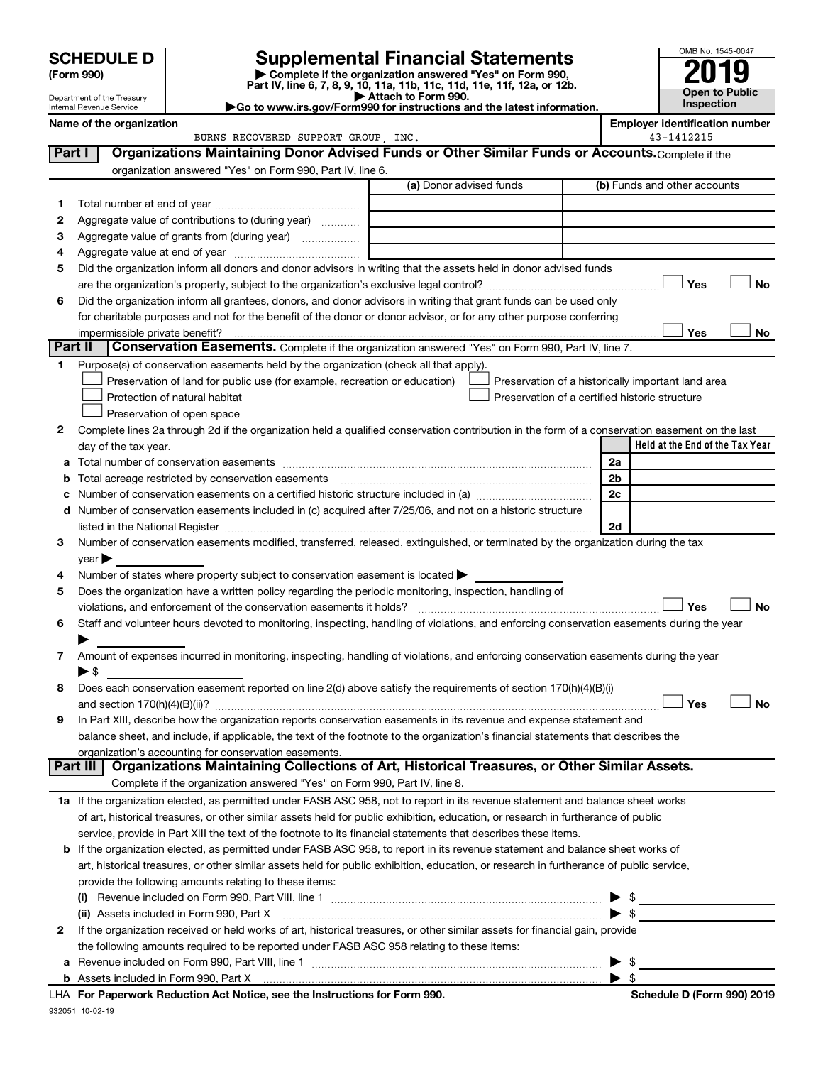# SCHEDULE D (Form 990)

Department of the Treasury
Internal Revenue Service

## Supplemental Financial Statements

▶ Complete if the organization answered "Yes" on Form 990, Part IV, line 6, 7, 8, 9, 10, 11a, 11b, 11c, 11d, 11e, 11f, 12a, or 12b.
▶ Attach to Form 990.
▶Go to www.irs.gov/Form990 for instructions and the latest information.

OMB No. 1545-0047

**2019**

**Open to Public Inspection**

**Name of the organization:** BURNS RECOVERED SUPPORT GROUP, INC.

**Employer identification number:** 43-1412215

### Part I — Organizations Maintaining Donor Advised Funds or Other Similar Funds or Accounts. Complete if the organization answered "Yes" on Form 990, Part IV, line 6.

| | | (a) Donor advised funds | (b) Funds and other accounts |
|---|---|---|---|
| 1 | Total number at end of year | | |
| 2 | Aggregate value of contributions to (during year) | | |
| 3 | Aggregate value of grants from (during year) | | |
| 4 | Aggregate value at end of year | | |

5 Did the organization inform all donors and donor advisors in writing that the assets held in donor advised funds are the organization's property, subject to the organization's exclusive legal control? ☐ Yes ☐ No

6 Did the organization inform all grantees, donors, and donor advisors in writing that grant funds can be used only for charitable purposes and not for the benefit of the donor or donor advisor, or for any other purpose conferring impermissible private benefit? ☐ Yes ☐ No

### Part II — Conservation Easements. Complete if the organization answered "Yes" on Form 990, Part IV, line 7.

1 Purpose(s) of conservation easements held by the organization (check all that apply).
- ☐ Preservation of land for public use (for example, recreation or education)
- ☐ Preservation of a historically important land area
- ☐ Protection of natural habitat
- ☐ Preservation of a certified historic structure
- ☐ Preservation of open space

2 Complete lines 2a through 2d if the organization held a qualified conservation contribution in the form of a conservation easement on the last day of the tax year.

| | | | Held at the End of the Tax Year |
|---|---|---|---|
| a | Total number of conservation easements | 2a | |
| b | Total acreage restricted by conservation easements | 2b | |
| c | Number of conservation easements on a certified historic structure included in (a) | 2c | |
| d | Number of conservation easements included in (c) acquired after 7/25/06, and not on a historic structure listed in the National Register | 2d | |

3 Number of conservation easements modified, transferred, released, extinguished, or terminated by the organization during the tax year ▶

4 Number of states where property subject to conservation easement is located ▶

5 Does the organization have a written policy regarding the periodic monitoring, inspection, handling of violations, and enforcement of the conservation easements it holds? ☐ Yes ☐ No

6 Staff and volunteer hours devoted to monitoring, inspecting, handling of violations, and enforcing conservation easements during the year ▶

7 Amount of expenses incurred in monitoring, inspecting, handling of violations, and enforcing conservation easements during the year ▶ $

8 Does each conservation easement reported on line 2(d) above satisfy the requirements of section 170(h)(4)(B)(i) and section 170(h)(4)(B)(ii)? ☐ Yes ☐ No

9 In Part XIII, describe how the organization reports conservation easements in its revenue and expense statement and balance sheet, and include, if applicable, the text of the footnote to the organization's financial statements that describes the organization's accounting for conservation easements.

### Part III — Organizations Maintaining Collections of Art, Historical Treasures, or Other Similar Assets.

Complete if the organization answered "Yes" on Form 990, Part IV, line 8.

1a If the organization elected, as permitted under FASB ASC 958, not to report in its revenue statement and balance sheet works of art, historical treasures, or other similar assets held for public exhibition, education, or research in furtherance of public service, provide in Part XIII the text of the footnote to its financial statements that describes these items.

b If the organization elected, as permitted under FASB ASC 958, to report in its revenue statement and balance sheet works of art, historical treasures, or other similar assets held for public exhibition, education, or research in furtherance of public service, provide the following amounts relating to these items:

(i) Revenue included on Form 990, Part VIII, line 1 ▶ $

(ii) Assets included in Form 990, Part X ▶ $

2 If the organization received or held works of art, historical treasures, or other similar assets for financial gain, provide the following amounts required to be reported under FASB ASC 958 relating to these items:

a Revenue included on Form 990, Part VIII, line 1 ▶ $

b Assets included in Form 990, Part X ▶ $

LHA For Paperwork Reduction Act Notice, see the Instructions for Form 990. Schedule D (Form 990) 2019

932051 10-02-19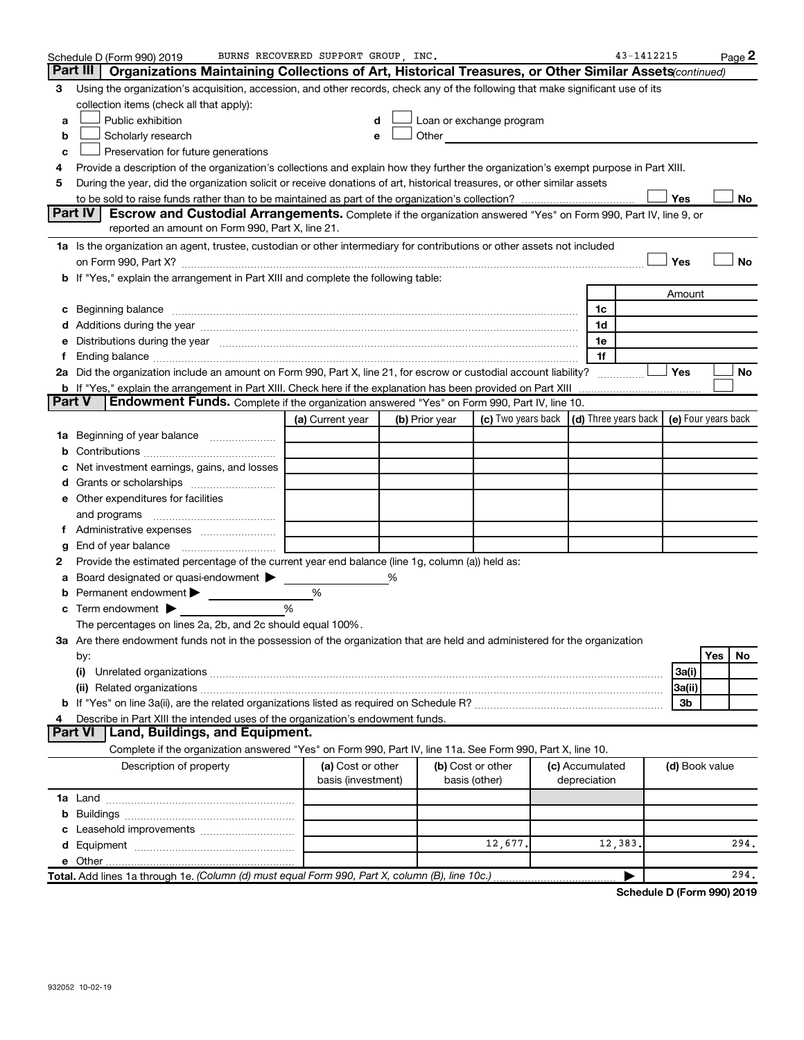Schedule D (Form 990) 2019 BURNS RECOVERED SUPPORT GROUP, INC. 43-1412215 Page 2

## Part III Organizations Maintaining Collections of Art, Historical Treasures, or Other Similar Assets *(continued)*

3 Using the organization's acquisition, accession, and other records, check any of the following that make significant use of its collection items (check all that apply):

- a ☐ Public exhibition
- b ☐ Scholarly research
- c ☐ Preservation for future generations
- d ☐ Loan or exchange program
- e ☐ Other

4 Provide a description of the organization's collections and explain how they further the organization's exempt purpose in Part XIII.

5 During the year, did the organization solicit or receive donations of art, historical treasures, or other similar assets to be sold to raise funds rather than to be maintained as part of the organization's collection? ☐ Yes ☐ No

## Part IV Escrow and Custodial Arrangements.

Complete if the organization answered "Yes" on Form 990, Part IV, line 9, or reported an amount on Form 990, Part X, line 21.

1a Is the organization an agent, trustee, custodian or other intermediary for contributions or other assets not included on Form 990, Part X? ☐ Yes ☐ No

b If "Yes," explain the arrangement in Part XIII and complete the following table:

| | | Amount |
|---|---|---|
| c Beginning balance | 1c | |
| d Additions during the year | 1d | |
| e Distributions during the year | 1e | |
| f Ending balance | 1f | |

2a Did the organization include an amount on Form 990, Part X, line 21, for escrow or custodial account liability? ☐ Yes ☐ No

b If "Yes," explain the arrangement in Part XIII. Check here if the explanation has been provided on Part XIII ☐

## Part V Endowment Funds.

Complete if the organization answered "Yes" on Form 990, Part IV, line 10.

| | (a) Current year | (b) Prior year | (c) Two years back | (d) Three years back | (e) Four years back |
|---|---|---|---|---|---|
| 1a Beginning of year balance | | | | | |
| b Contributions | | | | | |
| c Net investment earnings, gains, and losses | | | | | |
| d Grants or scholarships | | | | | |
| e Other expenditures for facilities and programs | | | | | |
| f Administrative expenses | | | | | |
| g End of year balance | | | | | |

2 Provide the estimated percentage of the current year end balance (line 1g, column (a)) held as:

- a Board designated or quasi-endowment ▶ %
- b Permanent endowment ▶ %
- c Term endowment ▶ %

The percentages on lines 2a, 2b, and 2c should equal 100%.

3a Are there endowment funds not in the possession of the organization that are held and administered for the organization by:

| | | Yes | No |
|---|---|---|---|
| (i) Unrelated organizations | 3a(i) | | |
| (ii) Related organizations | 3a(ii) | | |
| b If "Yes" on line 3a(ii), are the related organizations listed as required on Schedule R? | 3b | | |

4 Describe in Part XIII the intended uses of the organization's endowment funds.

## Part VI Land, Buildings, and Equipment.

Complete if the organization answered "Yes" on Form 990, Part IV, line 11a. See Form 990, Part X, line 10.

| Description of property | (a) Cost or other basis (investment) | (b) Cost or other basis (other) | (c) Accumulated depreciation | (d) Book value |
|---|---|---|---|---|
| 1a Land | | | | |
| b Buildings | | | | |
| c Leasehold improvements | | | | |
| d Equipment | | 12,677. | 12,383. | 294. |
| e Other | | | | |

**Total.** Add lines 1a through 1e. *(Column (d) must equal Form 990, Part X, column (B), line 10c.)* ▶ 294.

**Schedule D (Form 990) 2019**

932052 10-02-19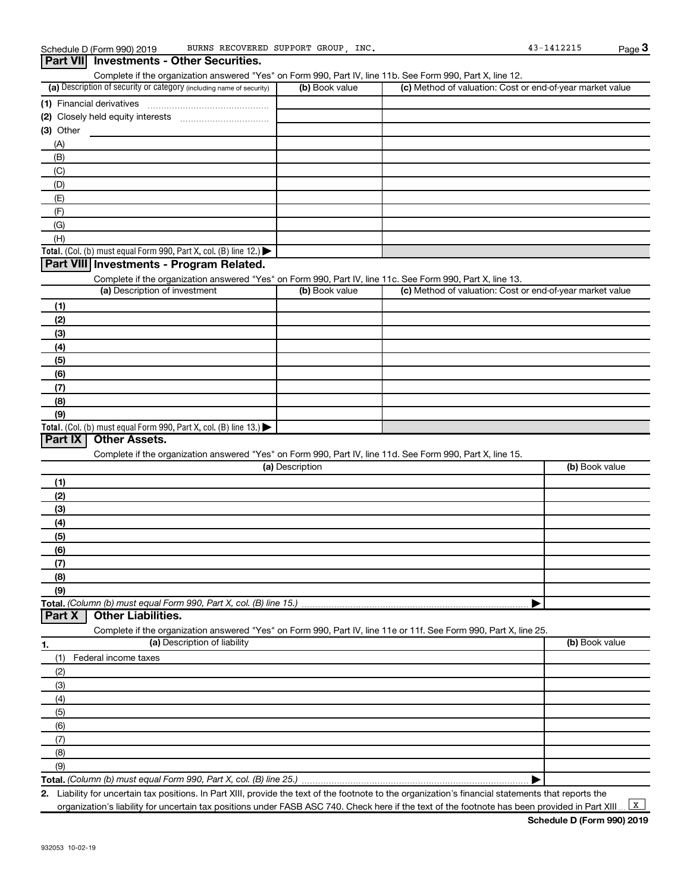Schedule D (Form 990) 2019 BURNS RECOVERED SUPPORT GROUP, INC. 43-1412215 Page 3

## Part VII Investments - Other Securities.

Complete if the organization answered "Yes" on Form 990, Part IV, line 11b. See Form 990, Part X, line 12.

| (a) Description of security or category (including name of security) | (b) Book value | (c) Method of valuation: Cost or end-of-year market value |
|---|---|---|
| (1) Financial derivatives | | |
| (2) Closely held equity interests | | |
| (3) Other | | |
| (A) | | |
| (B) | | |
| (C) | | |
| (D) | | |
| (E) | | |
| (F) | | |
| (G) | | |
| (H) | | |
| **Total.** (Col. (b) must equal Form 990, Part X, col. (B) line 12.) ▶ | | |

## Part VIII Investments - Program Related.

Complete if the organization answered "Yes" on Form 990, Part IV, line 11c. See Form 990, Part X, line 13.

| (a) Description of investment | (b) Book value | (c) Method of valuation: Cost or end-of-year market value |
|---|---|---|
| (1) | | |
| (2) | | |
| (3) | | |
| (4) | | |
| (5) | | |
| (6) | | |
| (7) | | |
| (8) | | |
| (9) | | |
| **Total.** (Col. (b) must equal Form 990, Part X, col. (B) line 13.) ▶ | | |

## Part IX Other Assets.

Complete if the organization answered "Yes" on Form 990, Part IV, line 11d. See Form 990, Part X, line 15.

| (a) Description | (b) Book value |
|---|---|
| (1) | |
| (2) | |
| (3) | |
| (4) | |
| (5) | |
| (6) | |
| (7) | |
| (8) | |
| (9) | |
| **Total.** *(Column (b) must equal Form 990, Part X, col. (B) line 15.)* ▶ | |

## Part X Other Liabilities.

Complete if the organization answered "Yes" on Form 990, Part IV, line 11e or 11f. See Form 990, Part X, line 25.

| 1. (a) Description of liability | (b) Book value |
|---|---|
| (1) Federal income taxes | |
| (2) | |
| (3) | |
| (4) | |
| (5) | |
| (6) | |
| (7) | |
| (8) | |
| (9) | |
| **Total.** *(Column (b) must equal Form 990, Part X, col. (B) line 25.)* ▶ | |

2. Liability for uncertain tax positions. In Part XIII, provide the text of the footnote to the organization's financial statements that reports the organization's liability for uncertain tax positions under FASB ASC 740. Check here if the text of the footnote has been provided in Part XIII ... [X]

**Schedule D (Form 990) 2019**

932053 10-02-19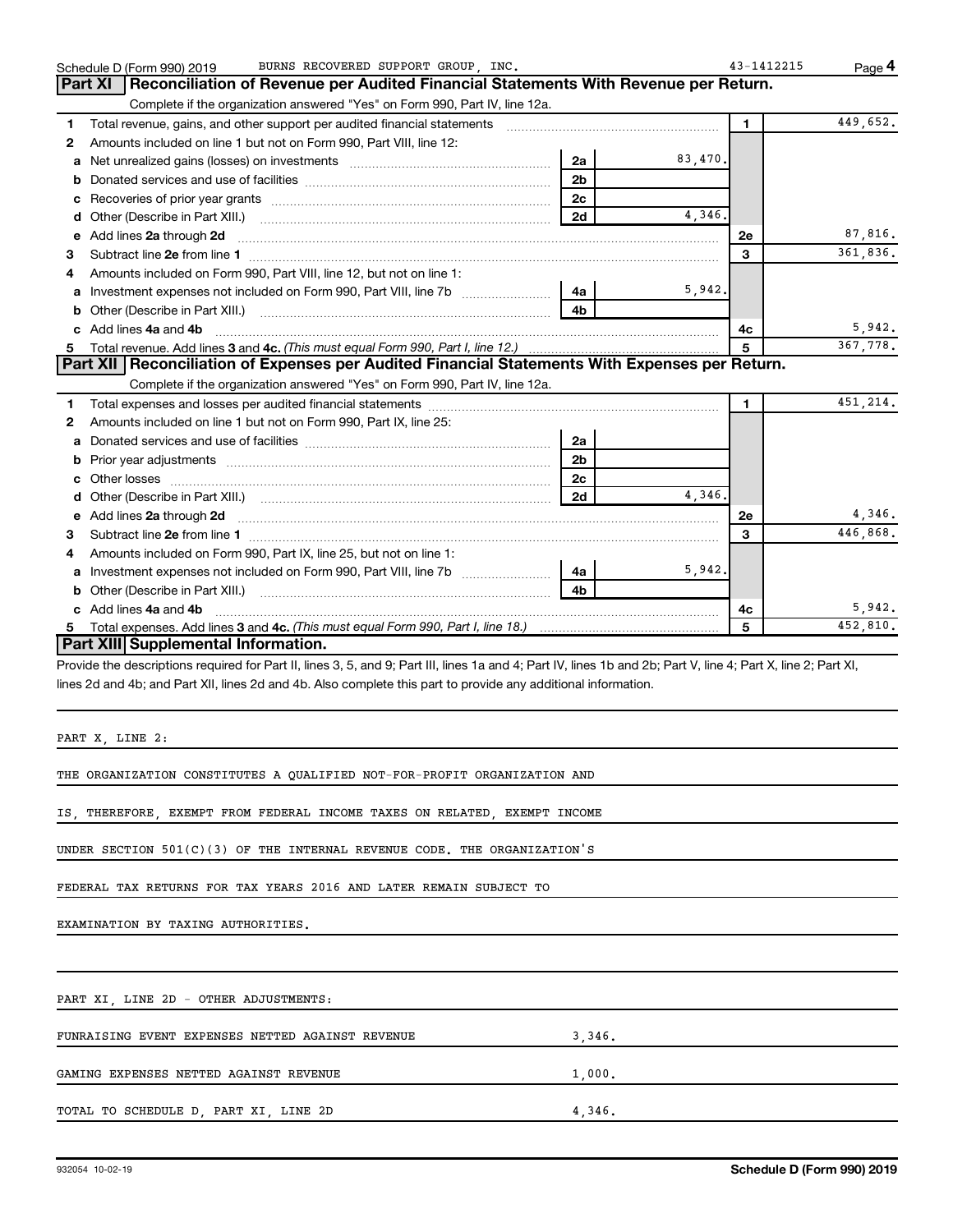Schedule D (Form 990) 2019 BURNS RECOVERED SUPPORT GROUP, INC. 43-1412215 Page 4

## Part XI Reconciliation of Revenue per Audited Financial Statements With Revenue per Return.

Complete if the organization answered "Yes" on Form 990, Part IV, line 12a.

| | | | | | |
|---|---|---|---|---|---|
| 1 | Total revenue, gains, and other support per audited financial statements | | | 1 | 449,652. |
| 2 | Amounts included on line 1 but not on Form 990, Part VIII, line 12: | | | | |
| a | Net unrealized gains (losses) on investments | 2a | 83,470. | | |
| b | Donated services and use of facilities | 2b | | | |
| c | Recoveries of prior year grants | 2c | | | |
| d | Other (Describe in Part XIII.) | 2d | 4,346. | | |
| e | Add lines 2a through 2d | | | 2e | 87,816. |
| 3 | Subtract line 2e from line 1 | | | 3 | 361,836. |
| 4 | Amounts included on Form 990, Part VIII, line 12, but not on line 1: | | | | |
| a | Investment expenses not included on Form 990, Part VIII, line 7b | 4a | 5,942. | | |
| b | Other (Describe in Part XIII.) | 4b | | | |
| c | Add lines 4a and 4b | | | 4c | 5,942. |
| 5 | Total revenue. Add lines 3 and 4c. *(This must equal Form 990, Part I, line 12.)* | | | 5 | 367,778. |

## Part XII Reconciliation of Expenses per Audited Financial Statements With Expenses per Return.

Complete if the organization answered "Yes" on Form 990, Part IV, line 12a.

| | | | | | |
|---|---|---|---|---|---|
| 1 | Total expenses and losses per audited financial statements | | | 1 | 451,214. |
| 2 | Amounts included on line 1 but not on Form 990, Part IX, line 25: | | | | |
| a | Donated services and use of facilities | 2a | | | |
| b | Prior year adjustments | 2b | | | |
| c | Other losses | 2c | | | |
| d | Other (Describe in Part XIII.) | 2d | 4,346. | | |
| e | Add lines 2a through 2d | | | 2e | 4,346. |
| 3 | Subtract line 2e from line 1 | | | 3 | 446,868. |
| 4 | Amounts included on Form 990, Part IX, line 25, but not on line 1: | | | | |
| a | Investment expenses not included on Form 990, Part VIII, line 7b | 4a | 5,942. | | |
| b | Other (Describe in Part XIII.) | 4b | | | |
| c | Add lines 4a and 4b | | | 4c | 5,942. |
| 5 | Total expenses. Add lines 3 and 4c. *(This must equal Form 990, Part I, line 18.)* | | | 5 | 452,810. |

## Part XIII Supplemental Information.

Provide the descriptions required for Part II, lines 3, 5, and 9; Part III, lines 1a and 4; Part IV, lines 1b and 2b; Part V, line 4; Part X, line 2; Part XI, lines 2d and 4b; and Part XII, lines 2d and 4b. Also complete this part to provide any additional information.

PART X, LINE 2:

THE ORGANIZATION CONSTITUTES A QUALIFIED NOT-FOR-PROFIT ORGANIZATION AND IS, THEREFORE, EXEMPT FROM FEDERAL INCOME TAXES ON RELATED, EXEMPT INCOME UNDER SECTION 501(C)(3) OF THE INTERNAL REVENUE CODE. THE ORGANIZATION'S FEDERAL TAX RETURNS FOR TAX YEARS 2016 AND LATER REMAIN SUBJECT TO EXAMINATION BY TAXING AUTHORITIES.

PART XI, LINE 2D - OTHER ADJUSTMENTS:

| | |
|---|---|
| FUNRAISING EVENT EXPENSES NETTED AGAINST REVENUE | 3,346. |
| GAMING EXPENSES NETTED AGAINST REVENUE | 1,000. |
| TOTAL TO SCHEDULE D, PART XI, LINE 2D | 4,346. |

932054 10-02-19 **Schedule D (Form 990) 2019**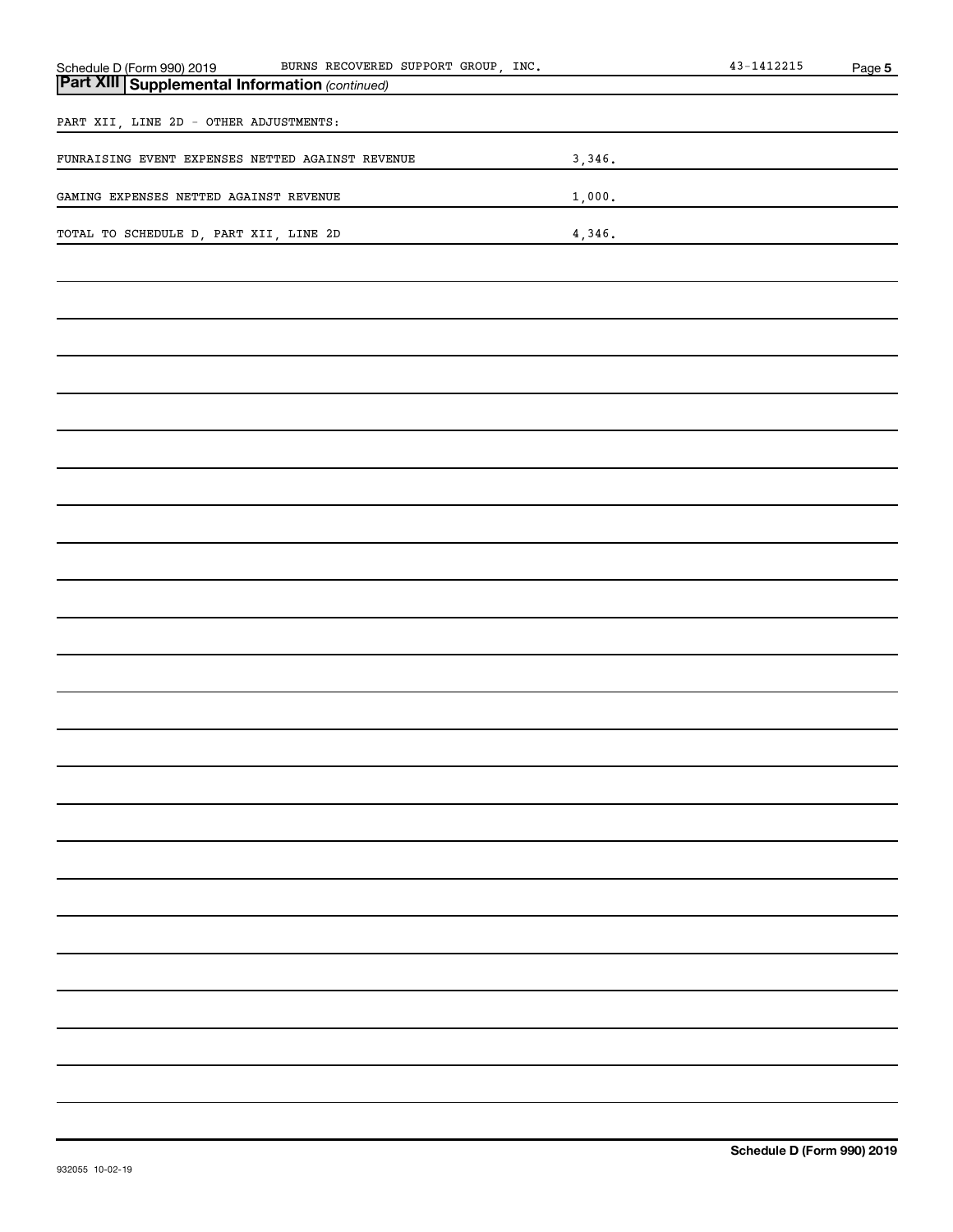## Part XIII Supplemental Information *(continued)*

PART XII, LINE 2D - OTHER ADJUSTMENTS:

| | |
|---|---|
| FUNRAISING EVENT EXPENSES NETTED AGAINST REVENUE | 3,346. |
| GAMING EXPENSES NETTED AGAINST REVENUE | 1,000. |
| TOTAL TO SCHEDULE D, PART XII, LINE 2D | 4,346. |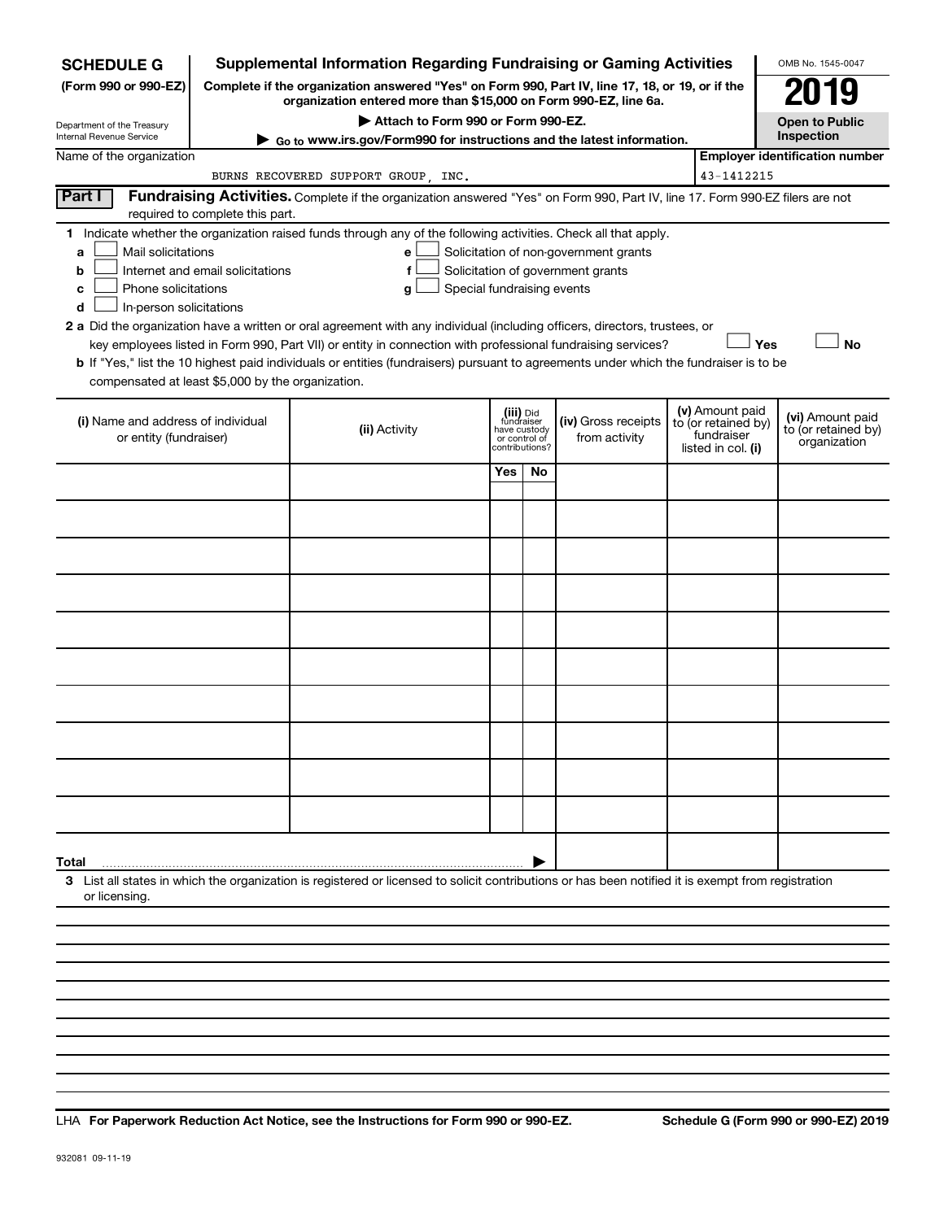**SCHEDULE G** (Form 990 or 990-EZ)

Department of the Treasury
Internal Revenue Service

# Supplemental Information Regarding Fundraising or Gaming Activities

**Complete if the organization answered "Yes" on Form 990, Part IV, line 17, 18, or 19, or if the organization entered more than $15,000 on Form 990-EZ, line 6a.**

**▶ Attach to Form 990 or Form 990-EZ.**

**▶ Go to www.irs.gov/Form990 for instructions and the latest information.**

OMB No. 1545-0047

**2019**

**Open to Public Inspection**

Name of the organization: BURNS RECOVERED SUPPORT GROUP, INC.

**Employer identification number:** 43-1412215

**Part I** **Fundraising Activities.** Complete if the organization answered "Yes" on Form 990, Part IV, line 17. Form 990-EZ filers are not required to complete this part.

**1** Indicate whether the organization raised funds through any of the following activities. Check all that apply.

- **a** ☐ Mail solicitations
- **b** ☐ Internet and email solicitations
- **c** ☐ Phone solicitations
- **d** ☐ In-person solicitations
- **e** ☐ Solicitation of non-government grants
- **f** ☐ Solicitation of government grants
- **g** ☐ Special fundraising events

**2 a** Did the organization have a written or oral agreement with any individual (including officers, directors, trustees, or key employees listed in Form 990, Part VII) or entity in connection with professional fundraising services? ☐ **Yes** ☐ **No**

**b** If "Yes," list the 10 highest paid individuals or entities (fundraisers) pursuant to agreements under which the fundraiser is to be compensated at least $5,000 by the organization.

| (i) Name and address of individual or entity (fundraiser) | (ii) Activity | (iii) Did fundraiser have custody or control of contributions? | | (iv) Gross receipts from activity | (v) Amount paid to (or retained by) fundraiser listed in col. (i) | (vi) Amount paid to (or retained by) organization |
|---|---|---|---|---|---|---|
| | | Yes | No | | | |
| | | | | | | |
| | | | | | | |
| | | | | | | |
| | | | | | | |
| | | | | | | |
| | | | | | | |
| | | | | | | |
| | | | | | | |
| | | | | | | |
| | | | | | | |
| **Total** ▶ | | | | | | |

**3** List all states in which the organization is registered or licensed to solicit contributions or has been notified it is exempt from registration or licensing.

LHA **For Paperwork Reduction Act Notice, see the Instructions for Form 990 or 990-EZ.** **Schedule G (Form 990 or 990-EZ) 2019**

932081 09-11-19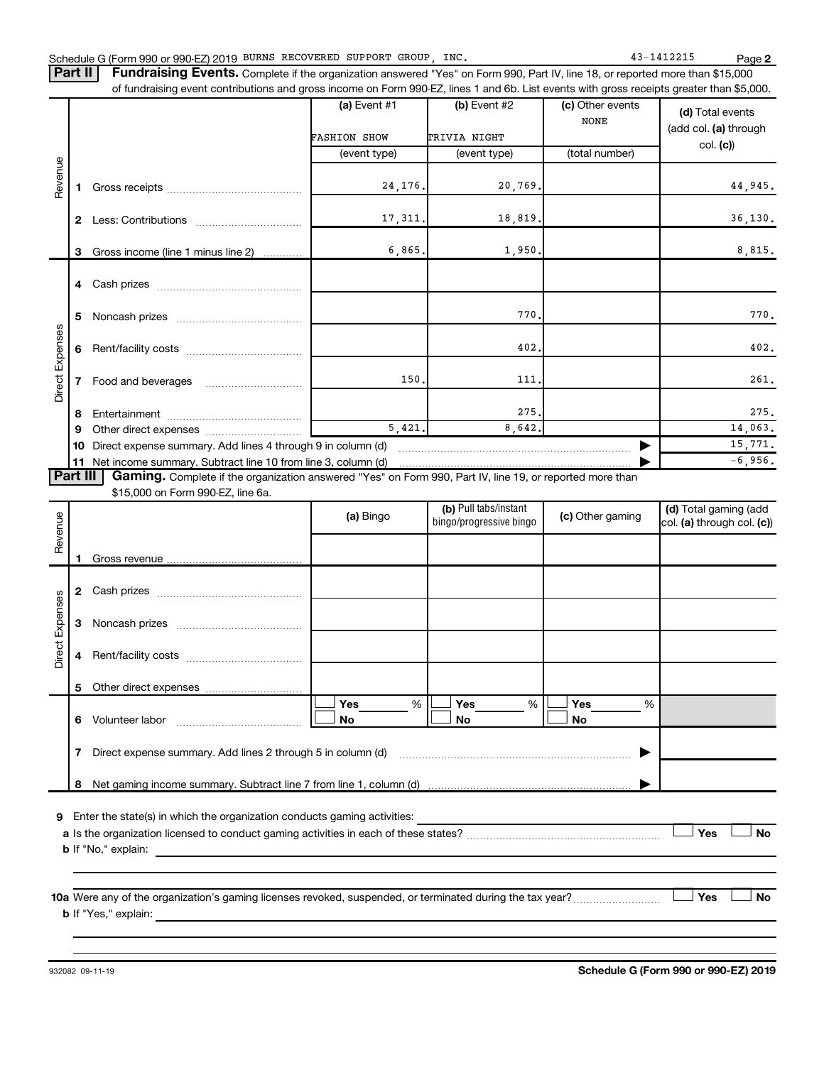Schedule G (Form 990 or 990-EZ) 2019 BURNS RECOVERED SUPPORT GROUP, INC. 43-1412215

**Part II** **Fundraising Events.** Complete if the organization answered "Yes" on Form 990, Part IV, line 18, or reported more than $15,000 of fundraising event contributions and gross income on Form 990-EZ, lines 1 and 6b. List events with gross receipts greater than $5,000.

| | | (a) Event #1 | (b) Event #2 | (c) Other events | (d) Total events (add col. (a) through col. (c)) |
|---|---|---|---|---|---|
| | | FASHION SHOW | TRIVIA NIGHT | NONE | |
| | | (event type) | (event type) | (total number) | |
| Revenue | 1 Gross receipts | 24,176. | 20,769. | | 44,945. |
| | 2 Less: Contributions | 17,311. | 18,819. | | 36,130. |
| | 3 Gross income (line 1 minus line 2) | 6,865. | 1,950. | | 8,815. |
| Direct Expenses | 4 Cash prizes | | | | |
| | 5 Noncash prizes | | 770. | | 770. |
| | 6 Rent/facility costs | | 402. | | 402. |
| | 7 Food and beverages | 150. | 111. | | 261. |
| | 8 Entertainment | | 275. | | 275. |
| | 9 Other direct expenses | 5,421. | 8,642. | | 14,063. |
| | 10 Direct expense summary. Add lines 4 through 9 in column (d) | | | | 15,771. |
| | 11 Net income summary. Subtract line 10 from line 3, column (d) | | | | -6,956. |

**Part III** **Gaming.** Complete if the organization answered "Yes" on Form 990, Part IV, line 19, or reported more than $15,000 on Form 990-EZ, line 6a.

| | | (a) Bingo | (b) Pull tabs/instant bingo/progressive bingo | (c) Other gaming | (d) Total gaming (add col. (a) through col. (c)) |
|---|---|---|---|---|---|
| Revenue | 1 Gross revenue | | | | |
| Direct Expenses | 2 Cash prizes | | | | |
| | 3 Noncash prizes | | | | |
| | 4 Rent/facility costs | | | | |
| | 5 Other direct expenses | | | | |
| | 6 Volunteer labor | ☐ Yes ___ % ☐ No | ☐ Yes ___ % ☐ No | ☐ Yes ___ % ☐ No | |
| | 7 Direct expense summary. Add lines 2 through 5 in column (d) | | | | |
| | 8 Net gaming income summary. Subtract line 7 from line 1, column (d) | | | | |

9 Enter the state(s) in which the organization conducts gaming activities: ______

a Is the organization licensed to conduct gaming activities in each of these states? ☐ Yes ☐ No

b If "No," explain: ______

10a Were any of the organization's gaming licenses revoked, suspended, or terminated during the tax year? ☐ Yes ☐ No

b If "Yes," explain: ______

932082 09-11-19 **Schedule G (Form 990 or 990-EZ) 2019**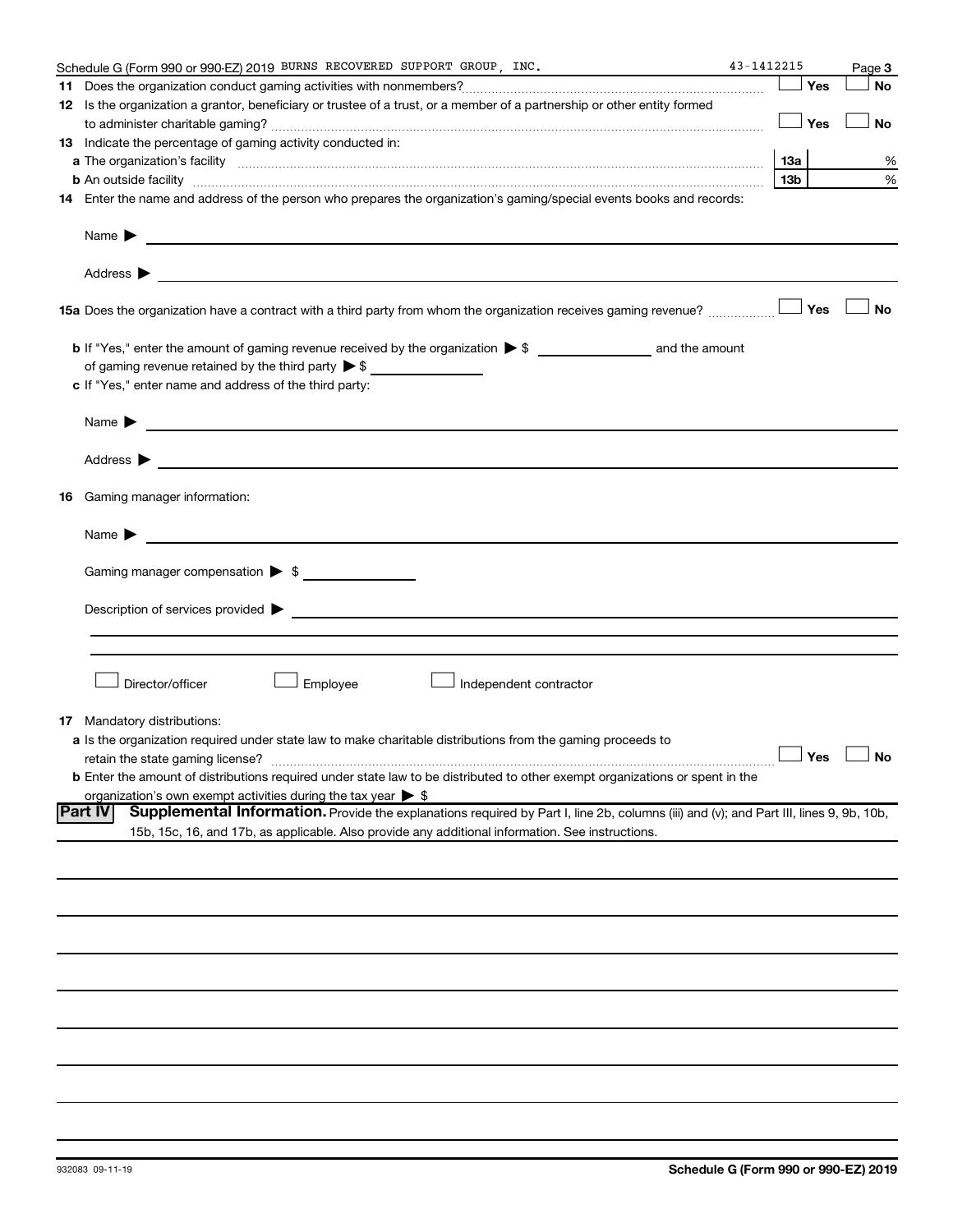Schedule G (Form 990 or 990-EZ) 2019 BURNS RECOVERED SUPPORT GROUP, INC. 43-1412215 Page **3**

**11** Does the organization conduct gaming activities with nonmembers? ☐ Yes ☐ No

**12** Is the organization a grantor, beneficiary or trustee of a trust, or a member of a partnership or other entity formed to administer charitable gaming? ☐ Yes ☐ No

**13** Indicate the percentage of gaming activity conducted in:

**a** The organization's facility **13a** %

**b** An outside facility **13b** %

**14** Enter the name and address of the person who prepares the organization's gaming/special events books and records:

Name ▶

Address ▶

**15a** Does the organization have a contract with a third party from whom the organization receives gaming revenue? ☐ Yes ☐ No

**b** If "Yes," enter the amount of gaming revenue received by the organization ▶ $ ______ and the amount of gaming revenue retained by the third party ▶ $ ______

**c** If "Yes," enter name and address of the third party:

Name ▶

Address ▶

**16** Gaming manager information:

Name ▶

Gaming manager compensation ▶ $

Description of services provided ▶

☐ Director/officer ☐ Employee ☐ Independent contractor

**17** Mandatory distributions:

**a** Is the organization required under state law to make charitable distributions from the gaming proceeds to retain the state gaming license? ☐ Yes ☐ No

**b** Enter the amount of distributions required under state law to be distributed to other exempt organizations or spent in the organization's own exempt activities during the tax year ▶ $

**Part IV** **Supplemental Information.** Provide the explanations required by Part I, line 2b, columns (iii) and (v); and Part III, lines 9, 9b, 10b, 15b, 15c, 16, and 17b, as applicable. Also provide any additional information. See instructions.

932083 09-11-19 **Schedule G (Form 990 or 990-EZ) 2019**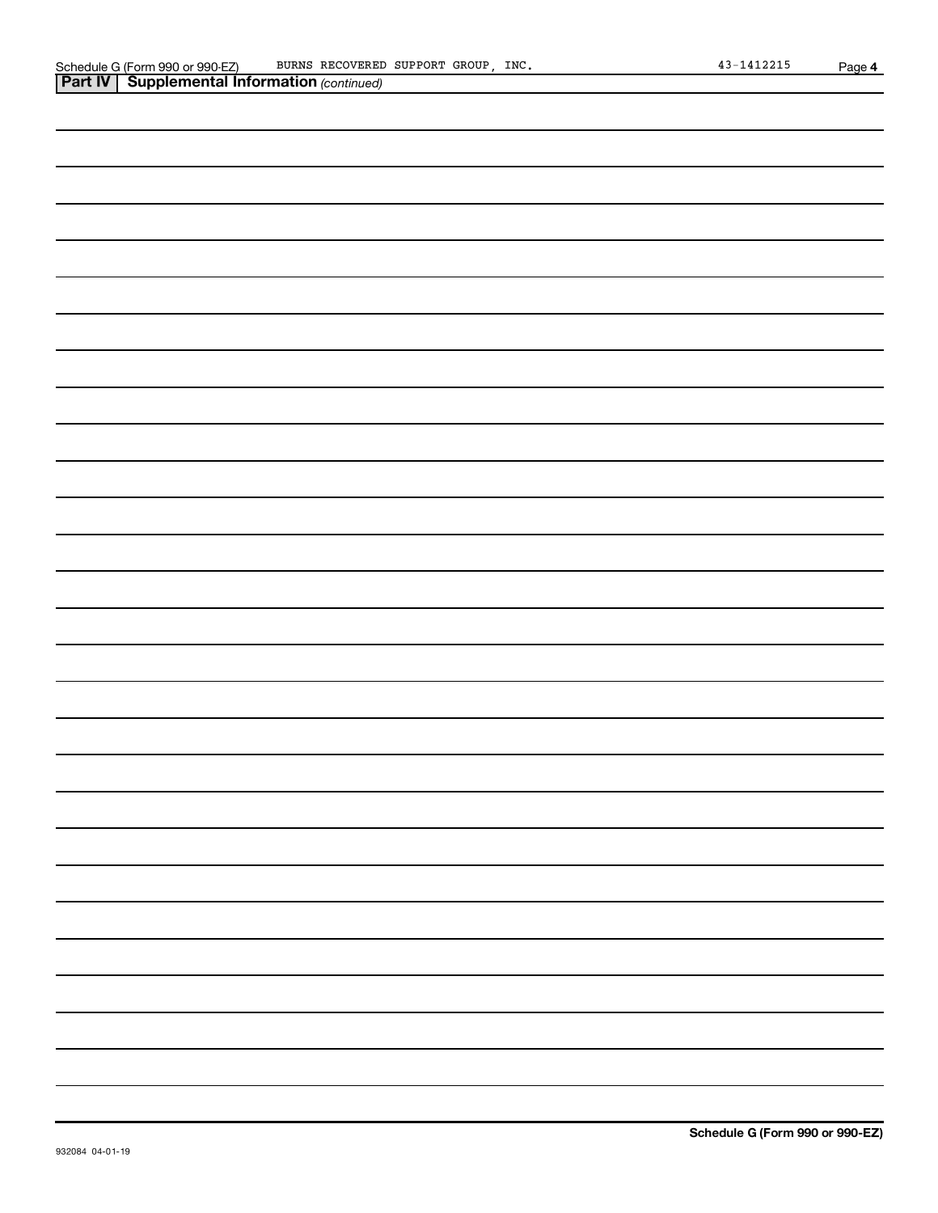Schedule G (Form 990 or 990-EZ) BURNS RECOVERED SUPPORT GROUP, INC. 43-1412215 Page 4

## Part IV | Supplemental Information *(continued)*

Schedule G (Form 990 or 990-EZ)

932084 04-01-19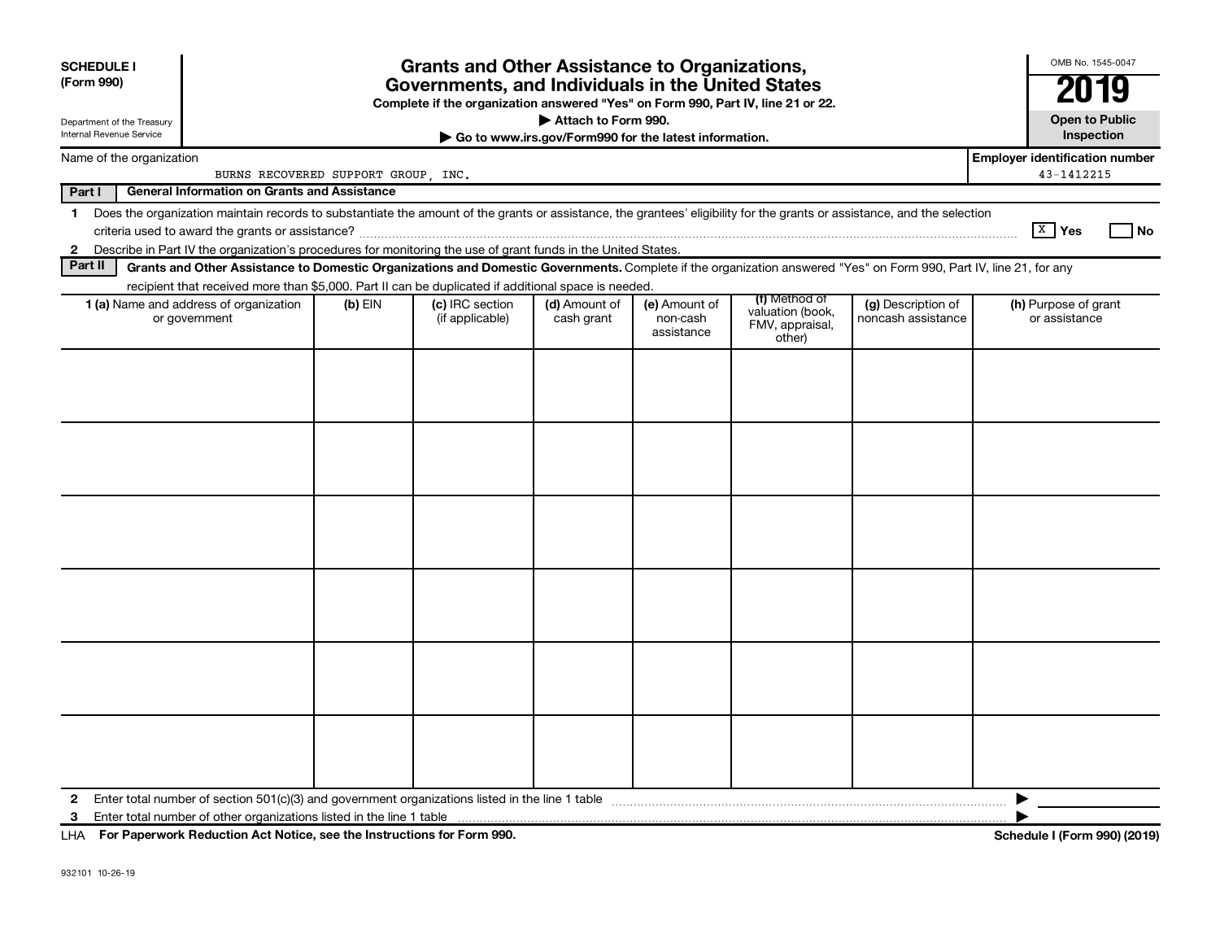**SCHEDULE I**
**(Form 990)**

Department of the Treasury
Internal Revenue Service

# Grants and Other Assistance to Organizations, Governments, and Individuals in the United States

**Complete if the organization answered "Yes" on Form 990, Part IV, line 21 or 22.**
**▶ Attach to Form 990.**
**▶ Go to www.irs.gov/Form990 for the latest information.**

OMB No. 1545-0047
**2019**
**Open to Public Inspection**

Name of the organization: BURNS RECOVERED SUPPORT GROUP, INC.
**Employer identification number**: 43-1412215

**Part I — General Information on Grants and Assistance**

1 Does the organization maintain records to substantiate the amount of the grants or assistance, the grantees' eligibility for the grants or assistance, and the selection criteria used to award the grants or assistance? [X] Yes [ ] No

2 Describe in Part IV the organization's procedures for monitoring the use of grant funds in the United States.

**Part II — Grants and Other Assistance to Domestic Organizations and Domestic Governments.** Complete if the organization answered "Yes" on Form 990, Part IV, line 21, for any recipient that received more than $5,000. Part II can be duplicated if additional space is needed.

| 1 (a) Name and address of organization or government | (b) EIN | (c) IRC section (if applicable) | (d) Amount of cash grant | (e) Amount of non-cash assistance | (f) Method of valuation (book, FMV, appraisal, other) | (g) Description of noncash assistance | (h) Purpose of grant or assistance |
|---|---|---|---|---|---|---|---|
| | | | | | | | |
| | | | | | | | |
| | | | | | | | |
| | | | | | | | |
| | | | | | | | |
| | | | | | | | |

2 Enter total number of section 501(c)(3) and government organizations listed in the line 1 table ▶

3 Enter total number of other organizations listed in the line 1 table ▶

LHA **For Paperwork Reduction Act Notice, see the Instructions for Form 990.** **Schedule I (Form 990) (2019)**

932101 10-26-19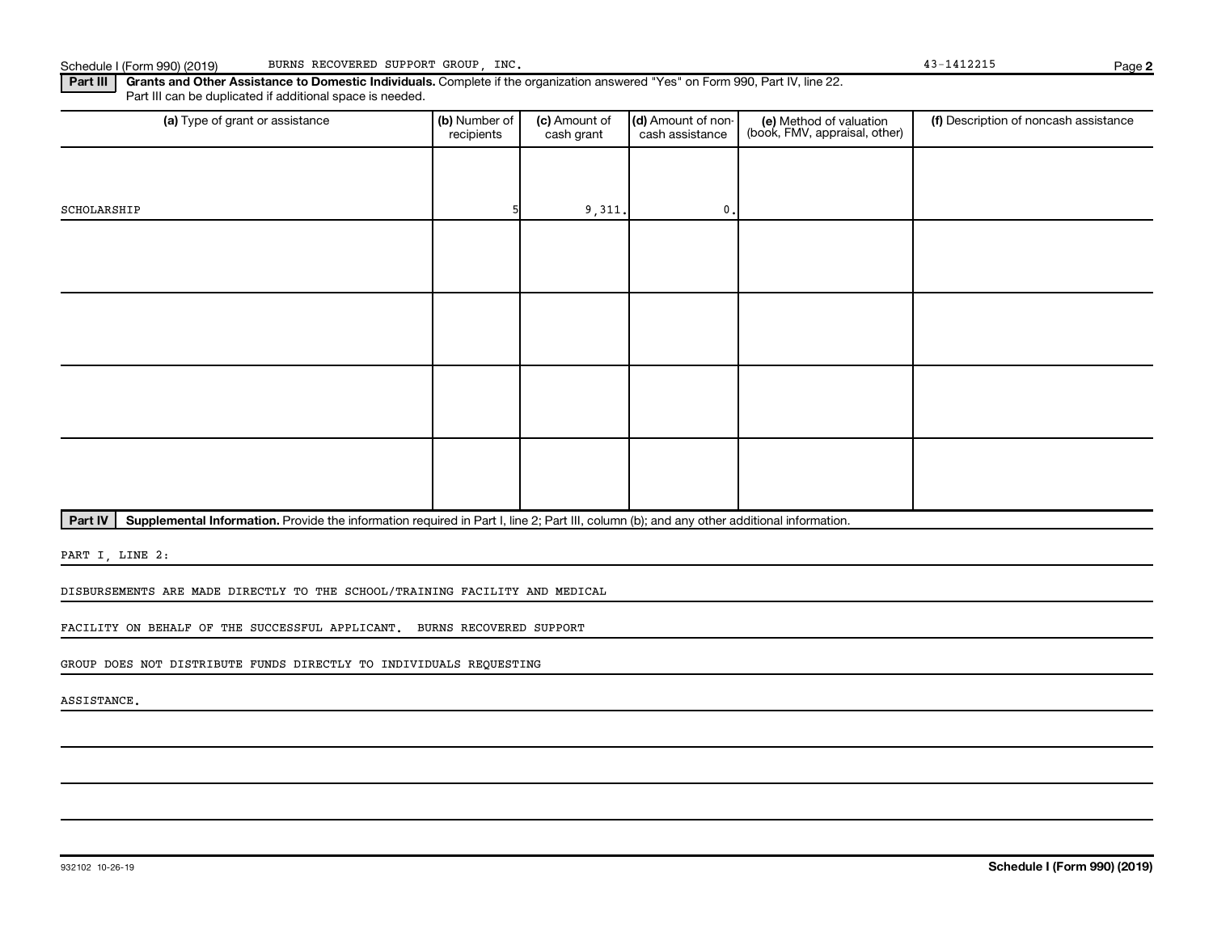Schedule I (Form 990) (2019) BURNS RECOVERED SUPPORT GROUP, INC. 43-1412215

**Part III** **Grants and Other Assistance to Domestic Individuals.** Complete if the organization answered "Yes" on Form 990, Part IV, line 22. Part III can be duplicated if additional space is needed.

| (a) Type of grant or assistance | (b) Number of recipients | (c) Amount of cash grant | (d) Amount of non-cash assistance | (e) Method of valuation (book, FMV, appraisal, other) | (f) Description of noncash assistance |
|---|---|---|---|---|---|
| SCHOLARSHIP | 5 | 9,311. | 0. | | |
| | | | | | |
| | | | | | |
| | | | | | |
| | | | | | |

**Part IV** **Supplemental Information.** Provide the information required in Part I, line 2; Part III, column (b); and any other additional information.

PART I, LINE 2:

DISBURSEMENTS ARE MADE DIRECTLY TO THE SCHOOL/TRAINING FACILITY AND MEDICAL FACILITY ON BEHALF OF THE SUCCESSFUL APPLICANT. BURNS RECOVERED SUPPORT GROUP DOES NOT DISTRIBUTE FUNDS DIRECTLY TO INDIVIDUALS REQUESTING ASSISTANCE.

932102 10-26-19 **Schedule I (Form 990) (2019)**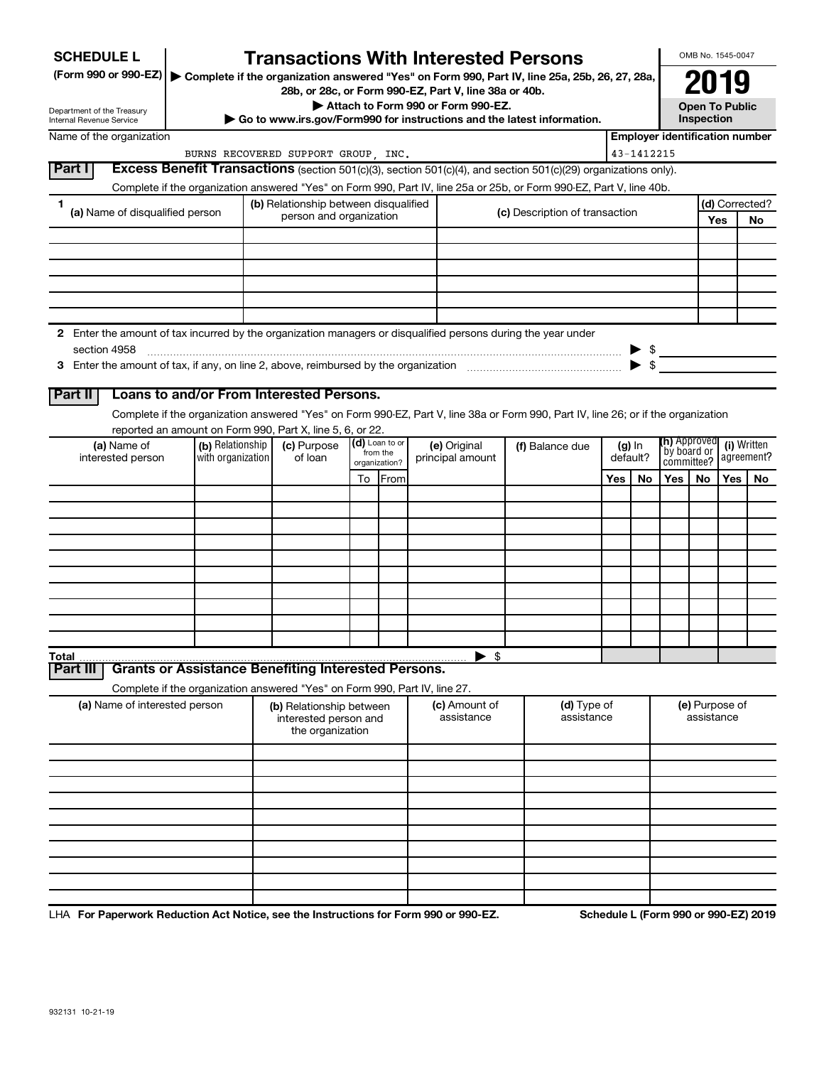**SCHEDULE L**
**(Form 990 or 990-EZ)**

Department of the Treasury
Internal Revenue Service

# Transactions With Interested Persons

▶ Complete if the organization answered "Yes" on Form 990, Part IV, line 25a, 25b, 26, 27, 28a, 28b, or 28c, or Form 990-EZ, Part V, line 38a or 40b.
▶ Attach to Form 990 or Form 990-EZ.
▶ Go to www.irs.gov/Form990 for instructions and the latest information.

OMB No. 1545-0047

**2019**

**Open To Public Inspection**

Name of the organization: BURNS RECOVERED SUPPORT GROUP, INC.

**Employer identification number:** 43-1412215

## Part I Excess Benefit Transactions (section 501(c)(3), section 501(c)(4), and section 501(c)(29) organizations only).

Complete if the organization answered "Yes" on Form 990, Part IV, line 25a or 25b, or Form 990-EZ, Part V, line 40b.

| 1 (a) Name of disqualified person | (b) Relationship between disqualified person and organization | (c) Description of transaction | (d) Corrected? Yes | No |
|---|---|---|---|---|
| | | | | |
| | | | | |
| | | | | |
| | | | | |
| | | | | |
| | | | | |

2 Enter the amount of tax incurred by the organization managers or disqualified persons during the year under section 4958 ▶ $

3 Enter the amount of tax, if any, on line 2, above, reimbursed by the organization ▶ $

## Part II Loans to and/or From Interested Persons.

Complete if the organization answered "Yes" on Form 990-EZ, Part V, line 38a or Form 990, Part IV, line 26; or if the organization reported an amount on Form 990, Part X, line 5, 6, or 22.

| (a) Name of interested person | (b) Relationship with organization | (c) Purpose of loan | (d) Loan to or from the organization? To | From | (e) Original principal amount | (f) Balance due | (g) In default? Yes | No | (h) Approved by board or committee? Yes | No | (i) Written agreement? Yes | No |
|---|---|---|---|---|---|---|---|---|---|---|---|---|
| | | | | | | | | | | | | |
| | | | | | | | | | | | | |
| | | | | | | | | | | | | |
| | | | | | | | | | | | | |
| | | | | | | | | | | | | |
| | | | | | | | | | | | | |
| | | | | | | | | | | | | |
| | | | | | | | | | | | | |
| | | | | | | | | | | | | |
| | | | | | | | | | | | | |
| **Total** | | | | | ▶ $ | | | | | | | |

## Part III Grants or Assistance Benefiting Interested Persons.

Complete if the organization answered "Yes" on Form 990, Part IV, line 27.

| (a) Name of interested person | (b) Relationship between interested person and the organization | (c) Amount of assistance | (d) Type of assistance | (e) Purpose of assistance |
|---|---|---|---|---|
| | | | | |
| | | | | |
| | | | | |
| | | | | |
| | | | | |
| | | | | |
| | | | | |
| | | | | |
| | | | | |
| | | | | |

LHA **For Paperwork Reduction Act Notice, see the Instructions for Form 990 or 990-EZ.** **Schedule L (Form 990 or 990-EZ) 2019**

932131 10-21-19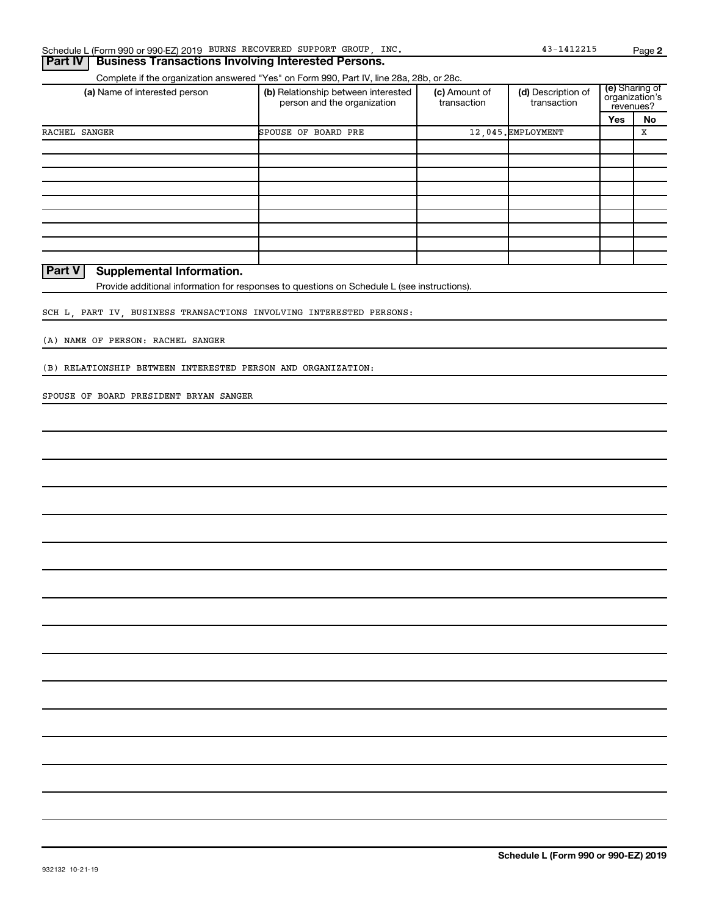Schedule L (Form 990 or 990-EZ) 2019 BURNS RECOVERED SUPPORT GROUP, INC. 43-1412215

## Part IV Business Transactions Involving Interested Persons.

Complete if the organization answered "Yes" on Form 990, Part IV, line 28a, 28b, or 28c.

| (a) Name of interested person | (b) Relationship between interested person and the organization | (c) Amount of transaction | (d) Description of transaction | (e) Sharing of organization's revenues? Yes | No |
|---|---|---|---|---|---|
| RACHEL SANGER | SPOUSE OF BOARD PRE | 12,045. | EMPLOYMENT | | X |
| | | | | | |
| | | | | | |
| | | | | | |
| | | | | | |
| | | | | | |
| | | | | | |
| | | | | | |
| | | | | | |
| | | | | | |

## Part V Supplemental Information.

Provide additional information for responses to questions on Schedule L (see instructions).

SCH L, PART IV, BUSINESS TRANSACTIONS INVOLVING INTERESTED PERSONS:

(A) NAME OF PERSON: RACHEL SANGER

(B) RELATIONSHIP BETWEEN INTERESTED PERSON AND ORGANIZATION:

SPOUSE OF BOARD PRESIDENT BRYAN SANGER

932132 10-21-19

**Schedule L (Form 990 or 990-EZ) 2019**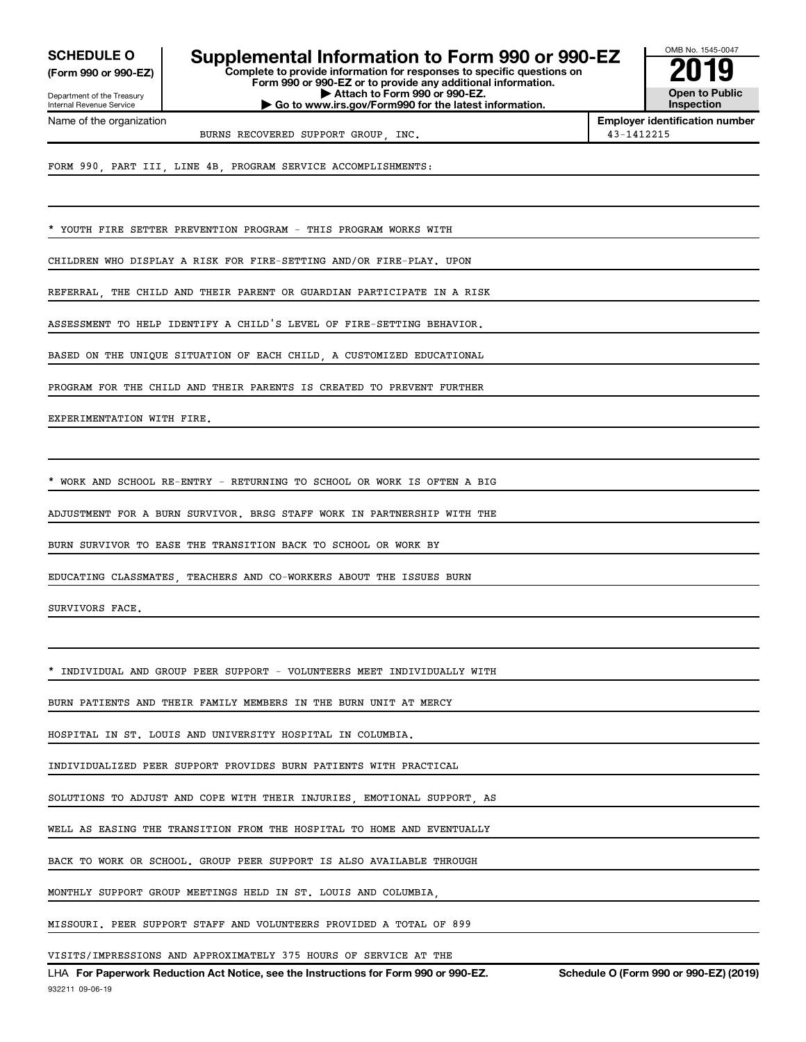**SCHEDULE O**
**(Form 990 or 990-EZ)**

Department of the Treasury
Internal Revenue Service

# Supplemental Information to Form 990 or 990-EZ

**Complete to provide information for responses to specific questions on Form 990 or 990-EZ or to provide any additional information.**
**▶ Attach to Form 990 or 990-EZ.**
**▶ Go to www.irs.gov/Form990 for the latest information.**

OMB No. 1545-0047

**2019**

**Open to Public Inspection**

Name of the organization: BURNS RECOVERED SUPPORT GROUP, INC.

**Employer identification number** 43-1412215

FORM 990, PART III, LINE 4B, PROGRAM SERVICE ACCOMPLISHMENTS:

* YOUTH FIRE SETTER PREVENTION PROGRAM - THIS PROGRAM WORKS WITH CHILDREN WHO DISPLAY A RISK FOR FIRE-SETTING AND/OR FIRE-PLAY. UPON REFERRAL, THE CHILD AND THEIR PARENT OR GUARDIAN PARTICIPATE IN A RISK ASSESSMENT TO HELP IDENTIFY A CHILD'S LEVEL OF FIRE-SETTING BEHAVIOR. BASED ON THE UNIQUE SITUATION OF EACH CHILD, A CUSTOMIZED EDUCATIONAL PROGRAM FOR THE CHILD AND THEIR PARENTS IS CREATED TO PREVENT FURTHER EXPERIMENTATION WITH FIRE.

* WORK AND SCHOOL RE-ENTRY - RETURNING TO SCHOOL OR WORK IS OFTEN A BIG ADJUSTMENT FOR A BURN SURVIVOR. BRSG STAFF WORK IN PARTNERSHIP WITH THE BURN SURVIVOR TO EASE THE TRANSITION BACK TO SCHOOL OR WORK BY EDUCATING CLASSMATES, TEACHERS AND CO-WORKERS ABOUT THE ISSUES BURN SURVIVORS FACE.

* INDIVIDUAL AND GROUP PEER SUPPORT - VOLUNTEERS MEET INDIVIDUALLY WITH BURN PATIENTS AND THEIR FAMILY MEMBERS IN THE BURN UNIT AT MERCY HOSPITAL IN ST. LOUIS AND UNIVERSITY HOSPITAL IN COLUMBIA. INDIVIDUALIZED PEER SUPPORT PROVIDES BURN PATIENTS WITH PRACTICAL SOLUTIONS TO ADJUST AND COPE WITH THEIR INJURIES, EMOTIONAL SUPPORT, AS WELL AS EASING THE TRANSITION FROM THE HOSPITAL TO HOME AND EVENTUALLY BACK TO WORK OR SCHOOL. GROUP PEER SUPPORT IS ALSO AVAILABLE THROUGH MONTHLY SUPPORT GROUP MEETINGS HELD IN ST. LOUIS AND COLUMBIA, MISSOURI. PEER SUPPORT STAFF AND VOLUNTEERS PROVIDED A TOTAL OF 899 VISITS/IMPRESSIONS AND APPROXIMATELY 375 HOURS OF SERVICE AT THE

LHA **For Paperwork Reduction Act Notice, see the Instructions for Form 990 or 990-EZ.** **Schedule O (Form 990 or 990-EZ) (2019)**

932211 09-06-19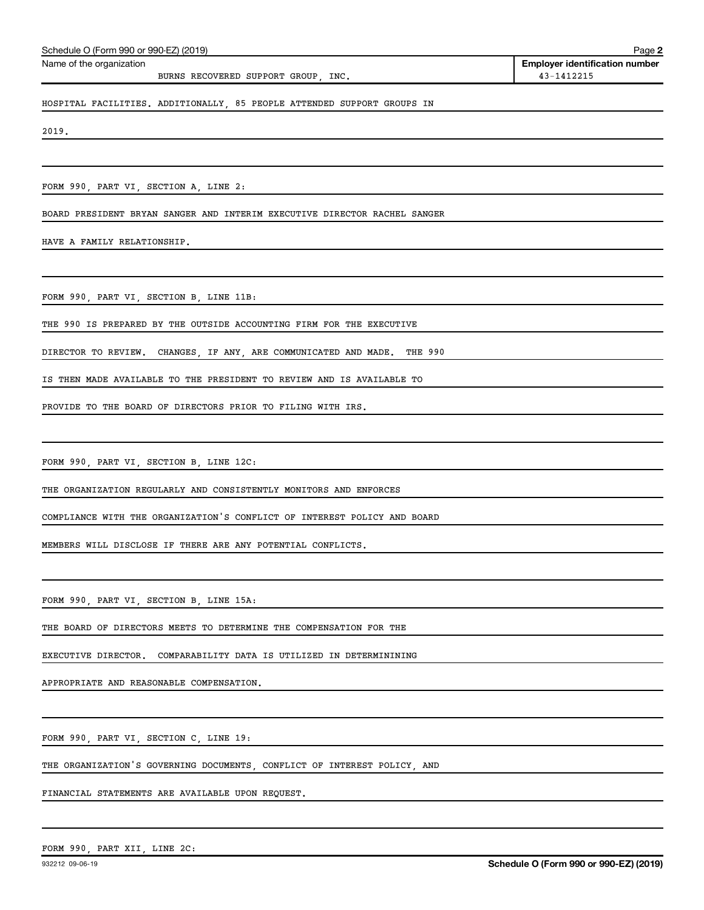Schedule O (Form 990 or 990-EZ) (2019)

Name of the organization: BURNS RECOVERED SUPPORT GROUP, INC.

**Employer identification number:** 43-1412215

HOSPITAL FACILITIES. ADDITIONALLY, 85 PEOPLE ATTENDED SUPPORT GROUPS IN 2019.

FORM 990, PART VI, SECTION A, LINE 2:

BOARD PRESIDENT BRYAN SANGER AND INTERIM EXECUTIVE DIRECTOR RACHEL SANGER HAVE A FAMILY RELATIONSHIP.

FORM 990, PART VI, SECTION B, LINE 11B:

THE 990 IS PREPARED BY THE OUTSIDE ACCOUNTING FIRM FOR THE EXECUTIVE DIRECTOR TO REVIEW. CHANGES, IF ANY, ARE COMMUNICATED AND MADE. THE 990 IS THEN MADE AVAILABLE TO THE PRESIDENT TO REVIEW AND IS AVAILABLE TO PROVIDE TO THE BOARD OF DIRECTORS PRIOR TO FILING WITH IRS.

FORM 990, PART VI, SECTION B, LINE 12C:

THE ORGANIZATION REGULARLY AND CONSISTENTLY MONITORS AND ENFORCES COMPLIANCE WITH THE ORGANIZATION'S CONFLICT OF INTEREST POLICY AND BOARD MEMBERS WILL DISCLOSE IF THERE ARE ANY POTENTIAL CONFLICTS.

FORM 990, PART VI, SECTION B, LINE 15A:

THE BOARD OF DIRECTORS MEETS TO DETERMINE THE COMPENSATION FOR THE EXECUTIVE DIRECTOR. COMPARABILITY DATA IS UTILIZED IN DETERMINININING APPROPRIATE AND REASONABLE COMPENSATION.

FORM 990, PART VI, SECTION C, LINE 19:

THE ORGANIZATION'S GOVERNING DOCUMENTS, CONFLICT OF INTEREST POLICY, AND FINANCIAL STATEMENTS ARE AVAILABLE UPON REQUEST.

FORM 990, PART XII, LINE 2C:

932212 09-06-19

**Schedule O (Form 990 or 990-EZ) (2019)**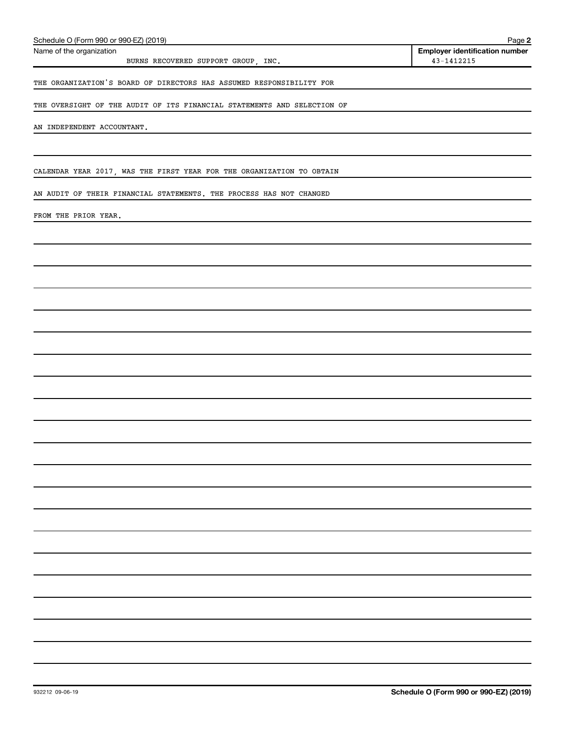Schedule O (Form 990 or 990-EZ) (2019)

| Name of the organization | Employer identification number |
| --- | --- |
| BURNS RECOVERED SUPPORT GROUP, INC. | 43-1412215 |

THE ORGANIZATION'S BOARD OF DIRECTORS HAS ASSUMED RESPONSIBILITY FOR THE OVERSIGHT OF THE AUDIT OF ITS FINANCIAL STATEMENTS AND SELECTION OF AN INDEPENDENT ACCOUNTANT.

CALENDAR YEAR 2017, WAS THE FIRST YEAR FOR THE ORGANIZATION TO OBTAIN AN AUDIT OF THEIR FINANCIAL STATEMENTS. THE PROCESS HAS NOT CHANGED FROM THE PRIOR YEAR.

932212 09-06-19

Schedule O (Form 990 or 990-EZ) (2019)